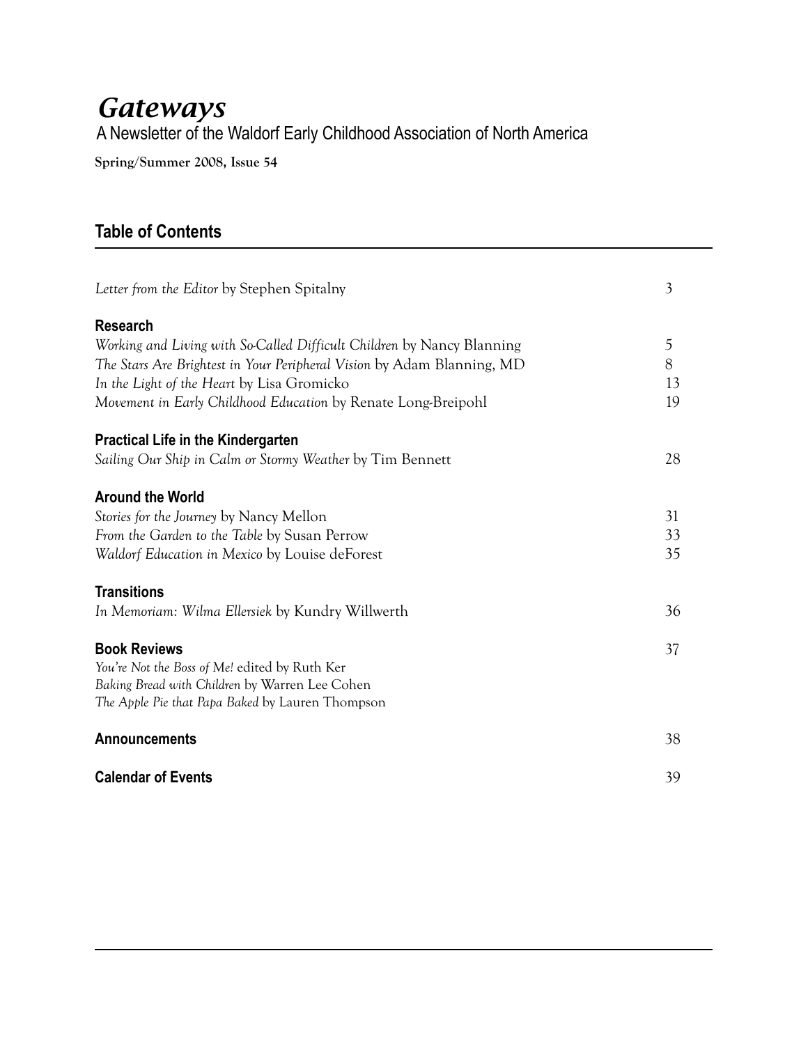# *Gateways*

A Newsletter of the Waldorf Early Childhood Association of North America

**Spring/Summer 2008, Issue 54**

## Table of Contents

*Letter from the Editor* by Stephen Spitalny — 3

**Research**

*Working and Living with So-Called Difficult Children* by Nancy Blanning — 5

*The Stars Are Brightest in Your Peripheral Vision* by Adam Blanning, MD — 8

*In the Light of the Heart* by Lisa Gromicko — 13

*Movement in Early Childhood Education* by Renate Long-Breipohl — 19

**Practical Life in the Kindergarten**

*Sailing Our Ship in Calm or Stormy Weather* by Tim Bennett — 28

**Around the World**

*Stories for the Journey* by Nancy Mellon — 31

*From the Garden to the Table* by Susan Perrow — 33

*Waldorf Education in Mexico* by Louise deForest — 35

**Transitions**

*In Memoriam: Wilma Ellersiek* by Kundry Willwerth — 36

**Book Reviews** — 37

*You're Not the Boss of Me!* edited by Ruth Ker

*Baking Bread with Children* by Warren Lee Cohen

*The Apple Pie that Papa Baked* by Lauren Thompson

**Announcements** — 38

**Calendar of Events** — 39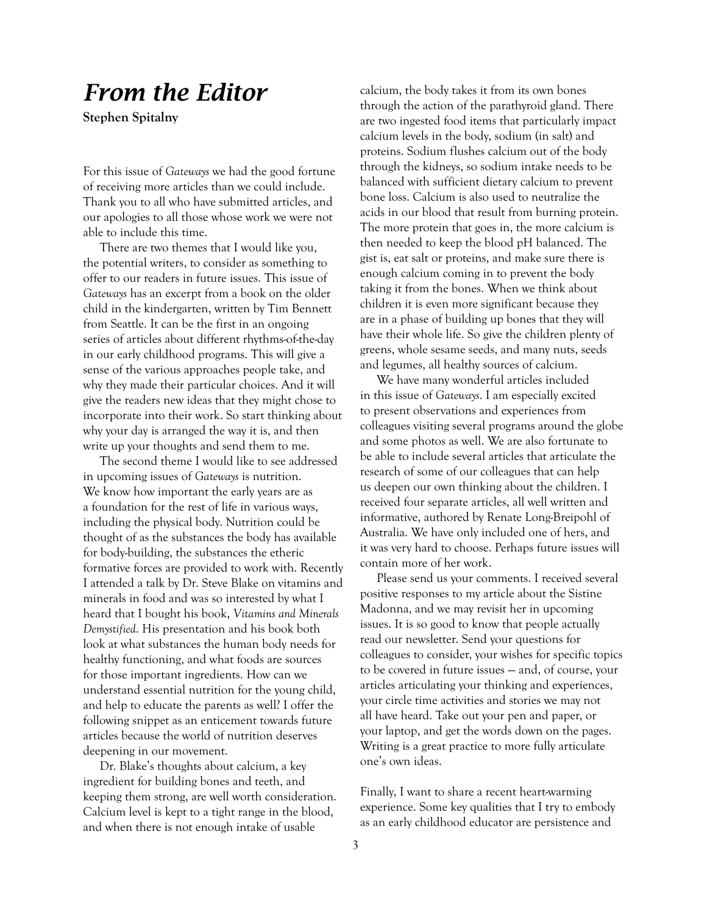# *From the Editor*

**Stephen Spitalny**

For this issue of *Gateways* we had the good fortune of receiving more articles than we could include. Thank you to all who have submitted articles, and our apologies to all those whose work we were not able to include this time.

There are two themes that I would like you, the potential writers, to consider as something to offer to our readers in future issues. This issue of *Gateways* has an excerpt from a book on the older child in the kindergarten, written by Tim Bennett from Seattle. It can be the first in an ongoing series of articles about different rhythms-of-the-day in our early childhood programs. This will give a sense of the various approaches people take, and why they made their particular choices. And it will give the readers new ideas that they might chose to incorporate into their work. So start thinking about why your day is arranged the way it is, and then write up your thoughts and send them to me.

The second theme I would like to see addressed in upcoming issues of *Gateways* is nutrition. We know how important the early years are as a foundation for the rest of life in various ways, including the physical body. Nutrition could be thought of as the substances the body has available for body-building, the substances the etheric formative forces are provided to work with. Recently I attended a talk by Dr. Steve Blake on vitamins and minerals in food and was so interested by what I heard that I bought his book, *Vitamins and Minerals Demystified*. His presentation and his book both look at what substances the human body needs for healthy functioning, and what foods are sources for those important ingredients. How can we understand essential nutrition for the young child, and help to educate the parents as well? I offer the following snippet as an enticement towards future articles because the world of nutrition deserves deepening in our movement.

Dr. Blake's thoughts about calcium, a key ingredient for building bones and teeth, and keeping them strong, are well worth consideration. Calcium level is kept to a tight range in the blood, and when there is not enough intake of usable calcium, the body takes it from its own bones through the action of the parathyroid gland. There are two ingested food items that particularly impact calcium levels in the body, sodium (in salt) and proteins. Sodium flushes calcium out of the body through the kidneys, so sodium intake needs to be balanced with sufficient dietary calcium to prevent bone loss. Calcium is also used to neutralize the acids in our blood that result from burning protein. The more protein that goes in, the more calcium is then needed to keep the blood pH balanced. The gist is, eat salt or proteins, and make sure there is enough calcium coming in to prevent the body taking it from the bones. When we think about children it is even more significant because they are in a phase of building up bones that they will have their whole life. So give the children plenty of greens, whole sesame seeds, and many nuts, seeds and legumes, all healthy sources of calcium.

We have many wonderful articles included in this issue of *Gateways*. I am especially excited to present observations and experiences from colleagues visiting several programs around the globe and some photos as well. We are also fortunate to be able to include several articles that articulate the research of some of our colleagues that can help us deepen our own thinking about the children. I received four separate articles, all well written and informative, authored by Renate Long-Breipohl of Australia. We have only included one of hers, and it was very hard to choose. Perhaps future issues will contain more of her work.

Please send us your comments. I received several positive responses to my article about the Sistine Madonna, and we may revisit her in upcoming issues. It is so good to know that people actually read our newsletter. Send your questions for colleagues to consider, your wishes for specific topics to be covered in future issues — and, of course, your articles articulating your thinking and experiences, your circle time activities and stories we may not all have heard. Take out your pen and paper, or your laptop, and get the words down on the pages. Writing is a great practice to more fully articulate one's own ideas.

Finally, I want to share a recent heart-warming experience. Some key qualities that I try to embody as an early childhood educator are persistence and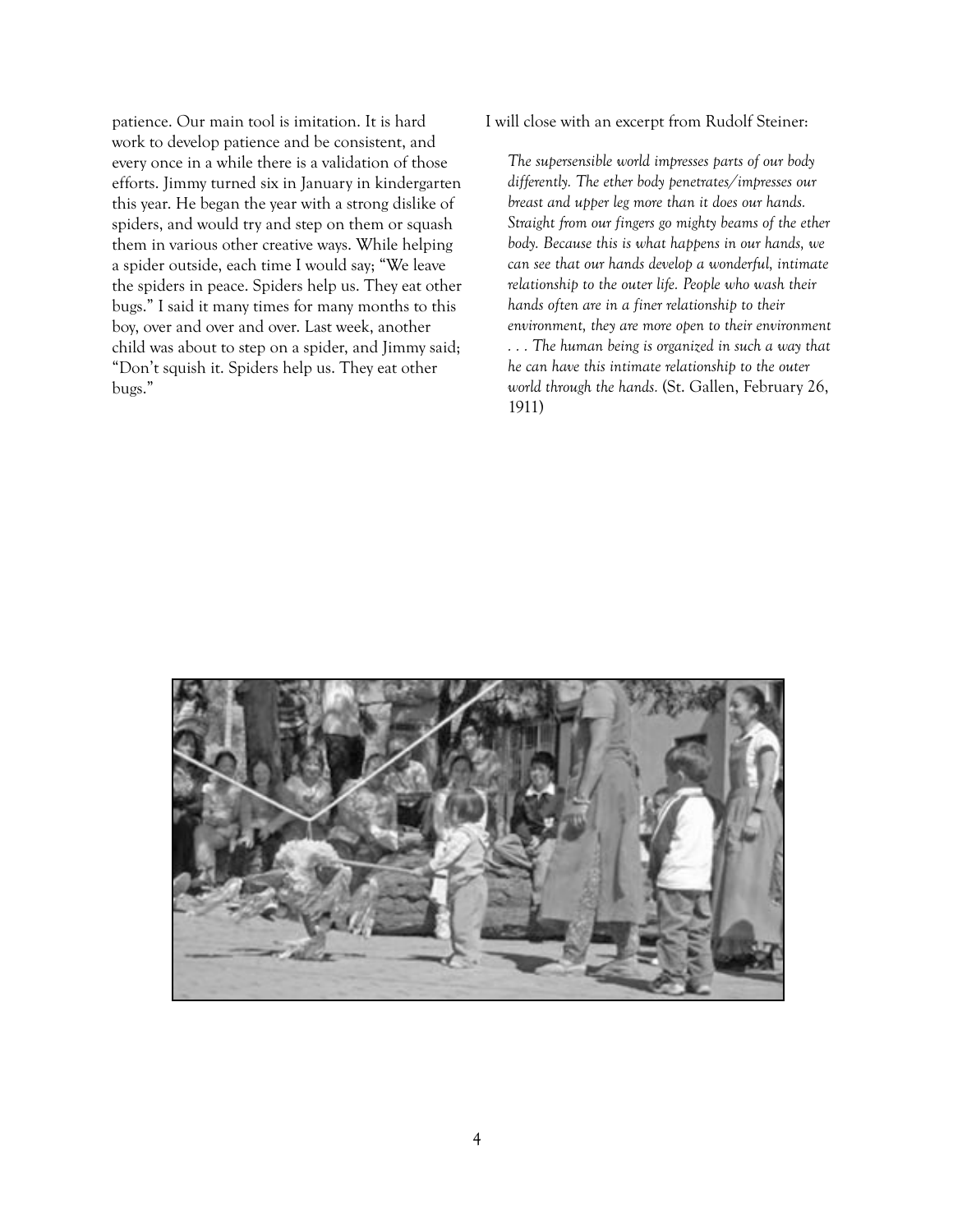patience. Our main tool is imitation. It is hard work to develop patience and be consistent, and every once in a while there is a validation of those efforts. Jimmy turned six in January in kindergarten this year. He began the year with a strong dislike of spiders, and would try and step on them or squash them in various other creative ways. While helping a spider outside, each time I would say; "We leave the spiders in peace. Spiders help us. They eat other bugs." I said it many times for many months to this boy, over and over and over. Last week, another child was about to step on a spider, and Jimmy said; "Don't squish it. Spiders help us. They eat other bugs."

I will close with an excerpt from Rudolf Steiner:

> *The supersensible world impresses parts of our body differently. The ether body penetrates/impresses our breast and upper leg more than it does our hands. Straight from our fingers go mighty beams of the ether body. Because this is what happens in our hands, we can see that our hands develop a wonderful, intimate relationship to the outer life. People who wash their hands often are in a finer relationship to their environment, they are more open to their environment . . . The human being is organized in such a way that he can have this intimate relationship to the outer world through the hands.* (St. Gallen, February 26, 1911)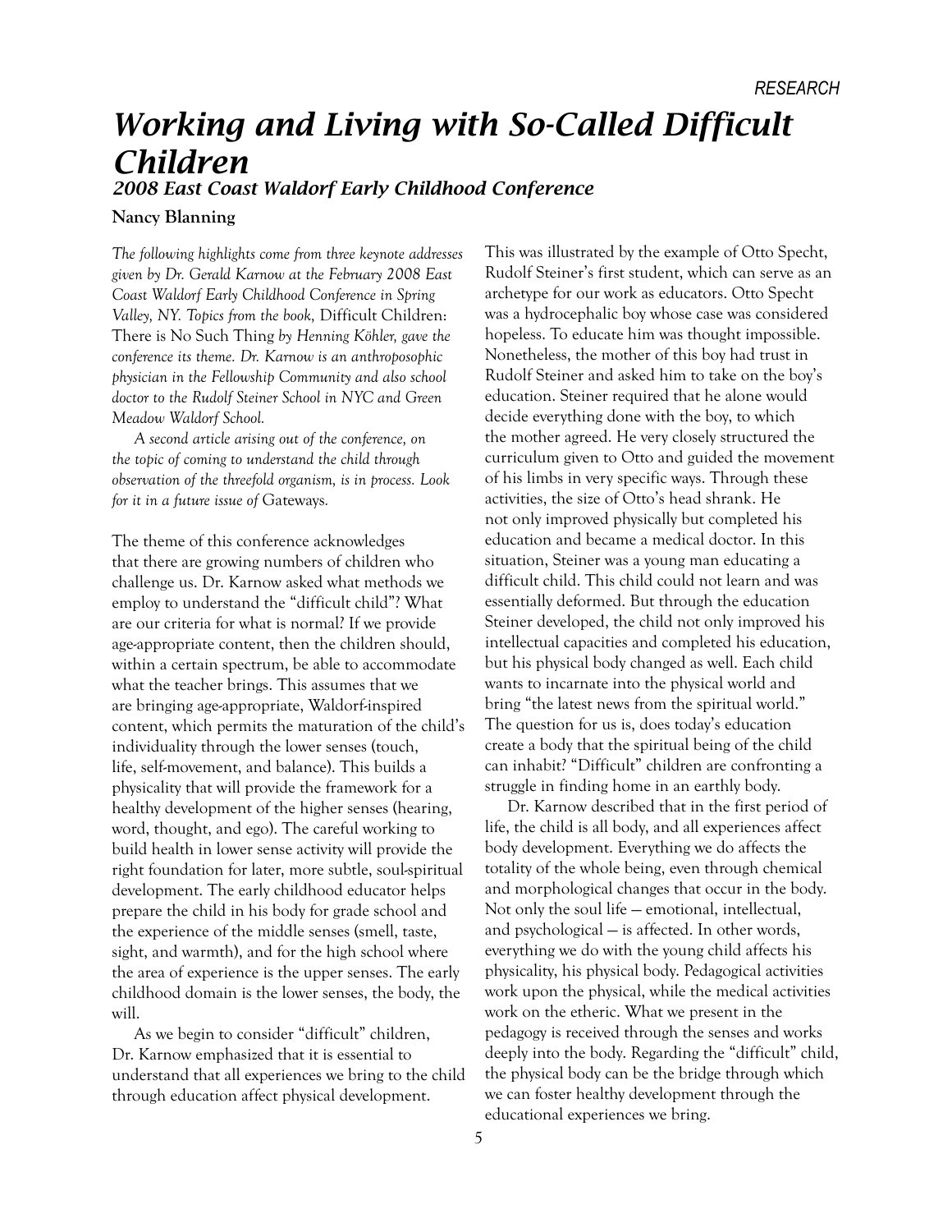# *Working and Living with So-Called Difficult Children*

## *2008 East Coast Waldorf Early Childhood Conference*

**Nancy Blanning**

*The following highlights come from three keynote addresses given by Dr. Gerald Karnow at the February 2008 East Coast Waldorf Early Childhood Conference in Spring Valley, NY. Topics from the book,* Difficult Children: There is No Such Thing *by Henning Köhler, gave the conference its theme. Dr. Karnow is an anthroposophic physician in the Fellowship Community and also school doctor to the Rudolf Steiner School in NYC and Green Meadow Waldorf School.*

*A second article arising out of the conference, on the topic of coming to understand the child through observation of the threefold organism, is in process. Look for it in a future issue of* Gateways.

The theme of this conference acknowledges that there are growing numbers of children who challenge us. Dr. Karnow asked what methods we employ to understand the "difficult child"? What are our criteria for what is normal? If we provide age-appropriate content, then the children should, within a certain spectrum, be able to accommodate what the teacher brings. This assumes that we are bringing age-appropriate, Waldorf-inspired content, which permits the maturation of the child's individuality through the lower senses (touch, life, self-movement, and balance). This builds a physicality that will provide the framework for a healthy development of the higher senses (hearing, word, thought, and ego). The careful working to build health in lower sense activity will provide the right foundation for later, more subtle, soul-spiritual development. The early childhood educator helps prepare the child in his body for grade school and the experience of the middle senses (smell, taste, sight, and warmth), and for the high school where the area of experience is the upper senses. The early childhood domain is the lower senses, the body, the will.

As we begin to consider "difficult" children, Dr. Karnow emphasized that it is essential to understand that all experiences we bring to the child through education affect physical development. This was illustrated by the example of Otto Specht, Rudolf Steiner's first student, which can serve as an archetype for our work as educators. Otto Specht was a hydrocephalic boy whose case was considered hopeless. To educate him was thought impossible. Nonetheless, the mother of this boy had trust in Rudolf Steiner and asked him to take on the boy's education. Steiner required that he alone would decide everything done with the boy, to which the mother agreed. He very closely structured the curriculum given to Otto and guided the movement of his limbs in very specific ways. Through these activities, the size of Otto's head shrank. He not only improved physically but completed his education and became a medical doctor. In this situation, Steiner was a young man educating a difficult child. This child could not learn and was essentially deformed. But through the education Steiner developed, the child not only improved his intellectual capacities and completed his education, but his physical body changed as well. Each child wants to incarnate into the physical world and bring "the latest news from the spiritual world." The question for us is, does today's education create a body that the spiritual being of the child can inhabit? "Difficult" children are confronting a struggle in finding home in an earthly body.

Dr. Karnow described that in the first period of life, the child is all body, and all experiences affect body development. Everything we do affects the totality of the whole being, even through chemical and morphological changes that occur in the body. Not only the soul life — emotional, intellectual, and psychological — is affected. In other words, everything we do with the young child affects his physicality, his physical body. Pedagogical activities work upon the physical, while the medical activities work on the etheric. What we present in the pedagogy is received through the senses and works deeply into the body. Regarding the "difficult" child, the physical body can be the bridge through which we can foster healthy development through the educational experiences we bring.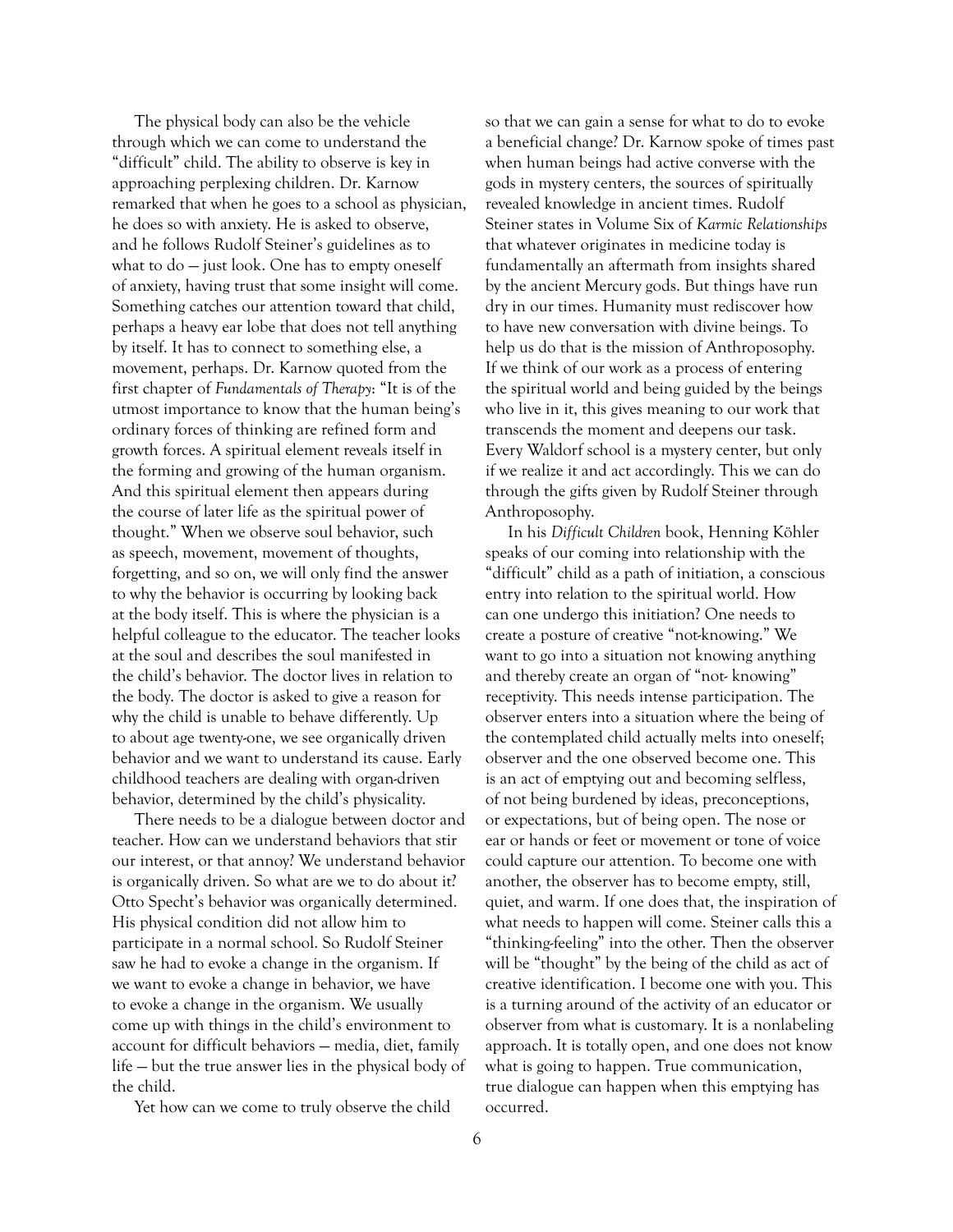The physical body can also be the vehicle through which we can come to understand the "difficult" child. The ability to observe is key in approaching perplexing children. Dr. Karnow remarked that when he goes to a school as physician, he does so with anxiety. He is asked to observe, and he follows Rudolf Steiner's guidelines as to what to do — just look. One has to empty oneself of anxiety, having trust that some insight will come. Something catches our attention toward that child, perhaps a heavy ear lobe that does not tell anything by itself. It has to connect to something else, a movement, perhaps. Dr. Karnow quoted from the first chapter of *Fundamentals of Therapy*: "It is of the utmost importance to know that the human being's ordinary forces of thinking are refined form and growth forces. A spiritual element reveals itself in the forming and growing of the human organism. And this spiritual element then appears during the course of later life as the spiritual power of thought." When we observe soul behavior, such as speech, movement, movement of thoughts, forgetting, and so on, we will only find the answer to why the behavior is occurring by looking back at the body itself. This is where the physician is a helpful colleague to the educator. The teacher looks at the soul and describes the soul manifested in the child's behavior. The doctor lives in relation to the body. The doctor is asked to give a reason for why the child is unable to behave differently. Up to about age twenty-one, we see organically driven behavior and we want to understand its cause. Early childhood teachers are dealing with organ-driven behavior, determined by the child's physicality.

There needs to be a dialogue between doctor and teacher. How can we understand behaviors that stir our interest, or that annoy? We understand behavior is organically driven. So what are we to do about it? Otto Specht's behavior was organically determined. His physical condition did not allow him to participate in a normal school. So Rudolf Steiner saw he had to evoke a change in the organism. If we want to evoke a change in behavior, we have to evoke a change in the organism. We usually come up with things in the child's environment to account for difficult behaviors — media, diet, family life — but the true answer lies in the physical body of the child.

Yet how can we come to truly observe the child so that we can gain a sense for what to do to evoke a beneficial change? Dr. Karnow spoke of times past when human beings had active converse with the gods in mystery centers, the sources of spiritually revealed knowledge in ancient times. Rudolf Steiner states in Volume Six of *Karmic Relationships* that whatever originates in medicine today is fundamentally an aftermath from insights shared by the ancient Mercury gods. But things have run dry in our times. Humanity must rediscover how to have new conversation with divine beings. To help us do that is the mission of Anthroposophy. If we think of our work as a process of entering the spiritual world and being guided by the beings who live in it, this gives meaning to our work that transcends the moment and deepens our task. Every Waldorf school is a mystery center, but only if we realize it and act accordingly. This we can do through the gifts given by Rudolf Steiner through Anthroposophy.

In his *Difficult Children* book, Henning Köhler speaks of our coming into relationship with the "difficult" child as a path of initiation, a conscious entry into relation to the spiritual world. How can one undergo this initiation? One needs to create a posture of creative "not-knowing." We want to go into a situation not knowing anything and thereby create an organ of "not- knowing" receptivity. This needs intense participation. The observer enters into a situation where the being of the contemplated child actually melts into oneself; observer and the one observed become one. This is an act of emptying out and becoming selfless, of not being burdened by ideas, preconceptions, or expectations, but of being open. The nose or ear or hands or feet or movement or tone of voice could capture our attention. To become one with another, the observer has to become empty, still, quiet, and warm. If one does that, the inspiration of what needs to happen will come. Steiner calls this a "thinking-feeling" into the other. Then the observer will be "thought" by the being of the child as act of creative identification. I become one with you. This is a turning around of the activity of an educator or observer from what is customary. It is a nonlabeling approach. It is totally open, and one does not know what is going to happen. True communication, true dialogue can happen when this emptying has occurred.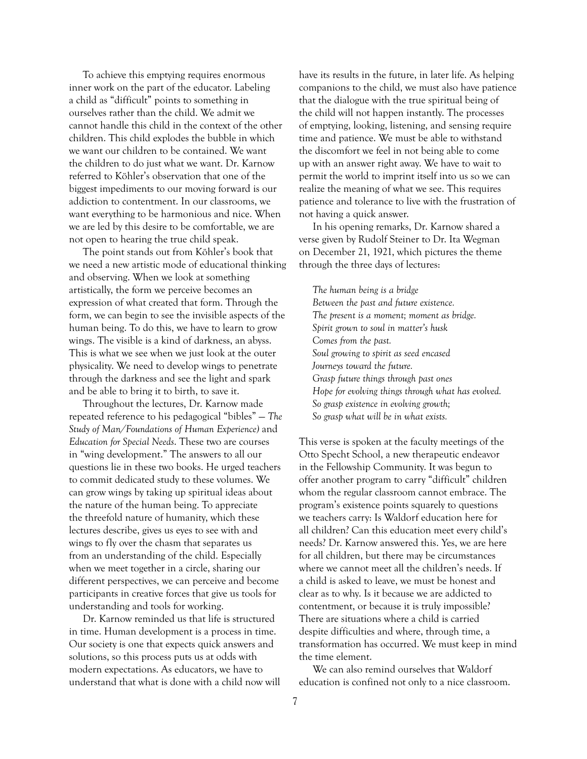To achieve this emptying requires enormous inner work on the part of the educator. Labeling a child as "difficult" points to something in ourselves rather than the child. We admit we cannot handle this child in the context of the other children. This child explodes the bubble in which we want our children to be contained. We want the children to do just what we want. Dr. Karnow referred to Köhler's observation that one of the biggest impediments to our moving forward is our addiction to contentment. In our classrooms, we want everything to be harmonious and nice. When we are led by this desire to be comfortable, we are not open to hearing the true child speak.

The point stands out from Köhler's book that we need a new artistic mode of educational thinking and observing. When we look at something artistically, the form we perceive becomes an expression of what created that form. Through the form, we can begin to see the invisible aspects of the human being. To do this, we have to learn to grow wings. The visible is a kind of darkness, an abyss. This is what we see when we just look at the outer physicality. We need to develop wings to penetrate through the darkness and see the light and spark and be able to bring it to birth, to save it.

Throughout the lectures, Dr. Karnow made repeated reference to his pedagogical "bibles" — *The Study of Man/Foundations of Human Experience)* and *Education for Special Needs*. These two are courses in "wing development." The answers to all our questions lie in these two books. He urged teachers to commit dedicated study to these volumes. We can grow wings by taking up spiritual ideas about the nature of the human being. To appreciate the threefold nature of humanity, which these lectures describe, gives us eyes to see with and wings to fly over the chasm that separates us from an understanding of the child. Especially when we meet together in a circle, sharing our different perspectives, we can perceive and become participants in creative forces that give us tools for understanding and tools for working.

Dr. Karnow reminded us that life is structured in time. Human development is a process in time. Our society is one that expects quick answers and solutions, so this process puts us at odds with modern expectations. As educators, we have to understand that what is done with a child now will have its results in the future, in later life. As helping companions to the child, we must also have patience that the dialogue with the true spiritual being of the child will not happen instantly. The processes of emptying, looking, listening, and sensing require time and patience. We must be able to withstand the discomfort we feel in not being able to come up with an answer right away. We have to wait to permit the world to imprint itself into us so we can realize the meaning of what we see. This requires patience and tolerance to live with the frustration of not having a quick answer.

In his opening remarks, Dr. Karnow shared a verse given by Rudolf Steiner to Dr. Ita Wegman on December 21, 1921, which pictures the theme through the three days of lectures:

> *The human being is a bridge*
> *Between the past and future existence.*
> *The present is a moment; moment as bridge.*
> *Spirit grown to soul in matter's husk*
> *Comes from the past.*
> *Soul growing to spirit as seed encased*
> *Journeys toward the future.*
> *Grasp future things through past ones*
> *Hope for evolving things through what has evolved.*
> *So grasp existence in evolving growth;*
> *So grasp what will be in what exists.*

This verse is spoken at the faculty meetings of the Otto Specht School, a new therapeutic endeavor in the Fellowship Community. It was begun to offer another program to carry "difficult" children whom the regular classroom cannot embrace. The program's existence points squarely to questions we teachers carry: Is Waldorf education here for all children? Can this education meet every child's needs? Dr. Karnow answered this. Yes, we are here for all children, but there may be circumstances where we cannot meet all the children's needs. If a child is asked to leave, we must be honest and clear as to why. Is it because we are addicted to contentment, or because it is truly impossible? There are situations where a child is carried despite difficulties and where, through time, a transformation has occurred. We must keep in mind the time element.

We can also remind ourselves that Waldorf education is confined not only to a nice classroom.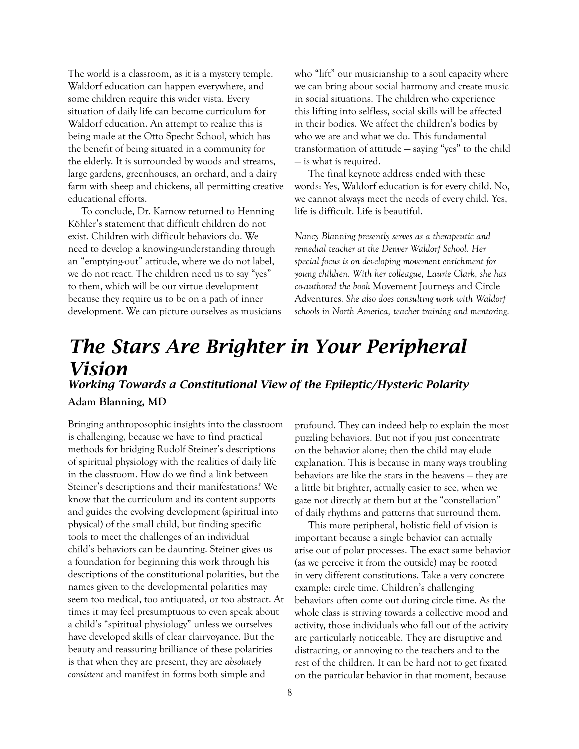The world is a classroom, as it is a mystery temple. Waldorf education can happen everywhere, and some children require this wider vista. Every situation of daily life can become curriculum for Waldorf education. An attempt to realize this is being made at the Otto Specht School, which has the benefit of being situated in a community for the elderly. It is surrounded by woods and streams, large gardens, greenhouses, an orchard, and a dairy farm with sheep and chickens, all permitting creative educational efforts.

To conclude, Dr. Karnow returned to Henning Köhler's statement that difficult children do not exist. Children with difficult behaviors do. We need to develop a knowing-understanding through an "emptying-out" attitude, where we do not label, we do not react. The children need us to say "yes" to them, which will be our virtue development because they require us to be on a path of inner development. We can picture ourselves as musicians who "lift" our musicianship to a soul capacity where we can bring about social harmony and create music in social situations. The children who experience this lifting into selfless, social skills will be affected in their bodies. We affect the children's bodies by who we are and what we do. This fundamental transformation of attitude — saying "yes" to the child — is what is required.

The final keynote address ended with these words: Yes, Waldorf education is for every child. No, we cannot always meet the needs of every child. Yes, life is difficult. Life is beautiful.

*Nancy Blanning presently serves as a therapeutic and remedial teacher at the Denver Waldorf School. Her special focus is on developing movement enrichment for young children. With her colleague, Laurie Clark, she has co-authored the book* Movement Journeys and Circle Adventures. *She also does consulting work with Waldorf schools in North America, teacher training and mentoring.*

# The Stars Are Brighter in Your Peripheral Vision

## Working Towards a Constitutional View of the Epileptic/Hysteric Polarity

**Adam Blanning, MD**

Bringing anthroposophic insights into the classroom is challenging, because we have to find practical methods for bridging Rudolf Steiner's descriptions of spiritual physiology with the realities of daily life in the classroom. How do we find a link between Steiner's descriptions and their manifestations? We know that the curriculum and its content supports and guides the evolving development (spiritual into physical) of the small child, but finding specific tools to meet the challenges of an individual child's behaviors can be daunting. Steiner gives us a foundation for beginning this work through his descriptions of the constitutional polarities, but the names given to the developmental polarities may seem too medical, too antiquated, or too abstract. At times it may feel presumptuous to even speak about a child's "spiritual physiology" unless we ourselves have developed skills of clear clairvoyance. But the beauty and reassuring brilliance of these polarities is that when they are present, they are *absolutely consistent* and manifest in forms both simple and profound. They can indeed help to explain the most puzzling behaviors. But not if you just concentrate on the behavior alone; then the child may elude explanation. This is because in many ways troubling behaviors are like the stars in the heavens — they are a little bit brighter, actually easier to see, when we gaze not directly at them but at the "constellation" of daily rhythms and patterns that surround them.

This more peripheral, holistic field of vision is important because a single behavior can actually arise out of polar processes. The exact same behavior (as we perceive it from the outside) may be rooted in very different constitutions. Take a very concrete example: circle time. Children's challenging behaviors often come out during circle time. As the whole class is striving towards a collective mood and activity, those individuals who fall out of the activity are particularly noticeable. They are disruptive and distracting, or annoying to the teachers and to the rest of the children. It can be hard not to get fixated on the particular behavior in that moment, because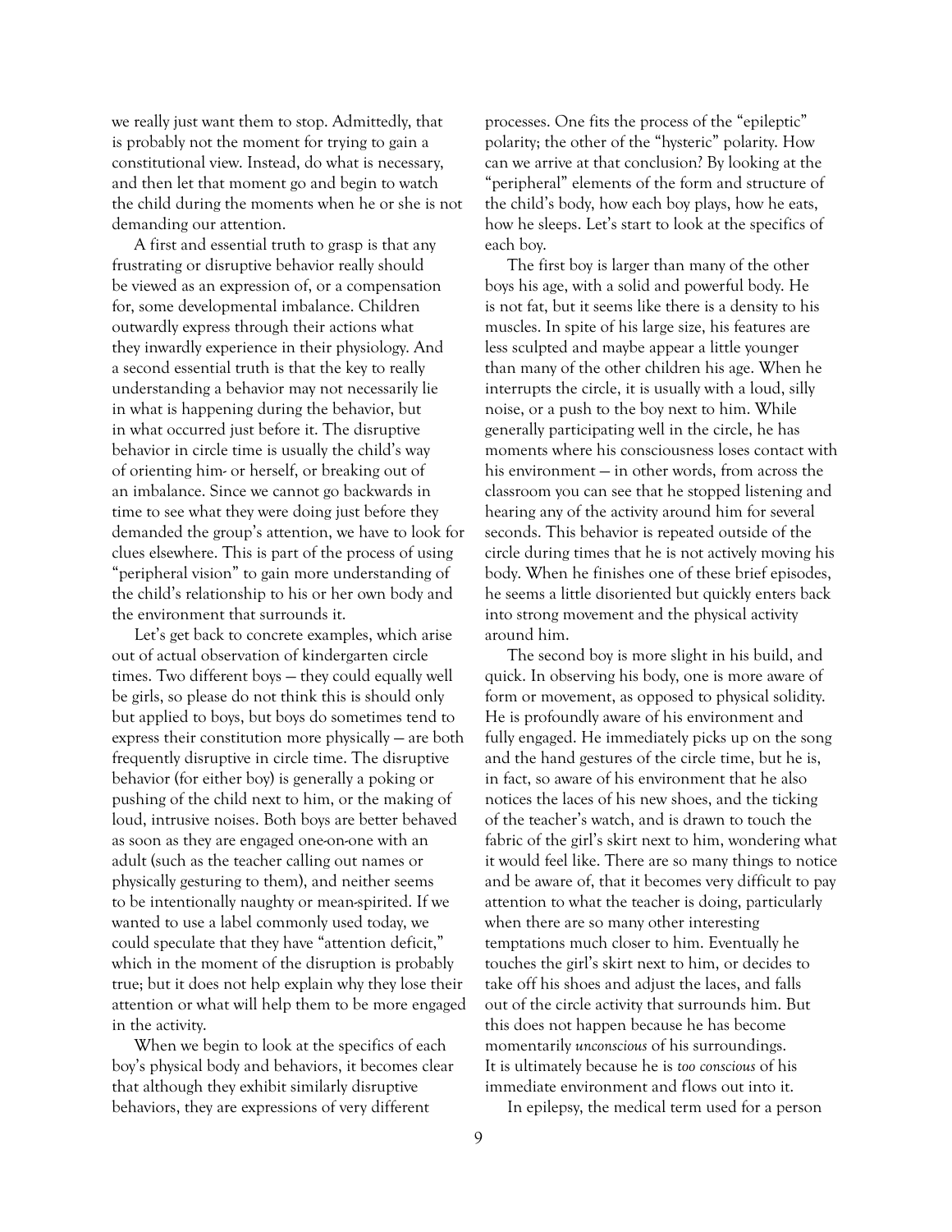we really just want them to stop. Admittedly, that is probably not the moment for trying to gain a constitutional view. Instead, do what is necessary, and then let that moment go and begin to watch the child during the moments when he or she is not demanding our attention.

A first and essential truth to grasp is that any frustrating or disruptive behavior really should be viewed as an expression of, or a compensation for, some developmental imbalance. Children outwardly express through their actions what they inwardly experience in their physiology. And a second essential truth is that the key to really understanding a behavior may not necessarily lie in what is happening during the behavior, but in what occurred just before it. The disruptive behavior in circle time is usually the child's way of orienting him- or herself, or breaking out of an imbalance. Since we cannot go backwards in time to see what they were doing just before they demanded the group's attention, we have to look for clues elsewhere. This is part of the process of using "peripheral vision" to gain more understanding of the child's relationship to his or her own body and the environment that surrounds it.

Let's get back to concrete examples, which arise out of actual observation of kindergarten circle times. Two different boys — they could equally well be girls, so please do not think this is should only but applied to boys, but boys do sometimes tend to express their constitution more physically — are both frequently disruptive in circle time. The disruptive behavior (for either boy) is generally a poking or pushing of the child next to him, or the making of loud, intrusive noises. Both boys are better behaved as soon as they are engaged one-on-one with an adult (such as the teacher calling out names or physically gesturing to them), and neither seems to be intentionally naughty or mean-spirited. If we wanted to use a label commonly used today, we could speculate that they have "attention deficit," which in the moment of the disruption is probably true; but it does not help explain why they lose their attention or what will help them to be more engaged in the activity.

When we begin to look at the specifics of each boy's physical body and behaviors, it becomes clear that although they exhibit similarly disruptive behaviors, they are expressions of very different processes. One fits the process of the "epileptic" polarity; the other of the "hysteric" polarity. How can we arrive at that conclusion? By looking at the "peripheral" elements of the form and structure of the child's body, how each boy plays, how he eats, how he sleeps. Let's start to look at the specifics of each boy.

The first boy is larger than many of the other boys his age, with a solid and powerful body. He is not fat, but it seems like there is a density to his muscles. In spite of his large size, his features are less sculpted and maybe appear a little younger than many of the other children his age. When he interrupts the circle, it is usually with a loud, silly noise, or a push to the boy next to him. While generally participating well in the circle, he has moments where his consciousness loses contact with his environment — in other words, from across the classroom you can see that he stopped listening and hearing any of the activity around him for several seconds. This behavior is repeated outside of the circle during times that he is not actively moving his body. When he finishes one of these brief episodes, he seems a little disoriented but quickly enters back into strong movement and the physical activity around him.

The second boy is more slight in his build, and quick. In observing his body, one is more aware of form or movement, as opposed to physical solidity. He is profoundly aware of his environment and fully engaged. He immediately picks up on the song and the hand gestures of the circle time, but he is, in fact, so aware of his environment that he also notices the laces of his new shoes, and the ticking of the teacher's watch, and is drawn to touch the fabric of the girl's skirt next to him, wondering what it would feel like. There are so many things to notice and be aware of, that it becomes very difficult to pay attention to what the teacher is doing, particularly when there are so many other interesting temptations much closer to him. Eventually he touches the girl's skirt next to him, or decides to take off his shoes and adjust the laces, and falls out of the circle activity that surrounds him. But this does not happen because he has become momentarily *unconscious* of his surroundings. It is ultimately because he is *too conscious* of his immediate environment and flows out into it.

In epilepsy, the medical term used for a person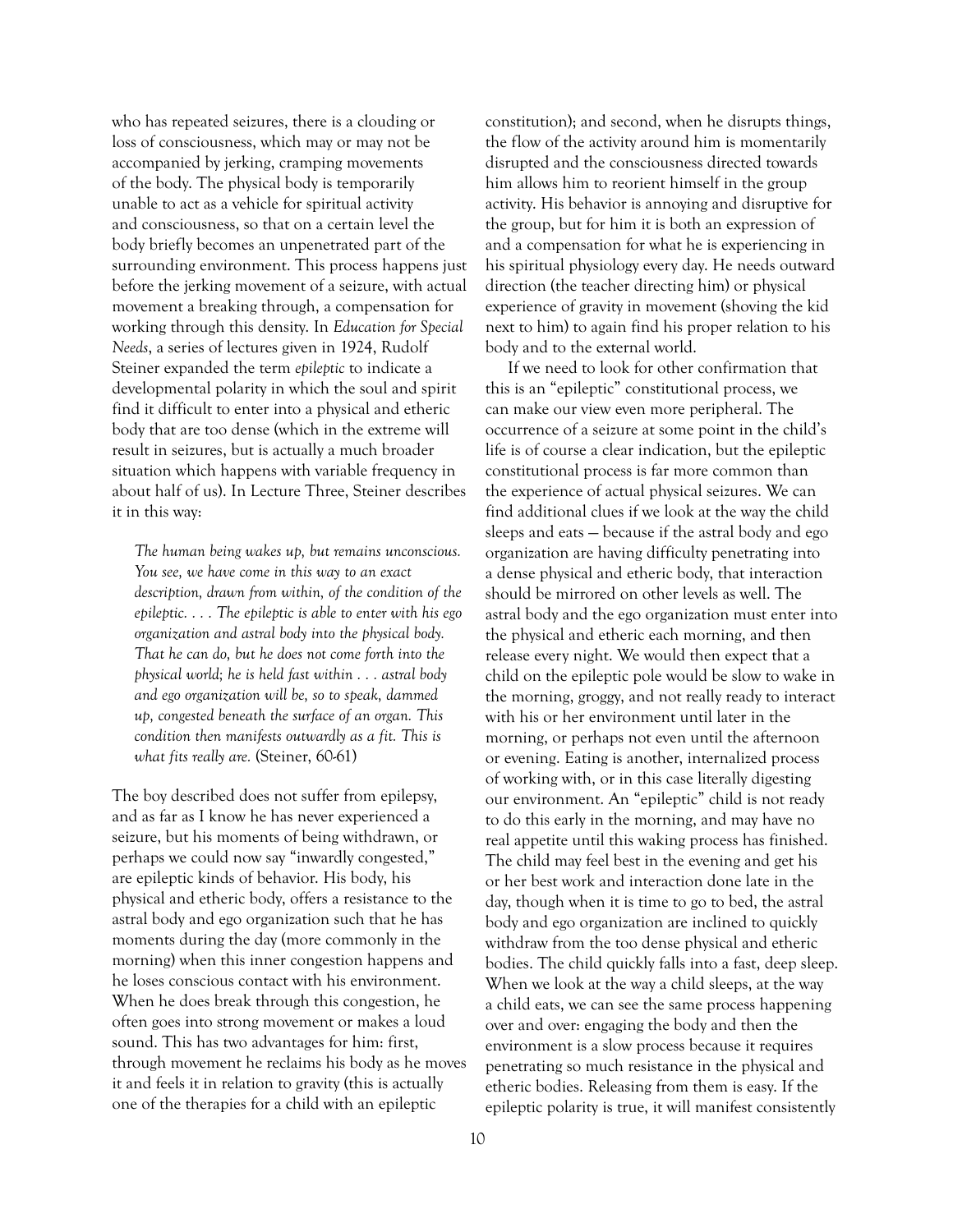who has repeated seizures, there is a clouding or loss of consciousness, which may or may not be accompanied by jerking, cramping movements of the body. The physical body is temporarily unable to act as a vehicle for spiritual activity and consciousness, so that on a certain level the body briefly becomes an unpenetrated part of the surrounding environment. This process happens just before the jerking movement of a seizure, with actual movement a breaking through, a compensation for working through this density. In *Education for Special Needs*, a series of lectures given in 1924, Rudolf Steiner expanded the term *epileptic* to indicate a developmental polarity in which the soul and spirit find it difficult to enter into a physical and etheric body that are too dense (which in the extreme will result in seizures, but is actually a much broader situation which happens with variable frequency in about half of us). In Lecture Three, Steiner describes it in this way:

> *The human being wakes up, but remains unconscious. You see, we have come in this way to an exact description, drawn from within, of the condition of the epileptic. . . . The epileptic is able to enter with his ego organization and astral body into the physical body. That he can do, but he does not come forth into the physical world; he is held fast within . . . astral body and ego organization will be, so to speak, dammed up, congested beneath the surface of an organ. This condition then manifests outwardly as a fit. This is what fits really are.* (Steiner, 60-61)

The boy described does not suffer from epilepsy, and as far as I know he has never experienced a seizure, but his moments of being withdrawn, or perhaps we could now say "inwardly congested," are epileptic kinds of behavior. His body, his physical and etheric body, offers a resistance to the astral body and ego organization such that he has moments during the day (more commonly in the morning) when this inner congestion happens and he loses conscious contact with his environment. When he does break through this congestion, he often goes into strong movement or makes a loud sound. This has two advantages for him: first, through movement he reclaims his body as he moves it and feels it in relation to gravity (this is actually one of the therapies for a child with an epileptic constitution); and second, when he disrupts things, the flow of the activity around him is momentarily disrupted and the consciousness directed towards him allows him to reorient himself in the group activity. His behavior is annoying and disruptive for the group, but for him it is both an expression of and a compensation for what he is experiencing in his spiritual physiology every day. He needs outward direction (the teacher directing him) or physical experience of gravity in movement (shoving the kid next to him) to again find his proper relation to his body and to the external world.

If we need to look for other confirmation that this is an "epileptic" constitutional process, we can make our view even more peripheral. The occurrence of a seizure at some point in the child's life is of course a clear indication, but the epileptic constitutional process is far more common than the experience of actual physical seizures. We can find additional clues if we look at the way the child sleeps and eats — because if the astral body and ego organization are having difficulty penetrating into a dense physical and etheric body, that interaction should be mirrored on other levels as well. The astral body and the ego organization must enter into the physical and etheric each morning, and then release every night. We would then expect that a child on the epileptic pole would be slow to wake in the morning, groggy, and not really ready to interact with his or her environment until later in the morning, or perhaps not even until the afternoon or evening. Eating is another, internalized process of working with, or in this case literally digesting our environment. An "epileptic" child is not ready to do this early in the morning, and may have no real appetite until this waking process has finished. The child may feel best in the evening and get his or her best work and interaction done late in the day, though when it is time to go to bed, the astral body and ego organization are inclined to quickly withdraw from the too dense physical and etheric bodies. The child quickly falls into a fast, deep sleep. When we look at the way a child sleeps, at the way a child eats, we can see the same process happening over and over: engaging the body and then the environment is a slow process because it requires penetrating so much resistance in the physical and etheric bodies. Releasing from them is easy. If the epileptic polarity is true, it will manifest consistently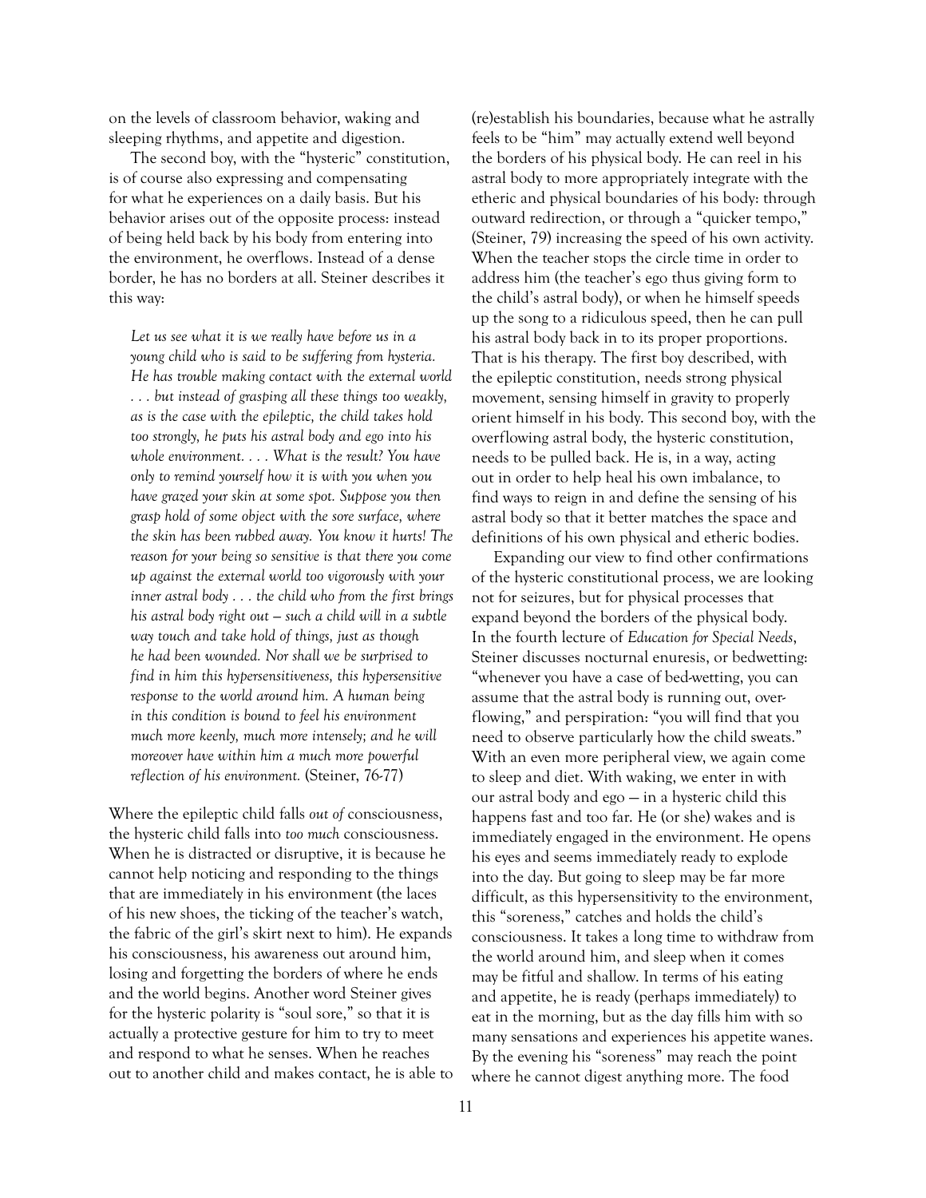on the levels of classroom behavior, waking and sleeping rhythms, and appetite and digestion.

The second boy, with the "hysteric" constitution, is of course also expressing and compensating for what he experiences on a daily basis. But his behavior arises out of the opposite process: instead of being held back by his body from entering into the environment, he overflows. Instead of a dense border, he has no borders at all. Steiner describes it this way:

> *Let us see what it is we really have before us in a young child who is said to be suffering from hysteria. He has trouble making contact with the external world . . . but instead of grasping all these things too weakly, as is the case with the epileptic, the child takes hold too strongly, he puts his astral body and ego into his whole environment. . . . What is the result? You have only to remind yourself how it is with you when you have grazed your skin at some spot. Suppose you then grasp hold of some object with the sore surface, where the skin has been rubbed away. You know it hurts! The reason for your being so sensitive is that there you come up against the external world too vigorously with your inner astral body . . . the child who from the first brings his astral body right out – such a child will in a subtle way touch and take hold of things, just as though he had been wounded. Nor shall we be surprised to find in him this hypersensitiveness, this hypersensitive response to the world around him. A human being in this condition is bound to feel his environment much more keenly, much more intensely; and he will moreover have within him a much more powerful reflection of his environment.* (Steiner, 76-77)

Where the epileptic child falls *out of* consciousness, the hysteric child falls into *too much* consciousness. When he is distracted or disruptive, it is because he cannot help noticing and responding to the things that are immediately in his environment (the laces of his new shoes, the ticking of the teacher's watch, the fabric of the girl's skirt next to him). He expands his consciousness, his awareness out around him, losing and forgetting the borders of where he ends and the world begins. Another word Steiner gives for the hysteric polarity is "soul sore," so that it is actually a protective gesture for him to try to meet and respond to what he senses. When he reaches out to another child and makes contact, he is able to (re)establish his boundaries, because what he astrally feels to be "him" may actually extend well beyond the borders of his physical body. He can reel in his astral body to more appropriately integrate with the etheric and physical boundaries of his body: through outward redirection, or through a "quicker tempo," (Steiner, 79) increasing the speed of his own activity. When the teacher stops the circle time in order to address him (the teacher's ego thus giving form to the child's astral body), or when he himself speeds up the song to a ridiculous speed, then he can pull his astral body back in to its proper proportions. That is his therapy. The first boy described, with the epileptic constitution, needs strong physical movement, sensing himself in gravity to properly orient himself in his body. This second boy, with the overflowing astral body, the hysteric constitution, needs to be pulled back. He is, in a way, acting out in order to help heal his own imbalance, to find ways to reign in and define the sensing of his astral body so that it better matches the space and definitions of his own physical and etheric bodies.

Expanding our view to find other confirmations of the hysteric constitutional process, we are looking not for seizures, but for physical processes that expand beyond the borders of the physical body. In the fourth lecture of *Education for Special Needs*, Steiner discusses nocturnal enuresis, or bedwetting: "whenever you have a case of bed-wetting, you can assume that the astral body is running out, overflowing," and perspiration: "you will find that you need to observe particularly how the child sweats." With an even more peripheral view, we again come to sleep and diet. With waking, we enter in with our astral body and ego — in a hysteric child this happens fast and too far. He (or she) wakes and is immediately engaged in the environment. He opens his eyes and seems immediately ready to explode into the day. But going to sleep may be far more difficult, as this hypersensitivity to the environment, this "soreness," catches and holds the child's consciousness. It takes a long time to withdraw from the world around him, and sleep when it comes may be fitful and shallow. In terms of his eating and appetite, he is ready (perhaps immediately) to eat in the morning, but as the day fills him with so many sensations and experiences his appetite wanes. By the evening his "soreness" may reach the point where he cannot digest anything more. The food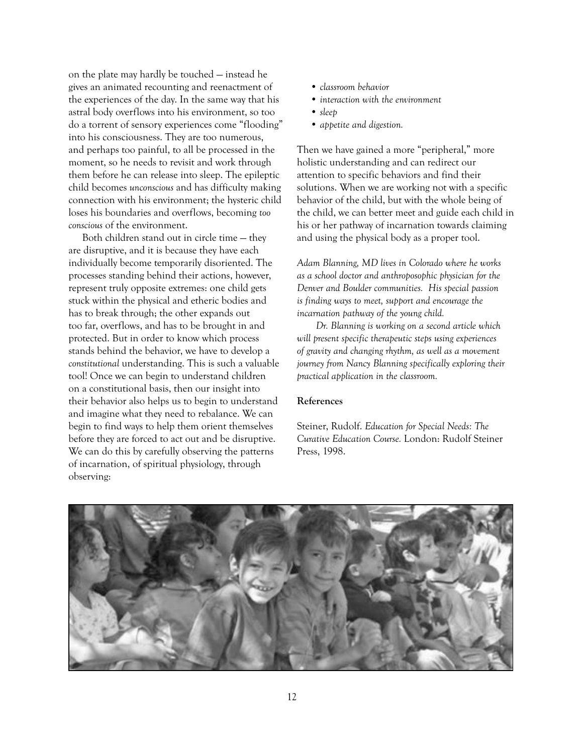on the plate may hardly be touched — instead he gives an animated recounting and reenactment of the experiences of the day. In the same way that his astral body overflows into his environment, so too do a torrent of sensory experiences come "flooding" into his consciousness. They are too numerous, and perhaps too painful, to all be processed in the moment, so he needs to revisit and work through them before he can release into sleep. The epileptic child becomes *unconscious* and has difficulty making connection with his environment; the hysteric child loses his boundaries and overflows, becoming *too conscious* of the environment.

Both children stand out in circle time — they are disruptive, and it is because they have each individually become temporarily disoriented. The processes standing behind their actions, however, represent truly opposite extremes: one child gets stuck within the physical and etheric bodies and has to break through; the other expands out too far, overflows, and has to be brought in and protected. But in order to know which process stands behind the behavior, we have to develop a *constitutional* understanding. This is such a valuable tool! Once we can begin to understand children on a constitutional basis, then our insight into their behavior also helps us to begin to understand and imagine what they need to rebalance. We can begin to find ways to help them orient themselves before they are forced to act out and be disruptive. We can do this by carefully observing the patterns of incarnation, of spiritual physiology, through observing:

- *classroom behavior*
- *interaction with the environment*
- *sleep*
- *appetite and digestion.*

Then we have gained a more "peripheral," more holistic understanding and can redirect our attention to specific behaviors and find their solutions. When we are working not with a specific behavior of the child, but with the whole being of the child, we can better meet and guide each child in his or her pathway of incarnation towards claiming and using the physical body as a proper tool.

*Adam Blanning, MD lives in Colorado where he works as a school doctor and anthroposophic physician for the Denver and Boulder communities. His special passion is finding ways to meet, support and encourage the incarnation pathway of the young child.*

*Dr. Blanning is working on a second article which will present specific therapeutic steps using experiences of gravity and changing rhythm, as well as a movement journey from Nancy Blanning specifically exploring their practical application in the classroom.*

**References**

Steiner, Rudolf. *Education for Special Needs: The Curative Education Course.* London: Rudolf Steiner Press, 1998.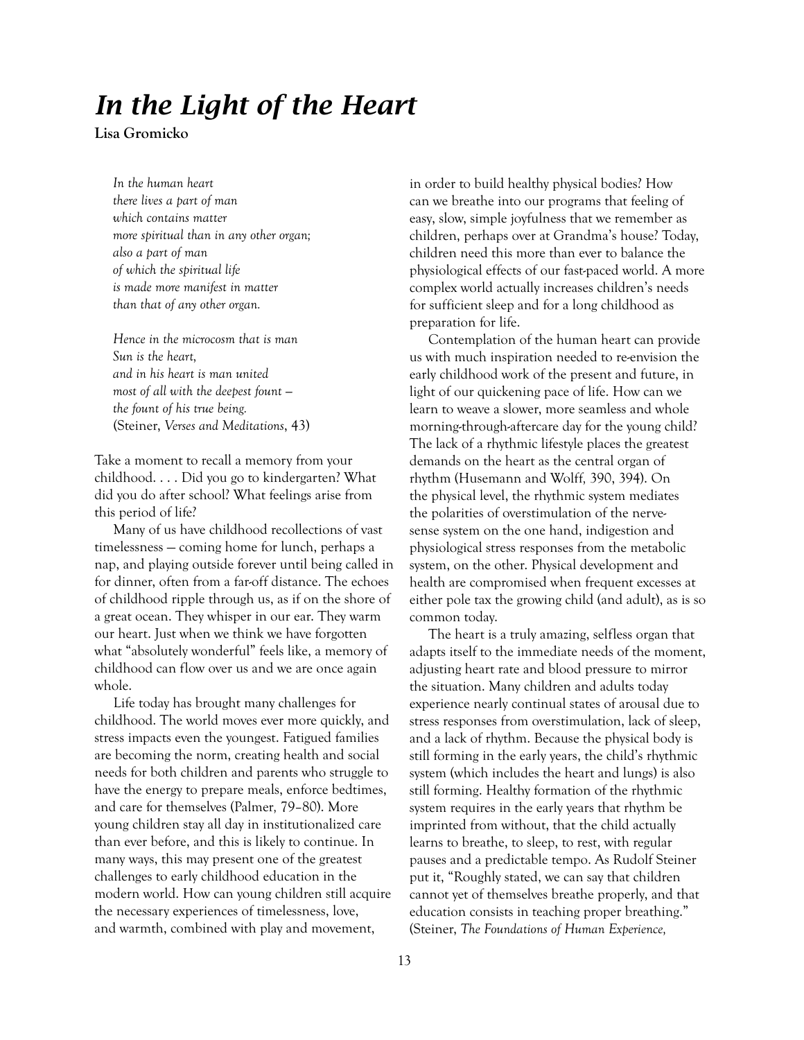# *In the Light of the Heart*

**Lisa Gromicko**

> *In the human heart*
> *there lives a part of man*
> *which contains matter*
> *more spiritual than in any other organ;*
> *also a part of man*
> *of which the spiritual life*
> *is made more manifest in matter*
> *than that of any other organ.*
>
> *Hence in the microcosm that is man*
> *Sun is the heart,*
> *and in his heart is man united*
> *most of all with the deepest fount —*
> *the fount of his true being.*
> (Steiner, *Verses and Meditations*, 43)

Take a moment to recall a memory from your childhood. . . . Did you go to kindergarten? What did you do after school? What feelings arise from this period of life?

Many of us have childhood recollections of vast timelessness — coming home for lunch, perhaps a nap, and playing outside forever until being called in for dinner, often from a far-off distance. The echoes of childhood ripple through us, as if on the shore of a great ocean. They whisper in our ear. They warm our heart. Just when we think we have forgotten what "absolutely wonderful" feels like, a memory of childhood can flow over us and we are once again whole.

Life today has brought many challenges for childhood. The world moves ever more quickly, and stress impacts even the youngest. Fatigued families are becoming the norm, creating health and social needs for both children and parents who struggle to have the energy to prepare meals, enforce bedtimes, and care for themselves (Palmer, 79–80). More young children stay all day in institutionalized care than ever before, and this is likely to continue. In many ways, this may present one of the greatest challenges to early childhood education in the modern world. How can young children still acquire the necessary experiences of timelessness, love, and warmth, combined with play and movement, in order to build healthy physical bodies? How can we breathe into our programs that feeling of easy, slow, simple joyfulness that we remember as children, perhaps over at Grandma's house? Today, children need this more than ever to balance the physiological effects of our fast-paced world. A more complex world actually increases children's needs for sufficient sleep and for a long childhood as preparation for life.

Contemplation of the human heart can provide us with much inspiration needed to re-envision the early childhood work of the present and future, in light of our quickening pace of life. How can we learn to weave a slower, more seamless and whole morning-through-aftercare day for the young child? The lack of a rhythmic lifestyle places the greatest demands on the heart as the central organ of rhythm (Husemann and Wolff, 390, 394). On the physical level, the rhythmic system mediates the polarities of overstimulation of the nerve-sense system on the one hand, indigestion and physiological stress responses from the metabolic system, on the other. Physical development and health are compromised when frequent excesses at either pole tax the growing child (and adult), as is so common today.

The heart is a truly amazing, selfless organ that adapts itself to the immediate needs of the moment, adjusting heart rate and blood pressure to mirror the situation. Many children and adults today experience nearly continual states of arousal due to stress responses from overstimulation, lack of sleep, and a lack of rhythm. Because the physical body is still forming in the early years, the child's rhythmic system (which includes the heart and lungs) is also still forming. Healthy formation of the rhythmic system requires in the early years that rhythm be imprinted from without, that the child actually learns to breathe, to sleep, to rest, with regular pauses and a predictable tempo. As Rudolf Steiner put it, "Roughly stated, we can say that children cannot yet of themselves breathe properly, and that education consists in teaching proper breathing." (Steiner, *The Foundations of Human Experience,*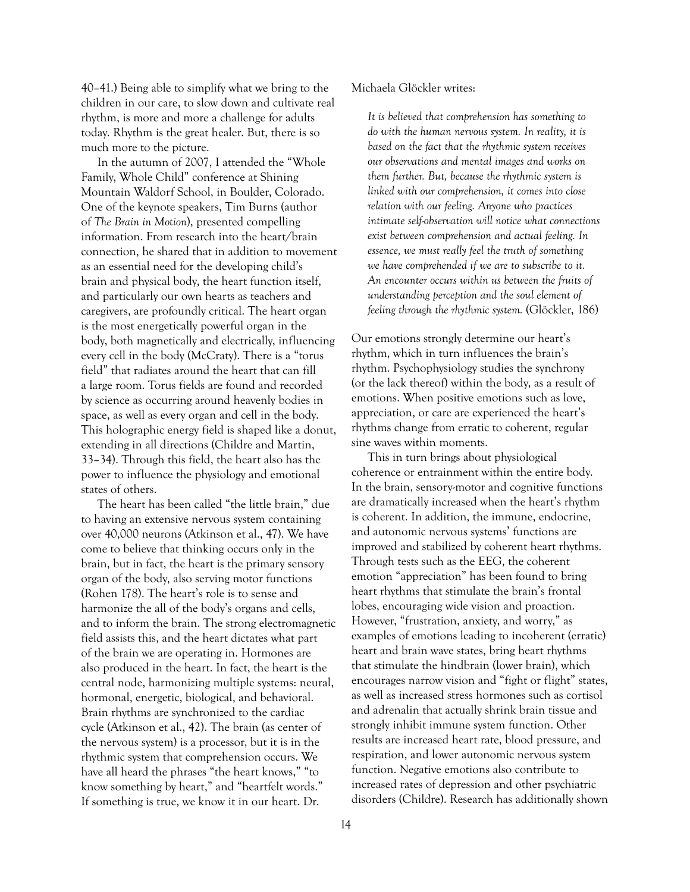40–41.) Being able to simplify what we bring to the children in our care, to slow down and cultivate real rhythm, is more and more a challenge for adults today. Rhythm is the great healer. But, there is so much more to the picture.

In the autumn of 2007, I attended the "Whole Family, Whole Child" conference at Shining Mountain Waldorf School, in Boulder, Colorado. One of the keynote speakers, Tim Burns (author of *The Brain in Motion*), presented compelling information. From research into the heart/brain connection, he shared that in addition to movement as an essential need for the developing child's brain and physical body, the heart function itself, and particularly our own hearts as teachers and caregivers, are profoundly critical. The heart organ is the most energetically powerful organ in the body, both magnetically and electrically, influencing every cell in the body (McCraty). There is a "torus field" that radiates around the heart that can fill a large room. Torus fields are found and recorded by science as occurring around heavenly bodies in space, as well as every organ and cell in the body. This holographic energy field is shaped like a donut, extending in all directions (Childre and Martin, 33–34). Through this field, the heart also has the power to influence the physiology and emotional states of others.

The heart has been called "the little brain," due to having an extensive nervous system containing over 40,000 neurons (Atkinson et al., 47). We have come to believe that thinking occurs only in the brain, but in fact, the heart is the primary sensory organ of the body, also serving motor functions (Rohen 178). The heart's role is to sense and harmonize the all of the body's organs and cells, and to inform the brain. The strong electromagnetic field assists this, and the heart dictates what part of the brain we are operating in. Hormones are also produced in the heart. In fact, the heart is the central node, harmonizing multiple systems: neural, hormonal, energetic, biological, and behavioral. Brain rhythms are synchronized to the cardiac cycle (Atkinson et al., 42). The brain (as center of the nervous system) is a processor, but it is in the rhythmic system that comprehension occurs. We have all heard the phrases "the heart knows," "to know something by heart," and "heartfelt words." If something is true, we know it in our heart. Dr. Michaela Glöckler writes:

> *It is believed that comprehension has something to do with the human nervous system. In reality, it is based on the fact that the rhythmic system receives our observations and mental images and works on them further. But, because the rhythmic system is linked with our comprehension, it comes into close relation with our feeling. Anyone who practices intimate self-observation will notice what connections exist between comprehension and actual feeling. In essence, we must really feel the truth of something we have comprehended if we are to subscribe to it. An encounter occurs within us between the fruits of understanding perception and the soul element of feeling through the rhythmic system.* (Glöckler, 186)

Our emotions strongly determine our heart's rhythm, which in turn influences the brain's rhythm. Psychophysiology studies the synchrony (or the lack thereof) within the body, as a result of emotions. When positive emotions such as love, appreciation, or care are experienced the heart's rhythms change from erratic to coherent, regular sine waves within moments.

This in turn brings about physiological coherence or entrainment within the entire body. In the brain, sensory-motor and cognitive functions are dramatically increased when the heart's rhythm is coherent. In addition, the immune, endocrine, and autonomic nervous systems' functions are improved and stabilized by coherent heart rhythms. Through tests such as the EEG, the coherent emotion "appreciation" has been found to bring heart rhythms that stimulate the brain's frontal lobes, encouraging wide vision and proaction. However, "frustration, anxiety, and worry," as examples of emotions leading to incoherent (erratic) heart and brain wave states, bring heart rhythms that stimulate the hindbrain (lower brain), which encourages narrow vision and "fight or flight" states, as well as increased stress hormones such as cortisol and adrenalin that actually shrink brain tissue and strongly inhibit immune system function. Other results are increased heart rate, blood pressure, and respiration, and lower autonomic nervous system function. Negative emotions also contribute to increased rates of depression and other psychiatric disorders (Childre). Research has additionally shown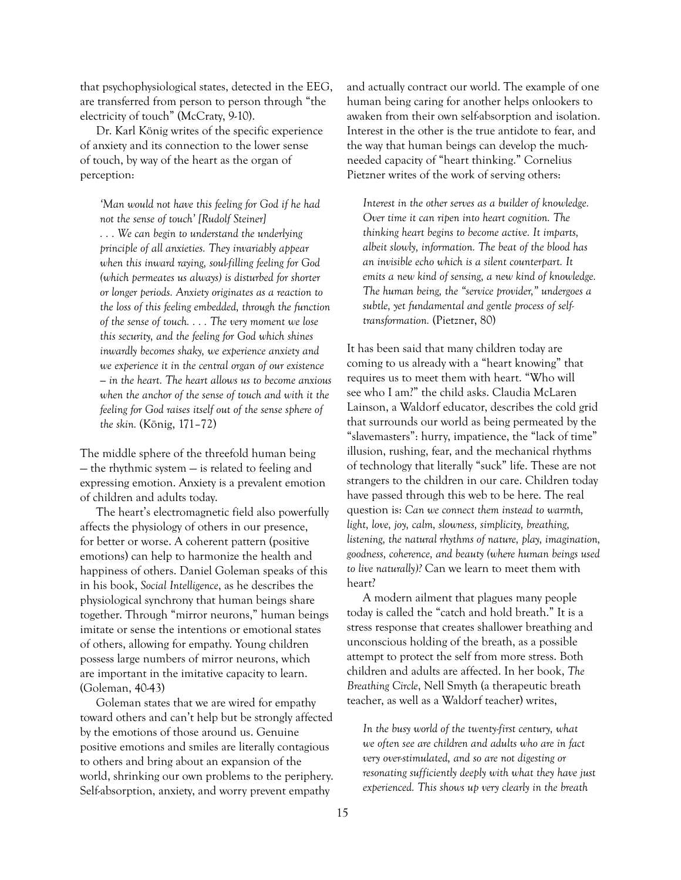that psychophysiological states, detected in the EEG, are transferred from person to person through "the electricity of touch" (McCraty, 9-10).

Dr. Karl König writes of the specific experience of anxiety and its connection to the lower sense of touch, by way of the heart as the organ of perception:

> *'Man would not have this feeling for God if he had not the sense of touch' [Rudolf Steiner] . . . We can begin to understand the underlying principle of all anxieties. They invariably appear when this inward raying, soul-filling feeling for God (which permeates us always) is disturbed for shorter or longer periods. Anxiety originates as a reaction to the loss of this feeling embedded, through the function of the sense of touch. . . . The very moment we lose this security, and the feeling for God which shines inwardly becomes shaky, we experience anxiety and we experience it in the central organ of our existence — in the heart. The heart allows us to become anxious when the anchor of the sense of touch and with it the feeling for God raises itself out of the sense sphere of the skin.* (König, 171–72)

The middle sphere of the threefold human being — the rhythmic system — is related to feeling and expressing emotion. Anxiety is a prevalent emotion of children and adults today.

The heart's electromagnetic field also powerfully affects the physiology of others in our presence, for better or worse. A coherent pattern (positive emotions) can help to harmonize the health and happiness of others. Daniel Goleman speaks of this in his book, *Social Intelligence*, as he describes the physiological synchrony that human beings share together. Through "mirror neurons," human beings imitate or sense the intentions or emotional states of others, allowing for empathy. Young children possess large numbers of mirror neurons, which are important in the imitative capacity to learn. (Goleman, 40-43)

Goleman states that we are wired for empathy toward others and can't help but be strongly affected by the emotions of those around us. Genuine positive emotions and smiles are literally contagious to others and bring about an expansion of the world, shrinking our own problems to the periphery. Self-absorption, anxiety, and worry prevent empathy and actually contract our world. The example of one human being caring for another helps onlookers to awaken from their own self-absorption and isolation. Interest in the other is the true antidote to fear, and the way that human beings can develop the much-needed capacity of "heart thinking." Cornelius Pietzner writes of the work of serving others:

> *Interest in the other serves as a builder of knowledge. Over time it can ripen into heart cognition. The thinking heart begins to become active. It imparts, albeit slowly, information. The beat of the blood has an invisible echo which is a silent counterpart. It emits a new kind of sensing, a new kind of knowledge. The human being, the "service provider," undergoes a subtle, yet fundamental and gentle process of self-transformation.* (Pietzner, 80)

It has been said that many children today are coming to us already with a "heart knowing" that requires us to meet them with heart. "Who will see who I am?" the child asks. Claudia McLaren Lainson, a Waldorf educator, describes the cold grid that surrounds our world as being permeated by the "slavemasters": hurry, impatience, the "lack of time" illusion, rushing, fear, and the mechanical rhythms of technology that literally "suck" life. These are not strangers to the children in our care. Children today have passed through this web to be here. The real question is: *Can we connect them instead to warmth, light, love, joy, calm, slowness, simplicity, breathing, listening, the natural rhythms of nature, play, imagination, goodness, coherence, and beauty (where human beings used to live naturally)?* Can we learn to meet them with heart?

A modern ailment that plagues many people today is called the "catch and hold breath." It is a stress response that creates shallower breathing and unconscious holding of the breath, as a possible attempt to protect the self from more stress. Both children and adults are affected. In her book, *The Breathing Circle*, Nell Smyth (a therapeutic breath teacher, as well as a Waldorf teacher) writes,

> *In the busy world of the twenty-first century, what we often see are children and adults who are in fact very over-stimulated, and so are not digesting or resonating sufficiently deeply with what they have just experienced. This shows up very clearly in the breath*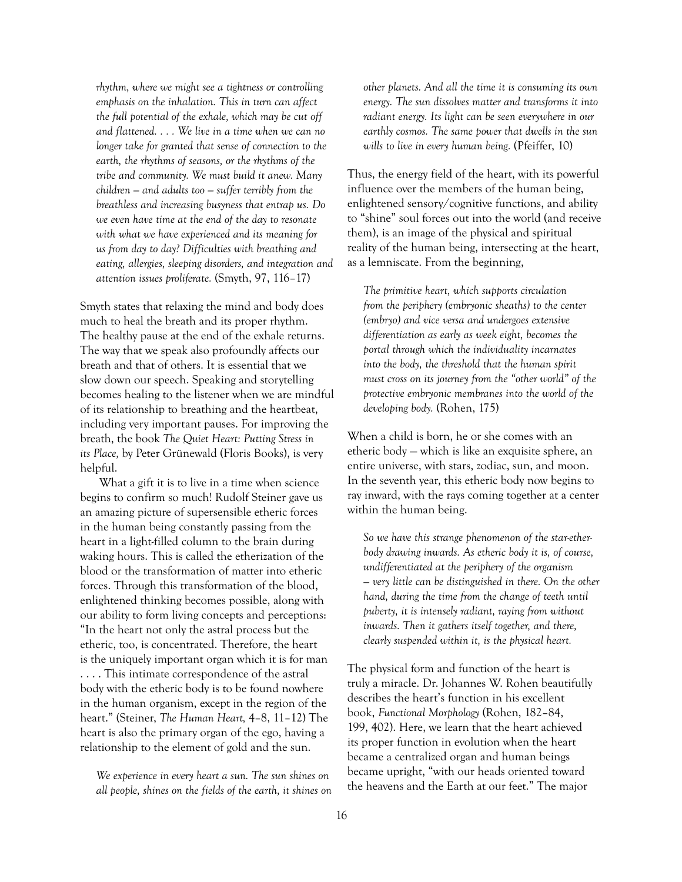> *rhythm, where we might see a tightness or controlling emphasis on the inhalation. This in turn can affect the full potential of the exhale, which may be cut off and flattened. . . . We live in a time when we can no longer take for granted that sense of connection to the earth, the rhythms of seasons, or the rhythms of the tribe and community. We must build it anew. Many children — and adults too — suffer terribly from the breathless and increasing busyness that entrap us. Do we even have time at the end of the day to resonate with what we have experienced and its meaning for us from day to day? Difficulties with breathing and eating, allergies, sleeping disorders, and integration and attention issues proliferate.* (Smyth, 97, 116–17)

Smyth states that relaxing the mind and body does much to heal the breath and its proper rhythm. The healthy pause at the end of the exhale returns. The way that we speak also profoundly affects our breath and that of others. It is essential that we slow down our speech. Speaking and storytelling becomes healing to the listener when we are mindful of its relationship to breathing and the heartbeat, including very important pauses. For improving the breath, the book *The Quiet Heart: Putting Stress in its Place,* by Peter Grünewald (Floris Books), is very helpful.

What a gift it is to live in a time when science begins to confirm so much! Rudolf Steiner gave us an amazing picture of supersensible etheric forces in the human being constantly passing from the heart in a light-filled column to the brain during waking hours. This is called the etherization of the blood or the transformation of matter into etheric forces. Through this transformation of the blood, enlightened thinking becomes possible, along with our ability to form living concepts and perceptions: "In the heart not only the astral process but the etheric, too, is concentrated. Therefore, the heart is the uniquely important organ which it is for man . . . . This intimate correspondence of the astral body with the etheric body is to be found nowhere in the human organism, except in the region of the heart." (Steiner, *The Human Heart,* 4–8, 11–12) The heart is also the primary organ of the ego, having a relationship to the element of gold and the sun.

> *We experience in every heart a sun. The sun shines on all people, shines on the fields of the earth, it shines on other planets. And all the time it is consuming its own energy. The sun dissolves matter and transforms it into radiant energy. Its light can be seen everywhere in our earthly cosmos. The same power that dwells in the sun wills to live in every human being.* (Pfeiffer, 10)

Thus, the energy field of the heart, with its powerful influence over the members of the human being, enlightened sensory/cognitive functions, and ability to "shine" soul forces out into the world (and receive them), is an image of the physical and spiritual reality of the human being, intersecting at the heart, as a lemniscate. From the beginning,

> *The primitive heart, which supports circulation from the periphery (embryonic sheaths) to the center (embryo) and vice versa and undergoes extensive differentiation as early as week eight, becomes the portal through which the individuality incarnates into the body, the threshold that the human spirit must cross on its journey from the "other world" of the protective embryonic membranes into the world of the developing body.* (Rohen, 175)

When a child is born, he or she comes with an etheric body — which is like an exquisite sphere, an entire universe, with stars, zodiac, sun, and moon. In the seventh year, this etheric body now begins to ray inward, with the rays coming together at a center within the human being.

> *So we have this strange phenomenon of the star-ether-body drawing inwards. As etheric body it is, of course, undifferentiated at the periphery of the organism — very little can be distinguished in there. On the other hand, during the time from the change of teeth until puberty, it is intensely radiant, raying from without inwards. Then it gathers itself together, and there, clearly suspended within it, is the physical heart.*

The physical form and function of the heart is truly a miracle. Dr. Johannes W. Rohen beautifully describes the heart's function in his excellent book, *Functional Morphology* (Rohen, 182–84, 199, 402). Here, we learn that the heart achieved its proper function in evolution when the heart became a centralized organ and human beings became upright, "with our heads oriented toward the heavens and the Earth at our feet." The major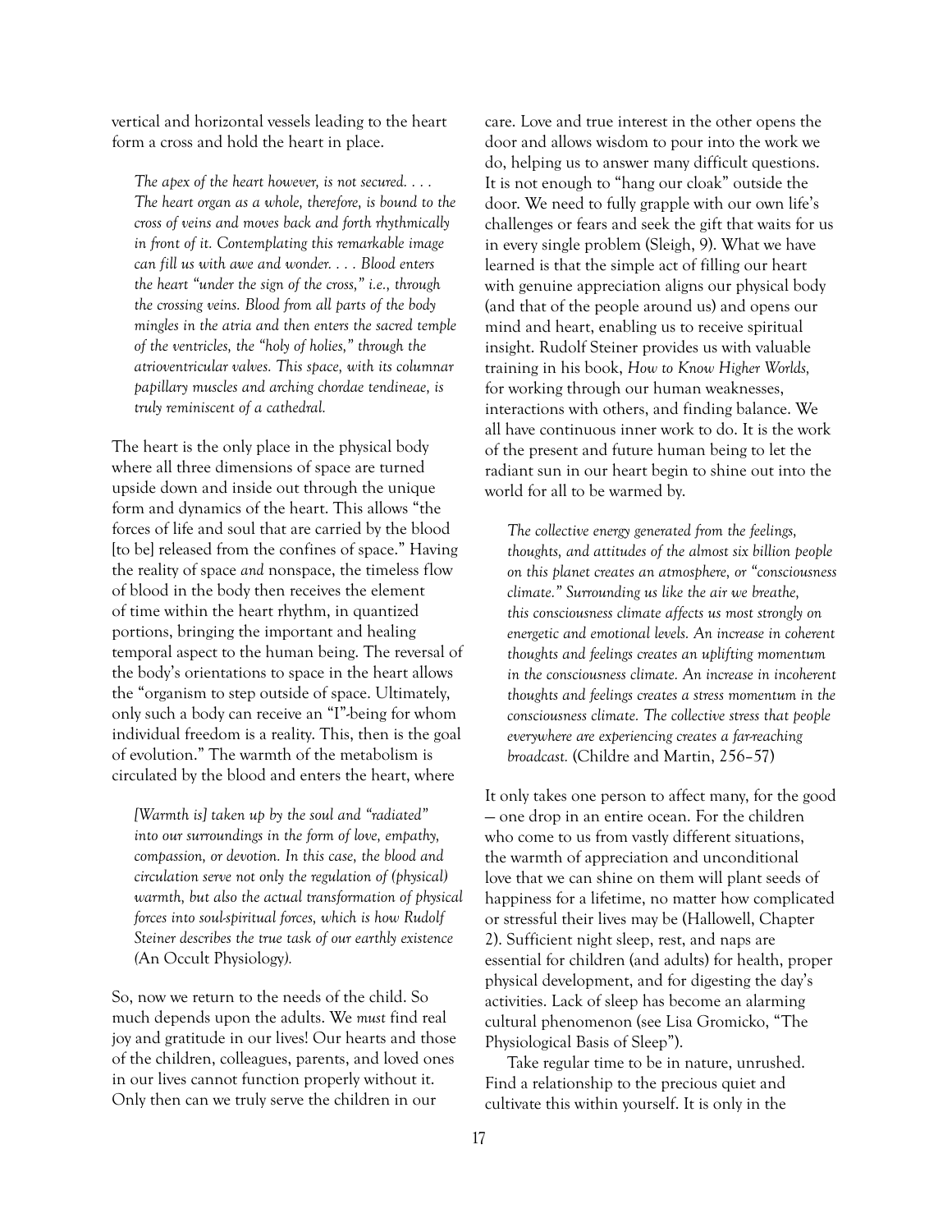vertical and horizontal vessels leading to the heart form a cross and hold the heart in place.

> *The apex of the heart however, is not secured. . . . The heart organ as a whole, therefore, is bound to the cross of veins and moves back and forth rhythmically in front of it. Contemplating this remarkable image can fill us with awe and wonder. . . . Blood enters the heart "under the sign of the cross," i.e., through the crossing veins. Blood from all parts of the body mingles in the atria and then enters the sacred temple of the ventricles, the "holy of holies," through the atrioventricular valves. This space, with its columnar papillary muscles and arching chordae tendineae, is truly reminiscent of a cathedral.*

The heart is the only place in the physical body where all three dimensions of space are turned upside down and inside out through the unique form and dynamics of the heart. This allows "the forces of life and soul that are carried by the blood [to be] released from the confines of space." Having the reality of space *and* nonspace, the timeless flow of blood in the body then receives the element of time within the heart rhythm, in quantized portions, bringing the important and healing temporal aspect to the human being. The reversal of the body's orientations to space in the heart allows the "organism to step outside of space. Ultimately, only such a body can receive an "I"-being for whom individual freedom is a reality. This, then is the goal of evolution." The warmth of the metabolism is circulated by the blood and enters the heart, where

> *[Warmth is] taken up by the soul and "radiated" into our surroundings in the form of love, empathy, compassion, or devotion. In this case, the blood and circulation serve not only the regulation of (physical) warmth, but also the actual transformation of physical forces into soul-spiritual forces, which is how Rudolf Steiner describes the true task of our earthly existence (*An Occult Physiology*).*

So, now we return to the needs of the child. So much depends upon the adults. We *must* find real joy and gratitude in our lives! Our hearts and those of the children, colleagues, parents, and loved ones in our lives cannot function properly without it. Only then can we truly serve the children in our care. Love and true interest in the other opens the door and allows wisdom to pour into the work we do, helping us to answer many difficult questions. It is not enough to "hang our cloak" outside the door. We need to fully grapple with our own life's challenges or fears and seek the gift that waits for us in every single problem (Sleigh, 9). What we have learned is that the simple act of filling our heart with genuine appreciation aligns our physical body (and that of the people around us) and opens our mind and heart, enabling us to receive spiritual insight. Rudolf Steiner provides us with valuable training in his book, *How to Know Higher Worlds,* for working through our human weaknesses, interactions with others, and finding balance. We all have continuous inner work to do. It is the work of the present and future human being to let the radiant sun in our heart begin to shine out into the world for all to be warmed by.

> *The collective energy generated from the feelings, thoughts, and attitudes of the almost six billion people on this planet creates an atmosphere, or "consciousness climate." Surrounding us like the air we breathe, this consciousness climate affects us most strongly on energetic and emotional levels. An increase in coherent thoughts and feelings creates an uplifting momentum in the consciousness climate. An increase in incoherent thoughts and feelings creates a stress momentum in the consciousness climate. The collective stress that people everywhere are experiencing creates a far-reaching broadcast.* (Childre and Martin, 256–57)

It only takes one person to affect many, for the good — one drop in an entire ocean. For the children who come to us from vastly different situations, the warmth of appreciation and unconditional love that we can shine on them will plant seeds of happiness for a lifetime, no matter how complicated or stressful their lives may be (Hallowell, Chapter 2). Sufficient night sleep, rest, and naps are essential for children (and adults) for health, proper physical development, and for digesting the day's activities. Lack of sleep has become an alarming cultural phenomenon (see Lisa Gromicko, "The Physiological Basis of Sleep").

Take regular time to be in nature, unrushed. Find a relationship to the precious quiet and cultivate this within yourself. It is only in the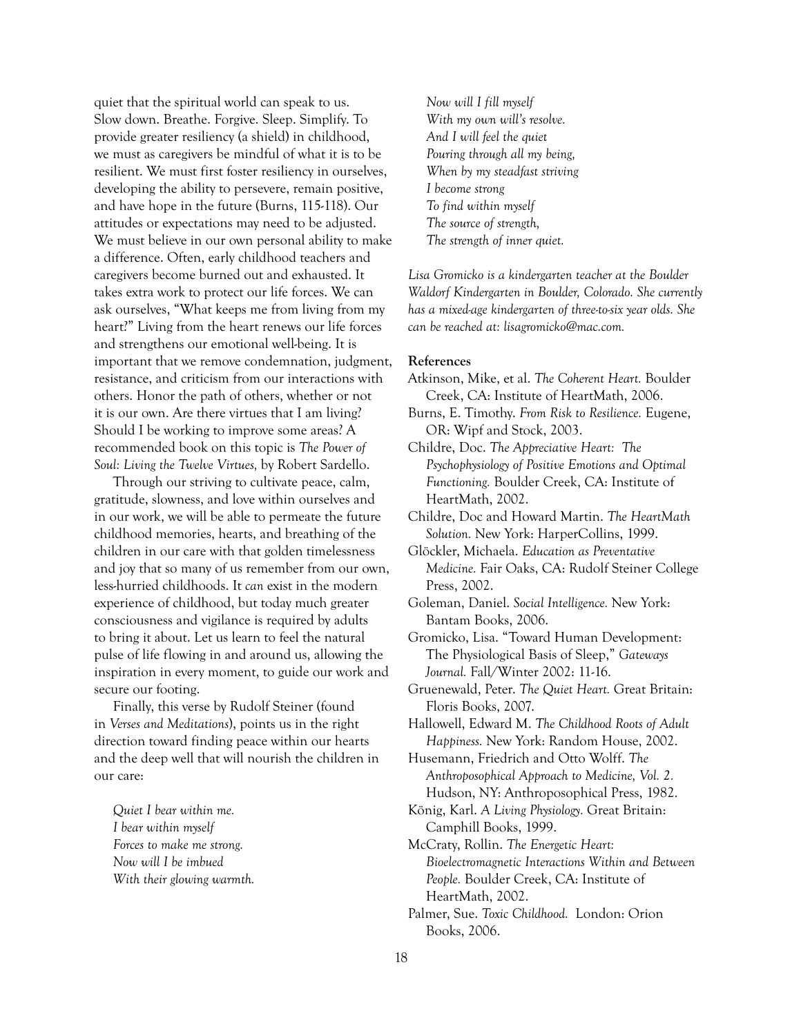quiet that the spiritual world can speak to us. Slow down. Breathe. Forgive. Sleep. Simplify. To provide greater resiliency (a shield) in childhood, we must as caregivers be mindful of what it is to be resilient. We must first foster resiliency in ourselves, developing the ability to persevere, remain positive, and have hope in the future (Burns, 115-118). Our attitudes or expectations may need to be adjusted. We must believe in our own personal ability to make a difference. Often, early childhood teachers and caregivers become burned out and exhausted. It takes extra work to protect our life forces. We can ask ourselves, "What keeps me from living from my heart?" Living from the heart renews our life forces and strengthens our emotional well-being. It is important that we remove condemnation, judgment, resistance, and criticism from our interactions with others. Honor the path of others, whether or not it is our own. Are there virtues that I am living? Should I be working to improve some areas? A recommended book on this topic is *The Power of Soul: Living the Twelve Virtues,* by Robert Sardello.

Through our striving to cultivate peace, calm, gratitude, slowness, and love within ourselves and in our work, we will be able to permeate the future childhood memories, hearts, and breathing of the children in our care with that golden timelessness and joy that so many of us remember from our own, less-hurried childhoods. It *can* exist in the modern experience of childhood, but today much greater consciousness and vigilance is required by adults to bring it about. Let us learn to feel the natural pulse of life flowing in and around us, allowing the inspiration in every moment, to guide our work and secure our footing.

Finally, this verse by Rudolf Steiner (found in *Verses and Meditations*), points us in the right direction toward finding peace within our hearts and the deep well that will nourish the children in our care:

*Quiet I bear within me.*
*I bear within myself*
*Forces to make me strong.*
*Now will I be imbued*
*With their glowing warmth.*
*Now will I fill myself*
*With my own will's resolve.*
*And I will feel the quiet*
*Pouring through all my being,*
*When by my steadfast striving*
*I become strong*
*To find within myself*
*The source of strength,*
*The strength of inner quiet.*

*Lisa Gromicko is a kindergarten teacher at the Boulder Waldorf Kindergarten in Boulder, Colorado. She currently has a mixed-age kindergarten of three-to-six year olds. She can be reached at: lisagromicko@mac.com.*

**References**

Atkinson, Mike, et al. *The Coherent Heart.* Boulder Creek, CA: Institute of HeartMath, 2006.

Burns, E. Timothy. *From Risk to Resilience.* Eugene, OR: Wipf and Stock, 2003.

Childre, Doc. *The Appreciative Heart: The Psychophysiology of Positive Emotions and Optimal Functioning.* Boulder Creek, CA: Institute of HeartMath, 2002.

Childre, Doc and Howard Martin. *The HeartMath Solution.* New York: HarperCollins, 1999.

Glöckler, Michaela. *Education as Preventative Medicine.* Fair Oaks, CA: Rudolf Steiner College Press, 2002.

Goleman, Daniel. *Social Intelligence.* New York: Bantam Books, 2006.

Gromicko, Lisa. "Toward Human Development: The Physiological Basis of Sleep," *Gateways Journal.* Fall/Winter 2002: 11-16.

Gruenewald, Peter. *The Quiet Heart.* Great Britain: Floris Books, 2007.

Hallowell, Edward M. *The Childhood Roots of Adult Happiness.* New York: Random House, 2002.

Husemann, Friedrich and Otto Wolff. *The Anthroposophical Approach to Medicine, Vol. 2.* Hudson, NY: Anthroposophical Press, 1982.

König, Karl. *A Living Physiology.* Great Britain: Camphill Books, 1999.

McCraty, Rollin. *The Energetic Heart: Bioelectromagnetic Interactions Within and Between People.* Boulder Creek, CA: Institute of HeartMath, 2002.

Palmer, Sue. *Toxic Childhood.* London: Orion Books, 2006.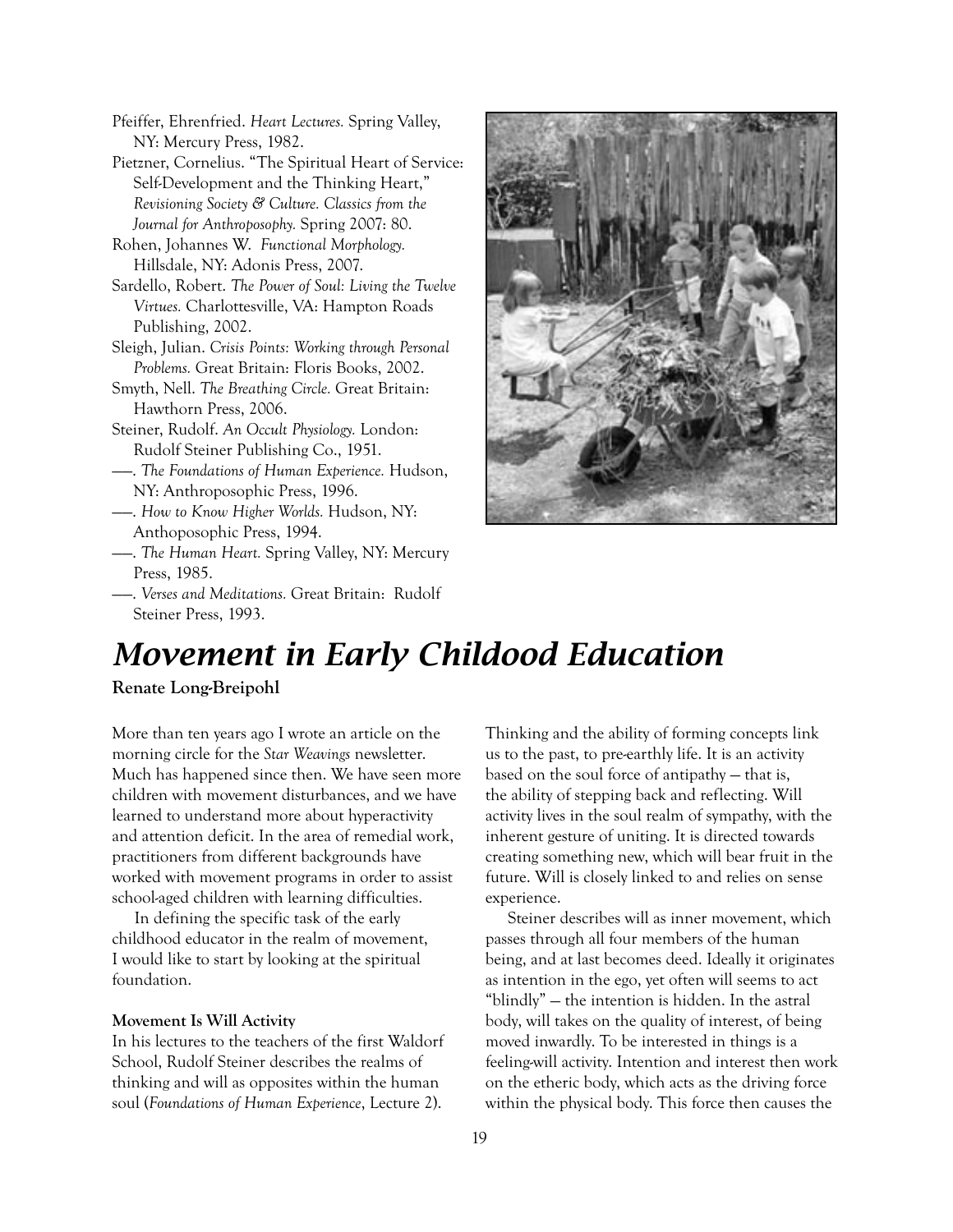Pfeiffer, Ehrenfried. *Heart Lectures.* Spring Valley, NY: Mercury Press, 1982.

Pietzner, Cornelius. "The Spiritual Heart of Service: Self-Development and the Thinking Heart," *Revisioning Society & Culture. Classics from the Journal for Anthroposophy.* Spring 2007: 80.

Rohen, Johannes W. *Functional Morphology.* Hillsdale, NY: Adonis Press, 2007.

Sardello, Robert. *The Power of Soul: Living the Twelve Virtues.* Charlottesville, VA: Hampton Roads Publishing, 2002.

Sleigh, Julian. *Crisis Points: Working through Personal Problems.* Great Britain: Floris Books, 2002.

Smyth, Nell. *The Breathing Circle.* Great Britain: Hawthorn Press, 2006.

Steiner, Rudolf. *An Occult Physiology.* London: Rudolf Steiner Publishing Co., 1951.

—. *The Foundations of Human Experience.* Hudson, NY: Anthroposophic Press, 1996.

—. *How to Know Higher Worlds.* Hudson, NY: Anthoposophic Press, 1994.

—. *The Human Heart.* Spring Valley, NY: Mercury Press, 1985.

—. *Verses and Meditations.* Great Britain: Rudolf Steiner Press, 1993.

# *Movement in Early Childood Education*

**Renate Long-Breipohl**

More than ten years ago I wrote an article on the morning circle for the *Star Weavings* newsletter. Much has happened since then. We have seen more children with movement disturbances, and we have learned to understand more about hyperactivity and attention deficit. In the area of remedial work, practitioners from different backgrounds have worked with movement programs in order to assist school-aged children with learning difficulties.

In defining the specific task of the early childhood educator in the realm of movement, I would like to start by looking at the spiritual foundation.

**Movement Is Will Activity**

In his lectures to the teachers of the first Waldorf School, Rudolf Steiner describes the realms of thinking and will as opposites within the human soul (*Foundations of Human Experience*, Lecture 2). Thinking and the ability of forming concepts link us to the past, to pre-earthly life. It is an activity based on the soul force of antipathy — that is, the ability of stepping back and reflecting. Will activity lives in the soul realm of sympathy, with the inherent gesture of uniting. It is directed towards creating something new, which will bear fruit in the future. Will is closely linked to and relies on sense experience.

Steiner describes will as inner movement, which passes through all four members of the human being, and at last becomes deed. Ideally it originates as intention in the ego, yet often will seems to act "blindly" — the intention is hidden. In the astral body, will takes on the quality of interest, of being moved inwardly. To be interested in things is a feeling-will activity. Intention and interest then work on the etheric body, which acts as the driving force within the physical body. This force then causes the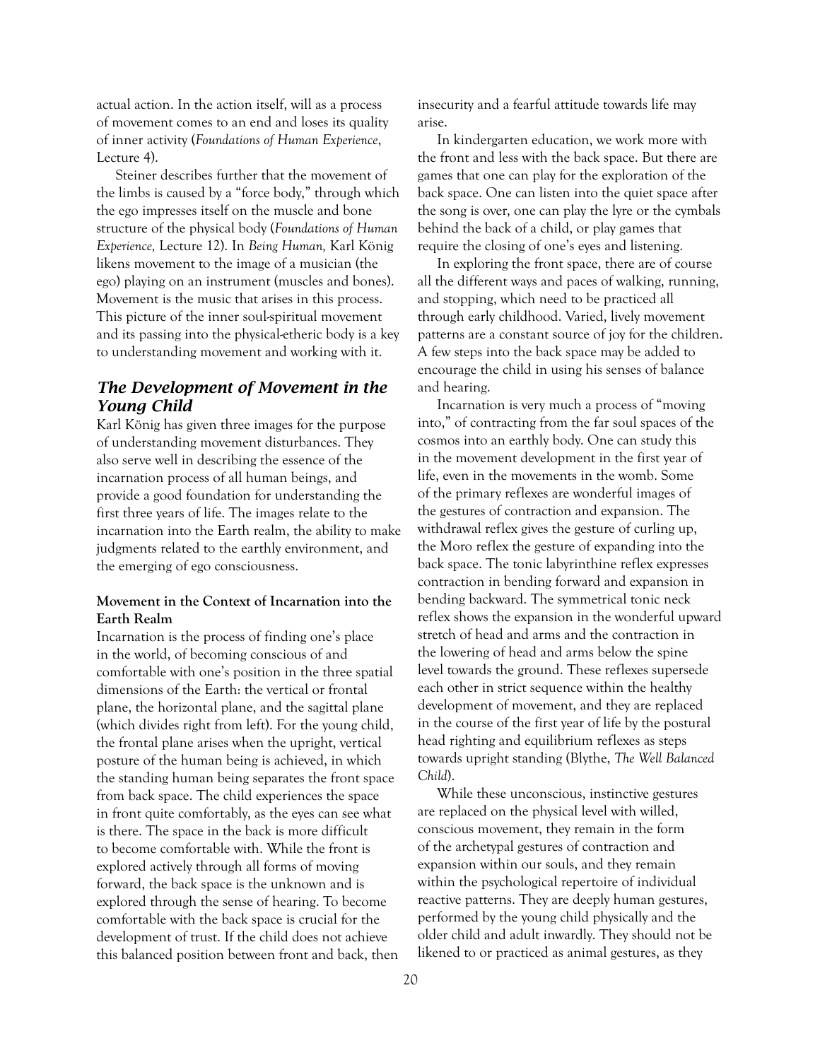actual action. In the action itself, will as a process of movement comes to an end and loses its quality of inner activity (*Foundations of Human Experience*, Lecture 4).

Steiner describes further that the movement of the limbs is caused by a "force body," through which the ego impresses itself on the muscle and bone structure of the physical body (*Foundations of Human Experience,* Lecture 12). In *Being Human,* Karl König likens movement to the image of a musician (the ego) playing on an instrument (muscles and bones). Movement is the music that arises in this process. This picture of the inner soul-spiritual movement and its passing into the physical-etheric body is a key to understanding movement and working with it.

## *The Development of Movement in the Young Child*

Karl König has given three images for the purpose of understanding movement disturbances. They also serve well in describing the essence of the incarnation process of all human beings, and provide a good foundation for understanding the first three years of life. The images relate to the incarnation into the Earth realm, the ability to make judgments related to the earthly environment, and the emerging of ego consciousness.

### Movement in the Context of Incarnation into the Earth Realm

Incarnation is the process of finding one's place in the world, of becoming conscious of and comfortable with one's position in the three spatial dimensions of the Earth: the vertical or frontal plane, the horizontal plane, and the sagittal plane (which divides right from left). For the young child, the frontal plane arises when the upright, vertical posture of the human being is achieved, in which the standing human being separates the front space from back space. The child experiences the space in front quite comfortably, as the eyes can see what is there. The space in the back is more difficult to become comfortable with. While the front is explored actively through all forms of moving forward, the back space is the unknown and is explored through the sense of hearing. To become comfortable with the back space is crucial for the development of trust. If the child does not achieve this balanced position between front and back, then insecurity and a fearful attitude towards life may arise.

In kindergarten education, we work more with the front and less with the back space. But there are games that one can play for the exploration of the back space. One can listen into the quiet space after the song is over, one can play the lyre or the cymbals behind the back of a child, or play games that require the closing of one's eyes and listening.

In exploring the front space, there are of course all the different ways and paces of walking, running, and stopping, which need to be practiced all through early childhood. Varied, lively movement patterns are a constant source of joy for the children. A few steps into the back space may be added to encourage the child in using his senses of balance and hearing.

Incarnation is very much a process of "moving into," of contracting from the far soul spaces of the cosmos into an earthly body. One can study this in the movement development in the first year of life, even in the movements in the womb. Some of the primary reflexes are wonderful images of the gestures of contraction and expansion. The withdrawal reflex gives the gesture of curling up, the Moro reflex the gesture of expanding into the back space. The tonic labyrinthine reflex expresses contraction in bending forward and expansion in bending backward. The symmetrical tonic neck reflex shows the expansion in the wonderful upward stretch of head and arms and the contraction in the lowering of head and arms below the spine level towards the ground. These reflexes supersede each other in strict sequence within the healthy development of movement, and they are replaced in the course of the first year of life by the postural head righting and equilibrium reflexes as steps towards upright standing (Blythe, *The Well Balanced Child*).

While these unconscious, instinctive gestures are replaced on the physical level with willed, conscious movement, they remain in the form of the archetypal gestures of contraction and expansion within our souls, and they remain within the psychological repertoire of individual reactive patterns. They are deeply human gestures, performed by the young child physically and the older child and adult inwardly. They should not be likened to or practiced as animal gestures, as they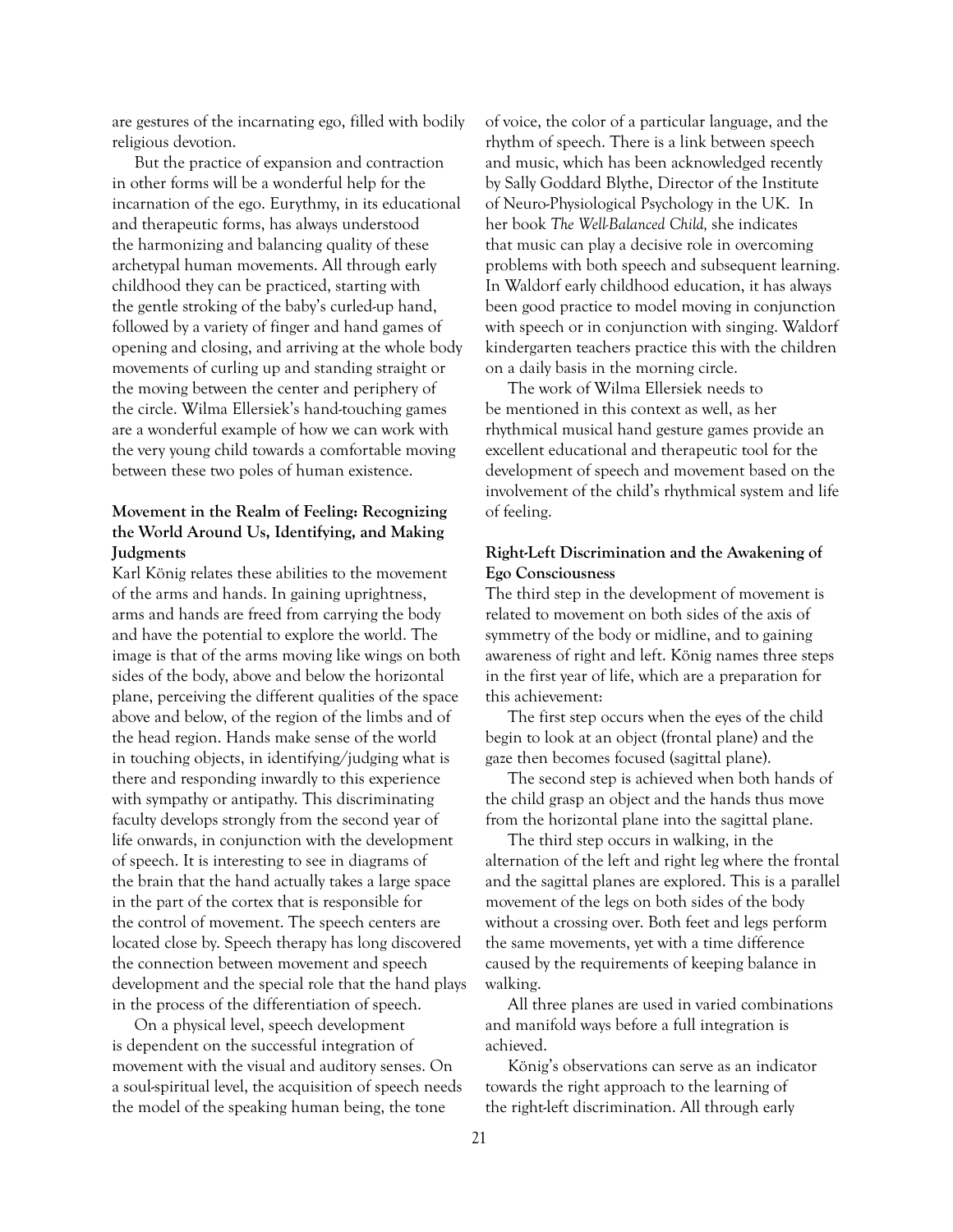are gestures of the incarnating ego, filled with bodily religious devotion.

But the practice of expansion and contraction in other forms will be a wonderful help for the incarnation of the ego. Eurythmy, in its educational and therapeutic forms, has always understood the harmonizing and balancing quality of these archetypal human movements. All through early childhood they can be practiced, starting with the gentle stroking of the baby's curled-up hand, followed by a variety of finger and hand games of opening and closing, and arriving at the whole body movements of curling up and standing straight or the moving between the center and periphery of the circle. Wilma Ellersiek's hand-touching games are a wonderful example of how we can work with the very young child towards a comfortable moving between these two poles of human existence.

### Movement in the Realm of Feeling: Recognizing the World Around Us, Identifying, and Making Judgments

Karl König relates these abilities to the movement of the arms and hands. In gaining uprightness, arms and hands are freed from carrying the body and have the potential to explore the world. The image is that of the arms moving like wings on both sides of the body, above and below the horizontal plane, perceiving the different qualities of the space above and below, of the region of the limbs and of the head region. Hands make sense of the world in touching objects, in identifying/judging what is there and responding inwardly to this experience with sympathy or antipathy. This discriminating faculty develops strongly from the second year of life onwards, in conjunction with the development of speech. It is interesting to see in diagrams of the brain that the hand actually takes a large space in the part of the cortex that is responsible for the control of movement. The speech centers are located close by. Speech therapy has long discovered the connection between movement and speech development and the special role that the hand plays in the process of the differentiation of speech.

On a physical level, speech development is dependent on the successful integration of movement with the visual and auditory senses. On a soul-spiritual level, the acquisition of speech needs the model of the speaking human being, the tone of voice, the color of a particular language, and the rhythm of speech. There is a link between speech and music, which has been acknowledged recently by Sally Goddard Blythe, Director of the Institute of Neuro-Physiological Psychology in the UK. In her book *The Well-Balanced Child,* she indicates that music can play a decisive role in overcoming problems with both speech and subsequent learning. In Waldorf early childhood education, it has always been good practice to model moving in conjunction with speech or in conjunction with singing. Waldorf kindergarten teachers practice this with the children on a daily basis in the morning circle.

The work of Wilma Ellersiek needs to be mentioned in this context as well, as her rhythmical musical hand gesture games provide an excellent educational and therapeutic tool for the development of speech and movement based on the involvement of the child's rhythmical system and life of feeling.

### Right-Left Discrimination and the Awakening of Ego Consciousness

The third step in the development of movement is related to movement on both sides of the axis of symmetry of the body or midline, and to gaining awareness of right and left. König names three steps in the first year of life, which are a preparation for this achievement:

The first step occurs when the eyes of the child begin to look at an object (frontal plane) and the gaze then becomes focused (sagittal plane).

The second step is achieved when both hands of the child grasp an object and the hands thus move from the horizontal plane into the sagittal plane.

The third step occurs in walking, in the alternation of the left and right leg where the frontal and the sagittal planes are explored. This is a parallel movement of the legs on both sides of the body without a crossing over. Both feet and legs perform the same movements, yet with a time difference caused by the requirements of keeping balance in walking.

All three planes are used in varied combinations and manifold ways before a full integration is achieved.

König's observations can serve as an indicator towards the right approach to the learning of the right-left discrimination. All through early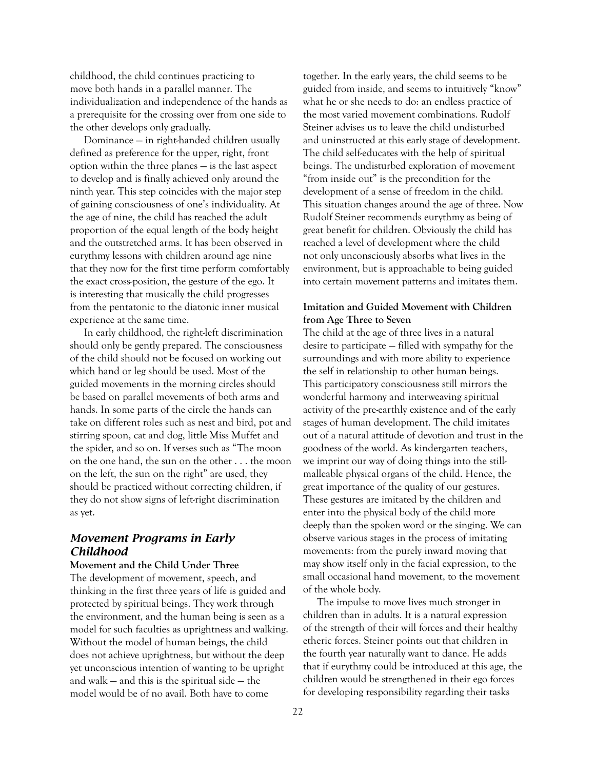childhood, the child continues practicing to move both hands in a parallel manner. The individualization and independence of the hands as a prerequisite for the crossing over from one side to the other develops only gradually.

Dominance — in right-handed children usually defined as preference for the upper, right, front option within the three planes — is the last aspect to develop and is finally achieved only around the ninth year. This step coincides with the major step of gaining consciousness of one's individuality. At the age of nine, the child has reached the adult proportion of the equal length of the body height and the outstretched arms. It has been observed in eurythmy lessons with children around age nine that they now for the first time perform comfortably the exact cross-position, the gesture of the ego. It is interesting that musically the child progresses from the pentatonic to the diatonic inner musical experience at the same time.

In early childhood, the right-left discrimination should only be gently prepared. The consciousness of the child should not be focused on working out which hand or leg should be used. Most of the guided movements in the morning circles should be based on parallel movements of both arms and hands. In some parts of the circle the hands can take on different roles such as nest and bird, pot and stirring spoon, cat and dog, little Miss Muffet and the spider, and so on. If verses such as "The moon on the one hand, the sun on the other . . . the moon on the left, the sun on the right" are used, they should be practiced without correcting children, if they do not show signs of left-right discrimination as yet.

## *Movement Programs in Early Childhood*

**Movement and the Child Under Three**

The development of movement, speech, and thinking in the first three years of life is guided and protected by spiritual beings. They work through the environment, and the human being is seen as a model for such faculties as uprightness and walking. Without the model of human beings, the child does not achieve uprightness, but without the deep yet unconscious intention of wanting to be upright and walk — and this is the spiritual side — the model would be of no avail. Both have to come together. In the early years, the child seems to be guided from inside, and seems to intuitively "know" what he or she needs to do: an endless practice of the most varied movement combinations. Rudolf Steiner advises us to leave the child undisturbed and uninstructed at this early stage of development. The child self-educates with the help of spiritual beings. The undisturbed exploration of movement "from inside out" is the precondition for the development of a sense of freedom in the child. This situation changes around the age of three. Now Rudolf Steiner recommends eurythmy as being of great benefit for children. Obviously the child has reached a level of development where the child not only unconsciously absorbs what lives in the environment, but is approachable to being guided into certain movement patterns and imitates them.

**Imitation and Guided Movement with Children from Age Three to Seven**

The child at the age of three lives in a natural desire to participate — filled with sympathy for the surroundings and with more ability to experience the self in relationship to other human beings. This participatory consciousness still mirrors the wonderful harmony and interweaving spiritual activity of the pre-earthly existence and of the early stages of human development. The child imitates out of a natural attitude of devotion and trust in the goodness of the world. As kindergarten teachers, we imprint our way of doing things into the still-malleable physical organs of the child. Hence, the great importance of the quality of our gestures. These gestures are imitated by the children and enter into the physical body of the child more deeply than the spoken word or the singing. We can observe various stages in the process of imitating movements: from the purely inward moving that may show itself only in the facial expression, to the small occasional hand movement, to the movement of the whole body.

The impulse to move lives much stronger in children than in adults. It is a natural expression of the strength of their will forces and their healthy etheric forces. Steiner points out that children in the fourth year naturally want to dance. He adds that if eurythmy could be introduced at this age, the children would be strengthened in their ego forces for developing responsibility regarding their tasks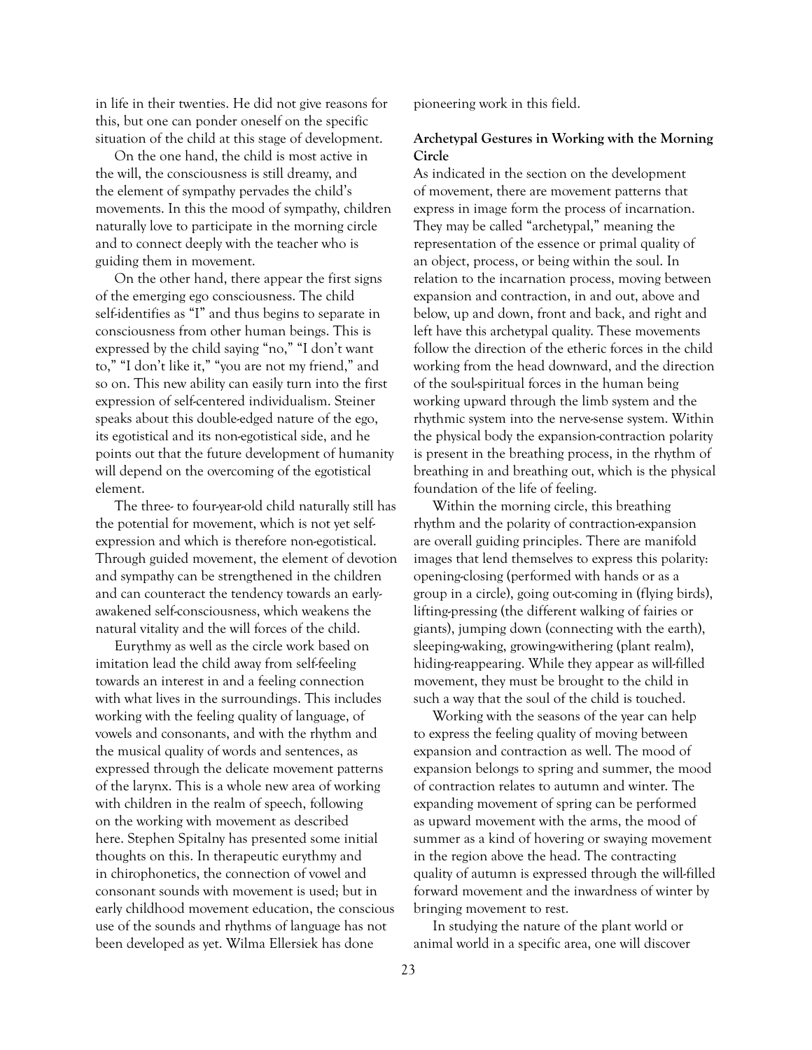in life in their twenties. He did not give reasons for this, but one can ponder oneself on the specific situation of the child at this stage of development.

On the one hand, the child is most active in the will, the consciousness is still dreamy, and the element of sympathy pervades the child's movements. In this the mood of sympathy, children naturally love to participate in the morning circle and to connect deeply with the teacher who is guiding them in movement.

On the other hand, there appear the first signs of the emerging ego consciousness. The child self-identifies as "I" and thus begins to separate in consciousness from other human beings. This is expressed by the child saying "no," "I don't want to," "I don't like it," "you are not my friend," and so on. This new ability can easily turn into the first expression of self-centered individualism. Steiner speaks about this double-edged nature of the ego, its egotistical and its non-egotistical side, and he points out that the future development of humanity will depend on the overcoming of the egotistical element.

The three- to four-year-old child naturally still has the potential for movement, which is not yet self-expression and which is therefore non-egotistical. Through guided movement, the element of devotion and sympathy can be strengthened in the children and can counteract the tendency towards an early-awakened self-consciousness, which weakens the natural vitality and the will forces of the child.

Eurythmy as well as the circle work based on imitation lead the child away from self-feeling towards an interest in and a feeling connection with what lives in the surroundings. This includes working with the feeling quality of language, of vowels and consonants, and with the rhythm and the musical quality of words and sentences, as expressed through the delicate movement patterns of the larynx. This is a whole new area of working with children in the realm of speech, following on the working with movement as described here. Stephen Spitalny has presented some initial thoughts on this. In therapeutic eurythmy and in chirophonetics, the connection of vowel and consonant sounds with movement is used; but in early childhood movement education, the conscious use of the sounds and rhythms of language has not been developed as yet. Wilma Ellersiek has done pioneering work in this field.

**Archetypal Gestures in Working with the Morning Circle**

As indicated in the section on the development of movement, there are movement patterns that express in image form the process of incarnation. They may be called "archetypal," meaning the representation of the essence or primal quality of an object, process, or being within the soul. In relation to the incarnation process, moving between expansion and contraction, in and out, above and below, up and down, front and back, and right and left have this archetypal quality. These movements follow the direction of the etheric forces in the child working from the head downward, and the direction of the soul-spiritual forces in the human being working upward through the limb system and the rhythmic system into the nerve-sense system. Within the physical body the expansion-contraction polarity is present in the breathing process, in the rhythm of breathing in and breathing out, which is the physical foundation of the life of feeling.

Within the morning circle, this breathing rhythm and the polarity of contraction-expansion are overall guiding principles. There are manifold images that lend themselves to express this polarity: opening-closing (performed with hands or as a group in a circle), going out-coming in (flying birds), lifting-pressing (the different walking of fairies or giants), jumping down (connecting with the earth), sleeping-waking, growing-withering (plant realm), hiding-reappearing. While they appear as will-filled movement, they must be brought to the child in such a way that the soul of the child is touched.

Working with the seasons of the year can help to express the feeling quality of moving between expansion and contraction as well. The mood of expansion belongs to spring and summer, the mood of contraction relates to autumn and winter. The expanding movement of spring can be performed as upward movement with the arms, the mood of summer as a kind of hovering or swaying movement in the region above the head. The contracting quality of autumn is expressed through the will-filled forward movement and the inwardness of winter by bringing movement to rest.

In studying the nature of the plant world or animal world in a specific area, one will discover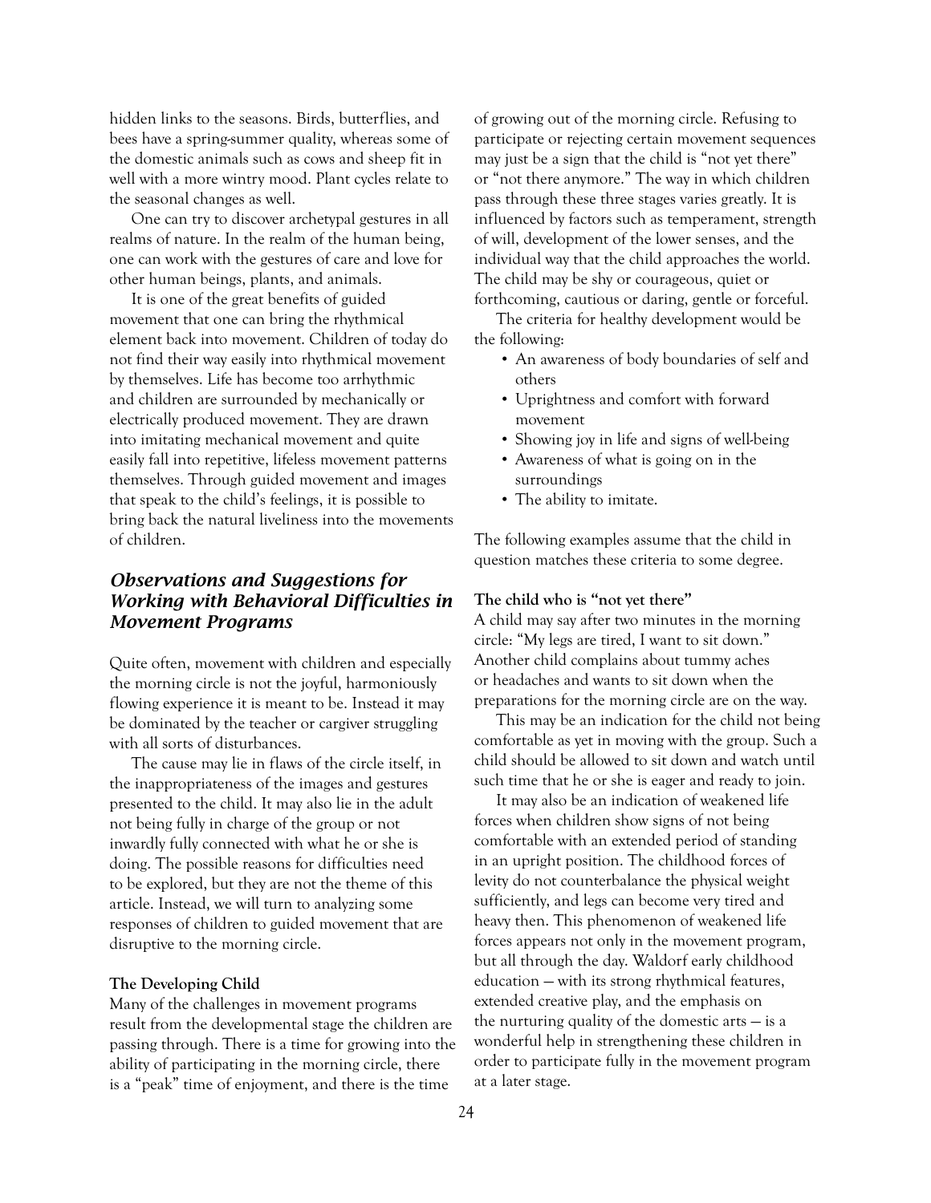hidden links to the seasons. Birds, butterflies, and bees have a spring-summer quality, whereas some of the domestic animals such as cows and sheep fit in well with a more wintry mood. Plant cycles relate to the seasonal changes as well.

One can try to discover archetypal gestures in all realms of nature. In the realm of the human being, one can work with the gestures of care and love for other human beings, plants, and animals.

It is one of the great benefits of guided movement that one can bring the rhythmical element back into movement. Children of today do not find their way easily into rhythmical movement by themselves. Life has become too arrhythmic and children are surrounded by mechanically or electrically produced movement. They are drawn into imitating mechanical movement and quite easily fall into repetitive, lifeless movement patterns themselves. Through guided movement and images that speak to the child's feelings, it is possible to bring back the natural liveliness into the movements of children.

## *Observations and Suggestions for Working with Behavioral Difficulties in Movement Programs*

Quite often, movement with children and especially the morning circle is not the joyful, harmoniously flowing experience it is meant to be. Instead it may be dominated by the teacher or cargiver struggling with all sorts of disturbances.

The cause may lie in flaws of the circle itself, in the inappropriateness of the images and gestures presented to the child. It may also lie in the adult not being fully in charge of the group or not inwardly fully connected with what he or she is doing. The possible reasons for difficulties need to be explored, but they are not the theme of this article. Instead, we will turn to analyzing some responses of children to guided movement that are disruptive to the morning circle.

### The Developing Child

Many of the challenges in movement programs result from the developmental stage the children are passing through. There is a time for growing into the ability of participating in the morning circle, there is a "peak" time of enjoyment, and there is the time of growing out of the morning circle. Refusing to participate or rejecting certain movement sequences may just be a sign that the child is "not yet there" or "not there anymore." The way in which children pass through these three stages varies greatly. It is influenced by factors such as temperament, strength of will, development of the lower senses, and the individual way that the child approaches the world. The child may be shy or courageous, quiet or forthcoming, cautious or daring, gentle or forceful.

The criteria for healthy development would be the following:

- An awareness of body boundaries of self and others
- Uprightness and comfort with forward movement
- Showing joy in life and signs of well-being
- Awareness of what is going on in the surroundings
- The ability to imitate.

The following examples assume that the child in question matches these criteria to some degree.

### The child who is "not yet there"

A child may say after two minutes in the morning circle: "My legs are tired, I want to sit down." Another child complains about tummy aches or headaches and wants to sit down when the preparations for the morning circle are on the way.

This may be an indication for the child not being comfortable as yet in moving with the group. Such a child should be allowed to sit down and watch until such time that he or she is eager and ready to join.

It may also be an indication of weakened life forces when children show signs of not being comfortable with an extended period of standing in an upright position. The childhood forces of levity do not counterbalance the physical weight sufficiently, and legs can become very tired and heavy then. This phenomenon of weakened life forces appears not only in the movement program, but all through the day. Waldorf early childhood education — with its strong rhythmical features, extended creative play, and the emphasis on the nurturing quality of the domestic arts — is a wonderful help in strengthening these children in order to participate fully in the movement program at a later stage.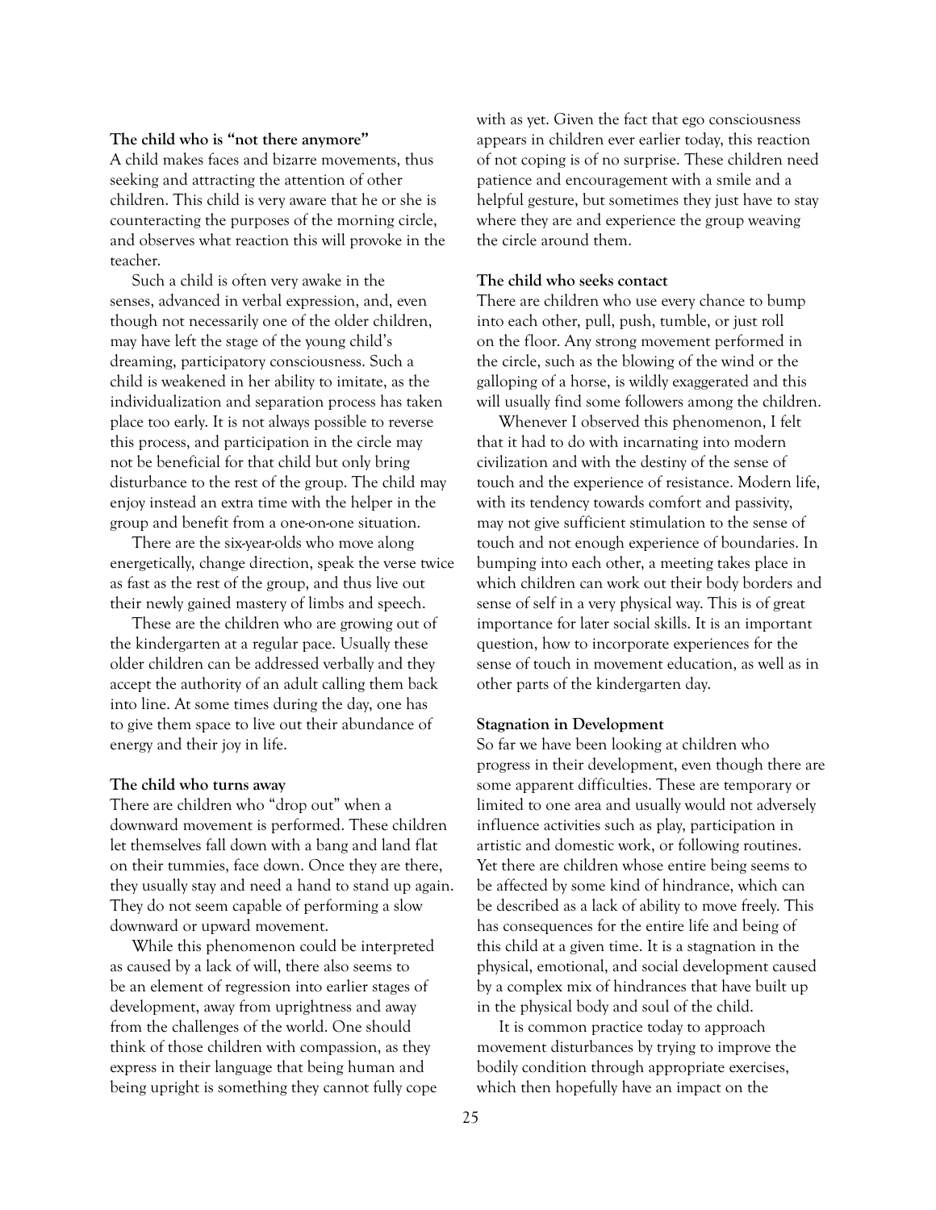**The child who is "not there anymore"**

A child makes faces and bizarre movements, thus seeking and attracting the attention of other children. This child is very aware that he or she is counteracting the purposes of the morning circle, and observes what reaction this will provoke in the teacher.

Such a child is often very awake in the senses, advanced in verbal expression, and, even though not necessarily one of the older children, may have left the stage of the young child's dreaming, participatory consciousness. Such a child is weakened in her ability to imitate, as the individualization and separation process has taken place too early. It is not always possible to reverse this process, and participation in the circle may not be beneficial for that child but only bring disturbance to the rest of the group. The child may enjoy instead an extra time with the helper in the group and benefit from a one-on-one situation.

There are the six-year-olds who move along energetically, change direction, speak the verse twice as fast as the rest of the group, and thus live out their newly gained mastery of limbs and speech.

These are the children who are growing out of the kindergarten at a regular pace. Usually these older children can be addressed verbally and they accept the authority of an adult calling them back into line. At some times during the day, one has to give them space to live out their abundance of energy and their joy in life.

**The child who turns away**

There are children who "drop out" when a downward movement is performed. These children let themselves fall down with a bang and land flat on their tummies, face down. Once they are there, they usually stay and need a hand to stand up again. They do not seem capable of performing a slow downward or upward movement.

While this phenomenon could be interpreted as caused by a lack of will, there also seems to be an element of regression into earlier stages of development, away from uprightness and away from the challenges of the world. One should think of those children with compassion, as they express in their language that being human and being upright is something they cannot fully cope with as yet. Given the fact that ego consciousness appears in children ever earlier today, this reaction of not coping is of no surprise. These children need patience and encouragement with a smile and a helpful gesture, but sometimes they just have to stay where they are and experience the group weaving the circle around them.

**The child who seeks contact**

There are children who use every chance to bump into each other, pull, push, tumble, or just roll on the floor. Any strong movement performed in the circle, such as the blowing of the wind or the galloping of a horse, is wildly exaggerated and this will usually find some followers among the children.

Whenever I observed this phenomenon, I felt that it had to do with incarnating into modern civilization and with the destiny of the sense of touch and the experience of resistance. Modern life, with its tendency towards comfort and passivity, may not give sufficient stimulation to the sense of touch and not enough experience of boundaries. In bumping into each other, a meeting takes place in which children can work out their body borders and sense of self in a very physical way. This is of great importance for later social skills. It is an important question, how to incorporate experiences for the sense of touch in movement education, as well as in other parts of the kindergarten day.

**Stagnation in Development**

So far we have been looking at children who progress in their development, even though there are some apparent difficulties. These are temporary or limited to one area and usually would not adversely influence activities such as play, participation in artistic and domestic work, or following routines. Yet there are children whose entire being seems to be affected by some kind of hindrance, which can be described as a lack of ability to move freely. This has consequences for the entire life and being of this child at a given time. It is a stagnation in the physical, emotional, and social development caused by a complex mix of hindrances that have built up in the physical body and soul of the child.

It is common practice today to approach movement disturbances by trying to improve the bodily condition through appropriate exercises, which then hopefully have an impact on the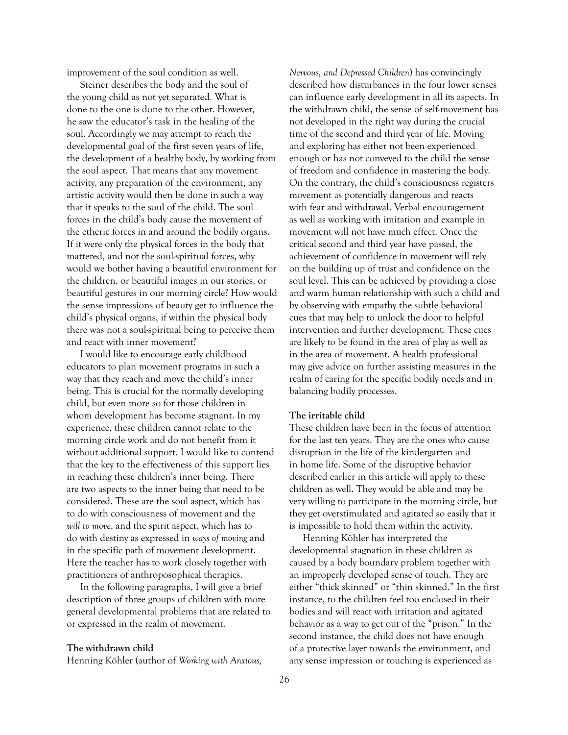improvement of the soul condition as well.

Steiner describes the body and the soul of the young child as not yet separated. What is done to the one is done to the other. However, he saw the educator's task in the healing of the soul. Accordingly we may attempt to reach the developmental goal of the first seven years of life, the development of a healthy body, by working from the soul aspect. That means that any movement activity, any preparation of the environment, any artistic activity would then be done in such a way that it speaks to the soul of the child. The soul forces in the child's body cause the movement of the etheric forces in and around the bodily organs. If it were only the physical forces in the body that mattered, and not the soul-spiritual forces, why would we bother having a beautiful environment for the children, or beautiful images in our stories, or beautiful gestures in our morning circle? How would the sense impressions of beauty get to influence the child's physical organs, if within the physical body there was not a soul-spiritual being to perceive them and react with inner movement?

I would like to encourage early childhood educators to plan movement programs in such a way that they reach and move the child's inner being. This is crucial for the normally developing child, but even more so for those children in whom development has become stagnant. In my experience, these children cannot relate to the morning circle work and do not benefit from it without additional support. I would like to contend that the key to the effectiveness of this support lies in reaching these children's inner being. There are two aspects to the inner being that need to be considered. These are the soul aspect, which has to do with consciousness of movement and the *will to move*, and the spirit aspect, which has to do with destiny as expressed in *ways of moving* and in the specific path of movement development. Here the teacher has to work closely together with practitioners of anthroposophical therapies.

In the following paragraphs, I will give a brief description of three groups of children with more general developmental problems that are related to or expressed in the realm of movement.

**The withdrawn child**

Henning Köhler (author of *Working with Anxious, Nervous, and Depressed Children*) has convincingly described how disturbances in the four lower senses can influence early development in all its aspects. In the withdrawn child, the sense of self-movement has not developed in the right way during the crucial time of the second and third year of life. Moving and exploring has either not been experienced enough or has not conveyed to the child the sense of freedom and confidence in mastering the body. On the contrary, the child's consciousness registers movement as potentially dangerous and reacts with fear and withdrawal. Verbal encouragement as well as working with imitation and example in movement will not have much effect. Once the critical second and third year have passed, the achievement of confidence in movement will rely on the building up of trust and confidence on the soul level. This can be achieved by providing a close and warm human relationship with such a child and by observing with empathy the subtle behavioral cues that may help to unlock the door to helpful intervention and further development. These cues are likely to be found in the area of play as well as in the area of movement. A health professional may give advice on further assisting measures in the realm of caring for the specific bodily needs and in balancing bodily processes.

**The irritable child**

These children have been in the focus of attention for the last ten years. They are the ones who cause disruption in the life of the kindergarten and in home life. Some of the disruptive behavior described earlier in this article will apply to these children as well. They would be able and may be very willing to participate in the morning circle, but they get overstimulated and agitated so easily that it is impossible to hold them within the activity.

Henning Köhler has interpreted the developmental stagnation in these children as caused by a body boundary problem together with an improperly developed sense of touch. They are either "thick skinned" or "thin skinned." In the first instance, to the children feel too enclosed in their bodies and will react with irritation and agitated behavior as a way to get out of the "prison." In the second instance, the child does not have enough of a protective layer towards the environment, and any sense impression or touching is experienced as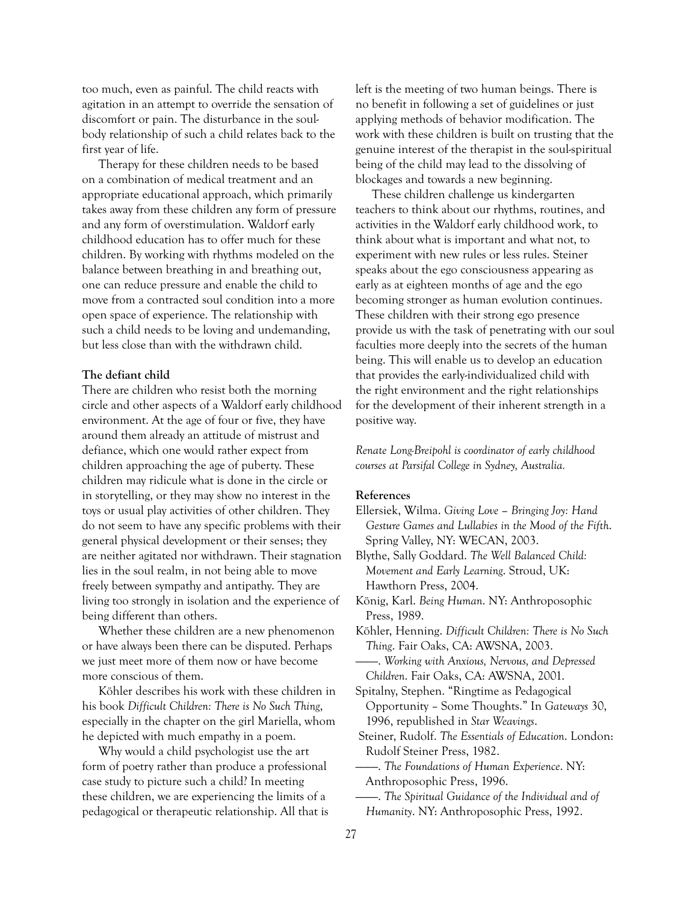too much, even as painful. The child reacts with agitation in an attempt to override the sensation of discomfort or pain. The disturbance in the soul-body relationship of such a child relates back to the first year of life.

Therapy for these children needs to be based on a combination of medical treatment and an appropriate educational approach, which primarily takes away from these children any form of pressure and any form of overstimulation. Waldorf early childhood education has to offer much for these children. By working with rhythms modeled on the balance between breathing in and breathing out, one can reduce pressure and enable the child to move from a contracted soul condition into a more open space of experience. The relationship with such a child needs to be loving and undemanding, but less close than with the withdrawn child.

**The defiant child**

There are children who resist both the morning circle and other aspects of a Waldorf early childhood environment. At the age of four or five, they have around them already an attitude of mistrust and defiance, which one would rather expect from children approaching the age of puberty. These children may ridicule what is done in the circle or in storytelling, or they may show no interest in the toys or usual play activities of other children. They do not seem to have any specific problems with their general physical development or their senses; they are neither agitated nor withdrawn. Their stagnation lies in the soul realm, in not being able to move freely between sympathy and antipathy. They are living too strongly in isolation and the experience of being different than others.

Whether these children are a new phenomenon or have always been there can be disputed. Perhaps we just meet more of them now or have become more conscious of them.

Köhler describes his work with these children in his book *Difficult Children: There is No Such Thing*, especially in the chapter on the girl Mariella, whom he depicted with much empathy in a poem.

Why would a child psychologist use the art form of poetry rather than produce a professional case study to picture such a child? In meeting these children, we are experiencing the limits of a pedagogical or therapeutic relationship. All that is left is the meeting of two human beings. There is no benefit in following a set of guidelines or just applying methods of behavior modification. The work with these children is built on trusting that the genuine interest of the therapist in the soul-spiritual being of the child may lead to the dissolving of blockages and towards a new beginning.

These children challenge us kindergarten teachers to think about our rhythms, routines, and activities in the Waldorf early childhood work, to think about what is important and what not, to experiment with new rules or less rules. Steiner speaks about the ego consciousness appearing as early as at eighteen months of age and the ego becoming stronger as human evolution continues. These children with their strong ego presence provide us with the task of penetrating with our soul faculties more deeply into the secrets of the human being. This will enable us to develop an education that provides the early-individualized child with the right environment and the right relationships for the development of their inherent strength in a positive way.

*Renate Long-Breipohl is coordinator of early childhood courses at Parsifal College in Sydney, Australia.*

**References**

Ellersiek, Wilma. *Giving Love – Bringing Joy: Hand Gesture Games and Lullabies in the Mood of the Fifth*. Spring Valley, NY: WECAN, 2003.

Blythe, Sally Goddard. *The Well Balanced Child: Movement and Early Learning*. Stroud, UK: Hawthorn Press, 2004.

König, Karl. *Being Human*. NY: Anthroposophic Press, 1989.

Köhler, Henning. *Difficult Children: There is No Such Thing*. Fair Oaks, CA: AWSNA, 2003.

——. *Working with Anxious, Nervous, and Depressed Children*. Fair Oaks, CA: AWSNA, 2001.

Spitalny, Stephen. "Ringtime as Pedagogical Opportunity – Some Thoughts." In *Gateways* 30, 1996, republished in *Star Weavings*.

Steiner, Rudolf. *The Essentials of Education*. London: Rudolf Steiner Press, 1982.

——. *The Foundations of Human Experience*. NY: Anthroposophic Press, 1996.

——. *The Spiritual Guidance of the Individual and of Humanity*. NY: Anthroposophic Press, 1992.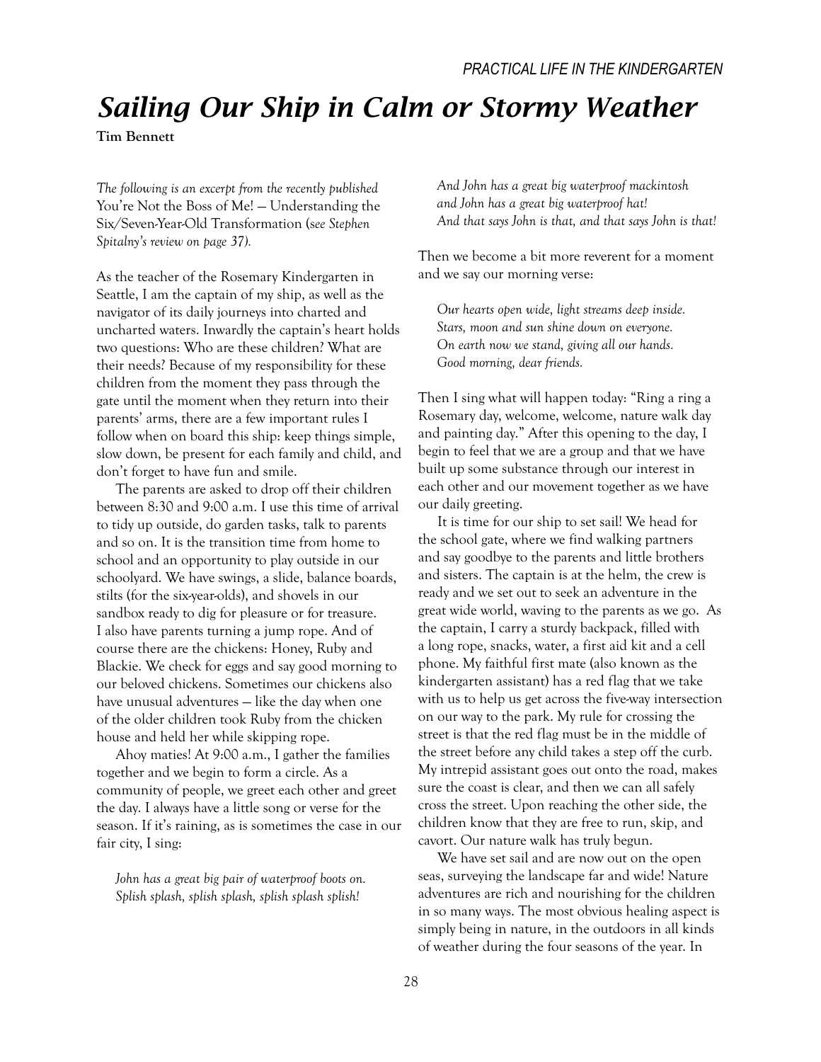# Sailing Our Ship in Calm or Stormy Weather

**Tim Bennett**

*The following is an excerpt from the recently published* You're Not the Boss of Me! — Understanding the Six/Seven-Year-Old Transformation (*see Stephen Spitalny's review on page 37).*

As the teacher of the Rosemary Kindergarten in Seattle, I am the captain of my ship, as well as the navigator of its daily journeys into charted and uncharted waters. Inwardly the captain's heart holds two questions: Who are these children? What are their needs? Because of my responsibility for these children from the moment they pass through the gate until the moment when they return into their parents' arms, there are a few important rules I follow when on board this ship: keep things simple, slow down, be present for each family and child, and don't forget to have fun and smile.

The parents are asked to drop off their children between 8:30 and 9:00 a.m. I use this time of arrival to tidy up outside, do garden tasks, talk to parents and so on. It is the transition time from home to school and an opportunity to play outside in our schoolyard. We have swings, a slide, balance boards, stilts (for the six-year-olds), and shovels in our sandbox ready to dig for pleasure or for treasure. I also have parents turning a jump rope. And of course there are the chickens: Honey, Ruby and Blackie. We check for eggs and say good morning to our beloved chickens. Sometimes our chickens also have unusual adventures — like the day when one of the older children took Ruby from the chicken house and held her while skipping rope.

Ahoy maties! At 9:00 a.m., I gather the families together and we begin to form a circle. As a community of people, we greet each other and greet the day. I always have a little song or verse for the season. If it's raining, as is sometimes the case in our fair city, I sing:

> *John has a great big pair of waterproof boots on.*
> *Splish splash, splish splash, splish splash splish!*
> *And John has a great big waterproof mackintosh*
> *and John has a great big waterproof hat!*
> *And that says John is that, and that says John is that!*

Then we become a bit more reverent for a moment and we say our morning verse:

> *Our hearts open wide, light streams deep inside.*
> *Stars, moon and sun shine down on everyone.*
> *On earth now we stand, giving all our hands.*
> *Good morning, dear friends.*

Then I sing what will happen today: "Ring a ring a Rosemary day, welcome, welcome, nature walk day and painting day." After this opening to the day, I begin to feel that we are a group and that we have built up some substance through our interest in each other and our movement together as we have our daily greeting.

It is time for our ship to set sail! We head for the school gate, where we find walking partners and say goodbye to the parents and little brothers and sisters. The captain is at the helm, the crew is ready and we set out to seek an adventure in the great wide world, waving to the parents as we go. As the captain, I carry a sturdy backpack, filled with a long rope, snacks, water, a first aid kit and a cell phone. My faithful first mate (also known as the kindergarten assistant) has a red flag that we take with us to help us get across the five-way intersection on our way to the park. My rule for crossing the street is that the red flag must be in the middle of the street before any child takes a step off the curb. My intrepid assistant goes out onto the road, makes sure the coast is clear, and then we can all safely cross the street. Upon reaching the other side, the children know that they are free to run, skip, and cavort. Our nature walk has truly begun.

We have set sail and are now out on the open seas, surveying the landscape far and wide! Nature adventures are rich and nourishing for the children in so many ways. The most obvious healing aspect is simply being in nature, in the outdoors in all kinds of weather during the four seasons of the year. In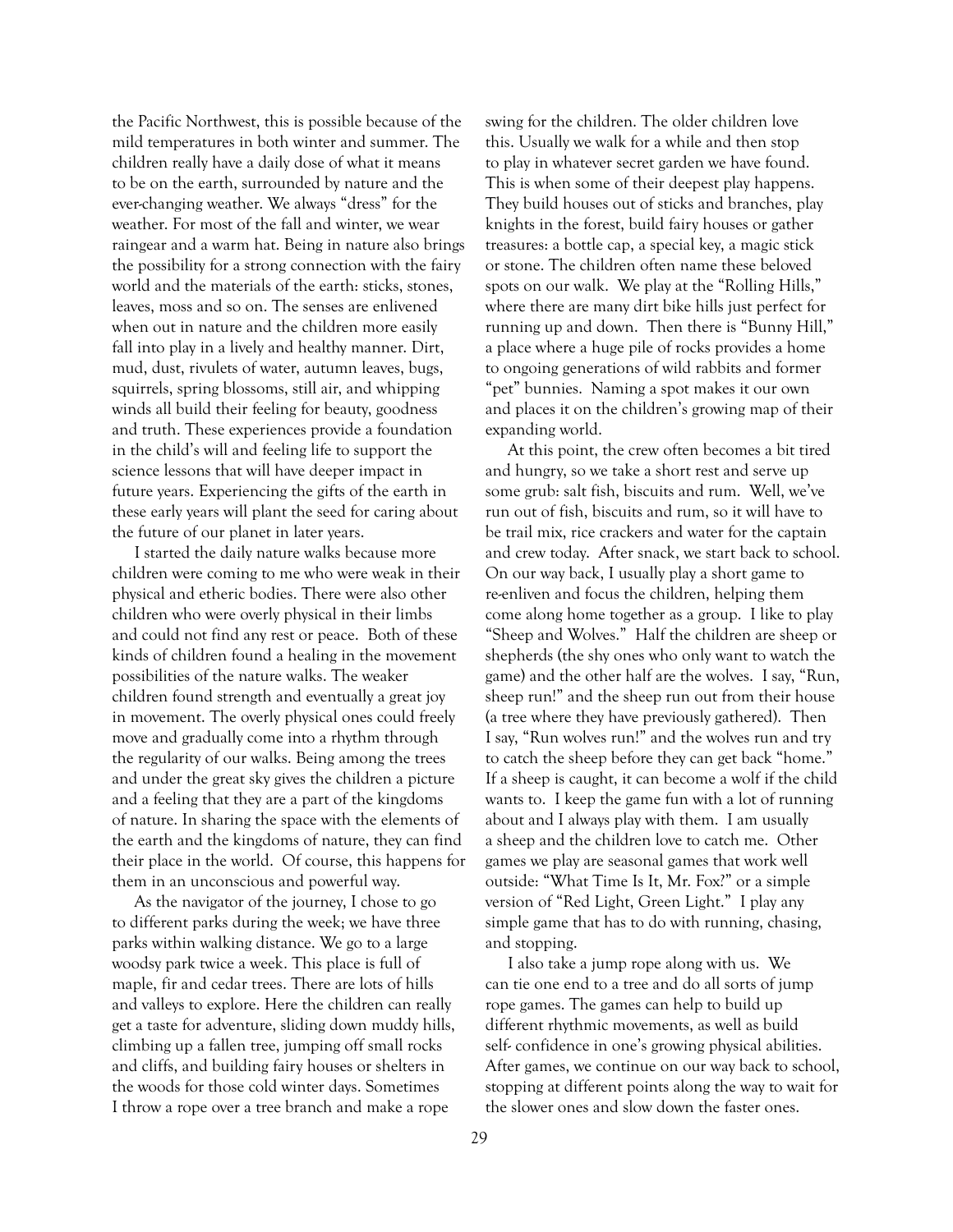the Pacific Northwest, this is possible because of the mild temperatures in both winter and summer. The children really have a daily dose of what it means to be on the earth, surrounded by nature and the ever-changing weather. We always "dress" for the weather. For most of the fall and winter, we wear raingear and a warm hat. Being in nature also brings the possibility for a strong connection with the fairy world and the materials of the earth: sticks, stones, leaves, moss and so on. The senses are enlivened when out in nature and the children more easily fall into play in a lively and healthy manner. Dirt, mud, dust, rivulets of water, autumn leaves, bugs, squirrels, spring blossoms, still air, and whipping winds all build their feeling for beauty, goodness and truth. These experiences provide a foundation in the child's will and feeling life to support the science lessons that will have deeper impact in future years. Experiencing the gifts of the earth in these early years will plant the seed for caring about the future of our planet in later years.

I started the daily nature walks because more children were coming to me who were weak in their physical and etheric bodies. There were also other children who were overly physical in their limbs and could not find any rest or peace. Both of these kinds of children found a healing in the movement possibilities of the nature walks. The weaker children found strength and eventually a great joy in movement. The overly physical ones could freely move and gradually come into a rhythm through the regularity of our walks. Being among the trees and under the great sky gives the children a picture and a feeling that they are a part of the kingdoms of nature. In sharing the space with the elements of the earth and the kingdoms of nature, they can find their place in the world. Of course, this happens for them in an unconscious and powerful way.

As the navigator of the journey, I chose to go to different parks during the week; we have three parks within walking distance. We go to a large woodsy park twice a week. This place is full of maple, fir and cedar trees. There are lots of hills and valleys to explore. Here the children can really get a taste for adventure, sliding down muddy hills, climbing up a fallen tree, jumping off small rocks and cliffs, and building fairy houses or shelters in the woods for those cold winter days. Sometimes I throw a rope over a tree branch and make a rope swing for the children. The older children love this. Usually we walk for a while and then stop to play in whatever secret garden we have found. This is when some of their deepest play happens. They build houses out of sticks and branches, play knights in the forest, build fairy houses or gather treasures: a bottle cap, a special key, a magic stick or stone. The children often name these beloved spots on our walk. We play at the "Rolling Hills," where there are many dirt bike hills just perfect for running up and down. Then there is "Bunny Hill," a place where a huge pile of rocks provides a home to ongoing generations of wild rabbits and former "pet" bunnies. Naming a spot makes it our own and places it on the children's growing map of their expanding world.

At this point, the crew often becomes a bit tired and hungry, so we take a short rest and serve up some grub: salt fish, biscuits and rum. Well, we've run out of fish, biscuits and rum, so it will have to be trail mix, rice crackers and water for the captain and crew today. After snack, we start back to school. On our way back, I usually play a short game to re-enliven and focus the children, helping them come along home together as a group. I like to play "Sheep and Wolves." Half the children are sheep or shepherds (the shy ones who only want to watch the game) and the other half are the wolves. I say, "Run, sheep run!" and the sheep run out from their house (a tree where they have previously gathered). Then I say, "Run wolves run!" and the wolves run and try to catch the sheep before they can get back "home." If a sheep is caught, it can become a wolf if the child wants to. I keep the game fun with a lot of running about and I always play with them. I am usually a sheep and the children love to catch me. Other games we play are seasonal games that work well outside: "What Time Is It, Mr. Fox?" or a simple version of "Red Light, Green Light." I play any simple game that has to do with running, chasing, and stopping.

I also take a jump rope along with us. We can tie one end to a tree and do all sorts of jump rope games. The games can help to build up different rhythmic movements, as well as build self- confidence in one's growing physical abilities. After games, we continue on our way back to school, stopping at different points along the way to wait for the slower ones and slow down the faster ones.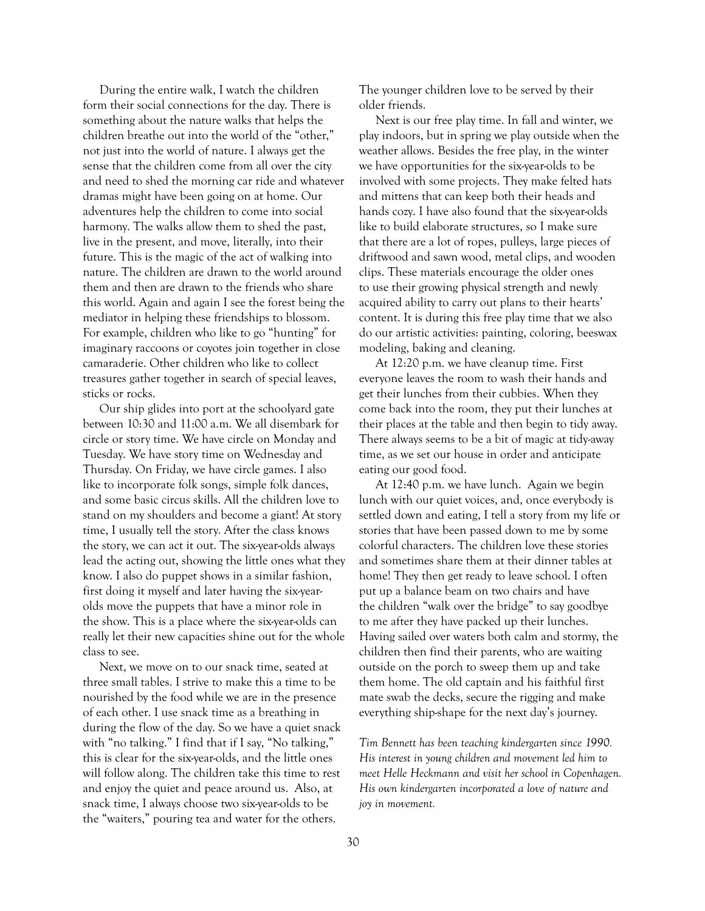During the entire walk, I watch the children form their social connections for the day. There is something about the nature walks that helps the children breathe out into the world of the "other," not just into the world of nature. I always get the sense that the children come from all over the city and need to shed the morning car ride and whatever dramas might have been going on at home. Our adventures help the children to come into social harmony. The walks allow them to shed the past, live in the present, and move, literally, into their future. This is the magic of the act of walking into nature. The children are drawn to the world around them and then are drawn to the friends who share this world. Again and again I see the forest being the mediator in helping these friendships to blossom. For example, children who like to go "hunting" for imaginary raccoons or coyotes join together in close camaraderie. Other children who like to collect treasures gather together in search of special leaves, sticks or rocks.

Our ship glides into port at the schoolyard gate between 10:30 and 11:00 a.m. We all disembark for circle or story time. We have circle on Monday and Tuesday. We have story time on Wednesday and Thursday. On Friday, we have circle games. I also like to incorporate folk songs, simple folk dances, and some basic circus skills. All the children love to stand on my shoulders and become a giant! At story time, I usually tell the story. After the class knows the story, we can act it out. The six-year-olds always lead the acting out, showing the little ones what they know. I also do puppet shows in a similar fashion, first doing it myself and later having the six-year-olds move the puppets that have a minor role in the show. This is a place where the six-year-olds can really let their new capacities shine out for the whole class to see.

Next, we move on to our snack time, seated at three small tables. I strive to make this a time to be nourished by the food while we are in the presence of each other. I use snack time as a breathing in during the flow of the day. So we have a quiet snack with "no talking." I find that if I say, "No talking," this is clear for the six-year-olds, and the little ones will follow along. The children take this time to rest and enjoy the quiet and peace around us. Also, at snack time, I always choose two six-year-olds to be the "waiters," pouring tea and water for the others. The younger children love to be served by their older friends.

Next is our free play time. In fall and winter, we play indoors, but in spring we play outside when the weather allows. Besides the free play, in the winter we have opportunities for the six-year-olds to be involved with some projects. They make felted hats and mittens that can keep both their heads and hands cozy. I have also found that the six-year-olds like to build elaborate structures, so I make sure that there are a lot of ropes, pulleys, large pieces of driftwood and sawn wood, metal clips, and wooden clips. These materials encourage the older ones to use their growing physical strength and newly acquired ability to carry out plans to their hearts' content. It is during this free play time that we also do our artistic activities: painting, coloring, beeswax modeling, baking and cleaning.

At 12:20 p.m. we have cleanup time. First everyone leaves the room to wash their hands and get their lunches from their cubbies. When they come back into the room, they put their lunches at their places at the table and then begin to tidy away. There always seems to be a bit of magic at tidy-away time, as we set our house in order and anticipate eating our good food.

At 12:40 p.m. we have lunch. Again we begin lunch with our quiet voices, and, once everybody is settled down and eating, I tell a story from my life or stories that have been passed down to me by some colorful characters. The children love these stories and sometimes share them at their dinner tables at home! They then get ready to leave school. I often put up a balance beam on two chairs and have the children "walk over the bridge" to say goodbye to me after they have packed up their lunches. Having sailed over waters both calm and stormy, the children then find their parents, who are waiting outside on the porch to sweep them up and take them home. The old captain and his faithful first mate swab the decks, secure the rigging and make everything ship-shape for the next day's journey.

*Tim Bennett has been teaching kindergarten since 1990. His interest in young children and movement led him to meet Helle Heckmann and visit her school in Copenhagen. His own kindergarten incorporated a love of nature and joy in movement.*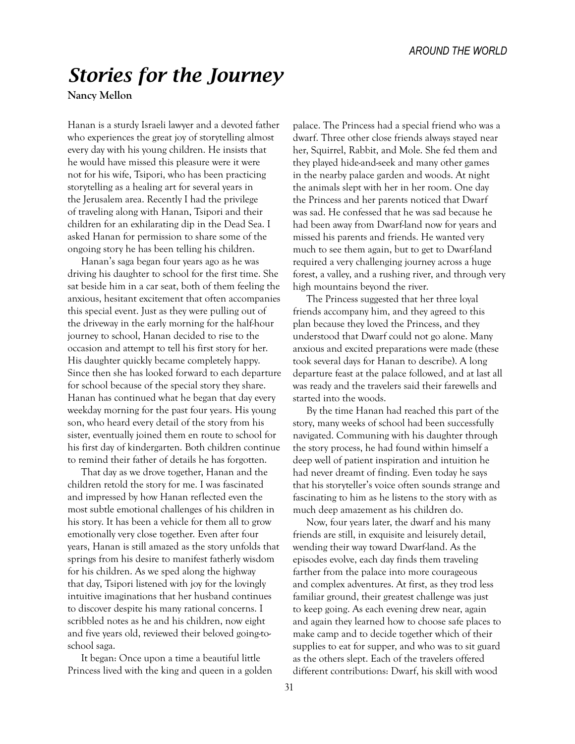# *Stories for the Journey*

**Nancy Mellon**

Hanan is a sturdy Israeli lawyer and a devoted father who experiences the great joy of storytelling almost every day with his young children. He insists that he would have missed this pleasure were it were not for his wife, Tsipori, who has been practicing storytelling as a healing art for several years in the Jerusalem area. Recently I had the privilege of traveling along with Hanan, Tsipori and their children for an exhilarating dip in the Dead Sea. I asked Hanan for permission to share some of the ongoing story he has been telling his children.

Hanan's saga began four years ago as he was driving his daughter to school for the first time. She sat beside him in a car seat, both of them feeling the anxious, hesitant excitement that often accompanies this special event. Just as they were pulling out of the driveway in the early morning for the half-hour journey to school, Hanan decided to rise to the occasion and attempt to tell his first story for her. His daughter quickly became completely happy. Since then she has looked forward to each departure for school because of the special story they share. Hanan has continued what he began that day every weekday morning for the past four years. His young son, who heard every detail of the story from his sister, eventually joined them en route to school for his first day of kindergarten. Both children continue to remind their father of details he has forgotten.

That day as we drove together, Hanan and the children retold the story for me. I was fascinated and impressed by how Hanan reflected even the most subtle emotional challenges of his children in his story. It has been a vehicle for them all to grow emotionally very close together. Even after four years, Hanan is still amazed as the story unfolds that springs from his desire to manifest fatherly wisdom for his children. As we sped along the highway that day, Tsipori listened with joy for the lovingly intuitive imaginations that her husband continues to discover despite his many rational concerns. I scribbled notes as he and his children, now eight and five years old, reviewed their beloved going-to-school saga.

It began: Once upon a time a beautiful little Princess lived with the king and queen in a golden palace. The Princess had a special friend who was a dwarf. Three other close friends always stayed near her, Squirrel, Rabbit, and Mole. She fed them and they played hide-and-seek and many other games in the nearby palace garden and woods. At night the animals slept with her in her room. One day the Princess and her parents noticed that Dwarf was sad. He confessed that he was sad because he had been away from Dwarf-land now for years and missed his parents and friends. He wanted very much to see them again, but to get to Dwarf-land required a very challenging journey across a huge forest, a valley, and a rushing river, and through very high mountains beyond the river.

The Princess suggested that her three loyal friends accompany him, and they agreed to this plan because they loved the Princess, and they understood that Dwarf could not go alone. Many anxious and excited preparations were made (these took several days for Hanan to describe). A long departure feast at the palace followed, and at last all was ready and the travelers said their farewells and started into the woods.

By the time Hanan had reached this part of the story, many weeks of school had been successfully navigated. Communing with his daughter through the story process, he had found within himself a deep well of patient inspiration and intuition he had never dreamt of finding. Even today he says that his storyteller's voice often sounds strange and fascinating to him as he listens to the story with as much deep amazement as his children do.

Now, four years later, the dwarf and his many friends are still, in exquisite and leisurely detail, wending their way toward Dwarf-land. As the episodes evolve, each day finds them traveling farther from the palace into more courageous and complex adventures. At first, as they trod less familiar ground, their greatest challenge was just to keep going. As each evening drew near, again and again they learned how to choose safe places to make camp and to decide together which of their supplies to eat for supper, and who was to sit guard as the others slept. Each of the travelers offered different contributions: Dwarf, his skill with wood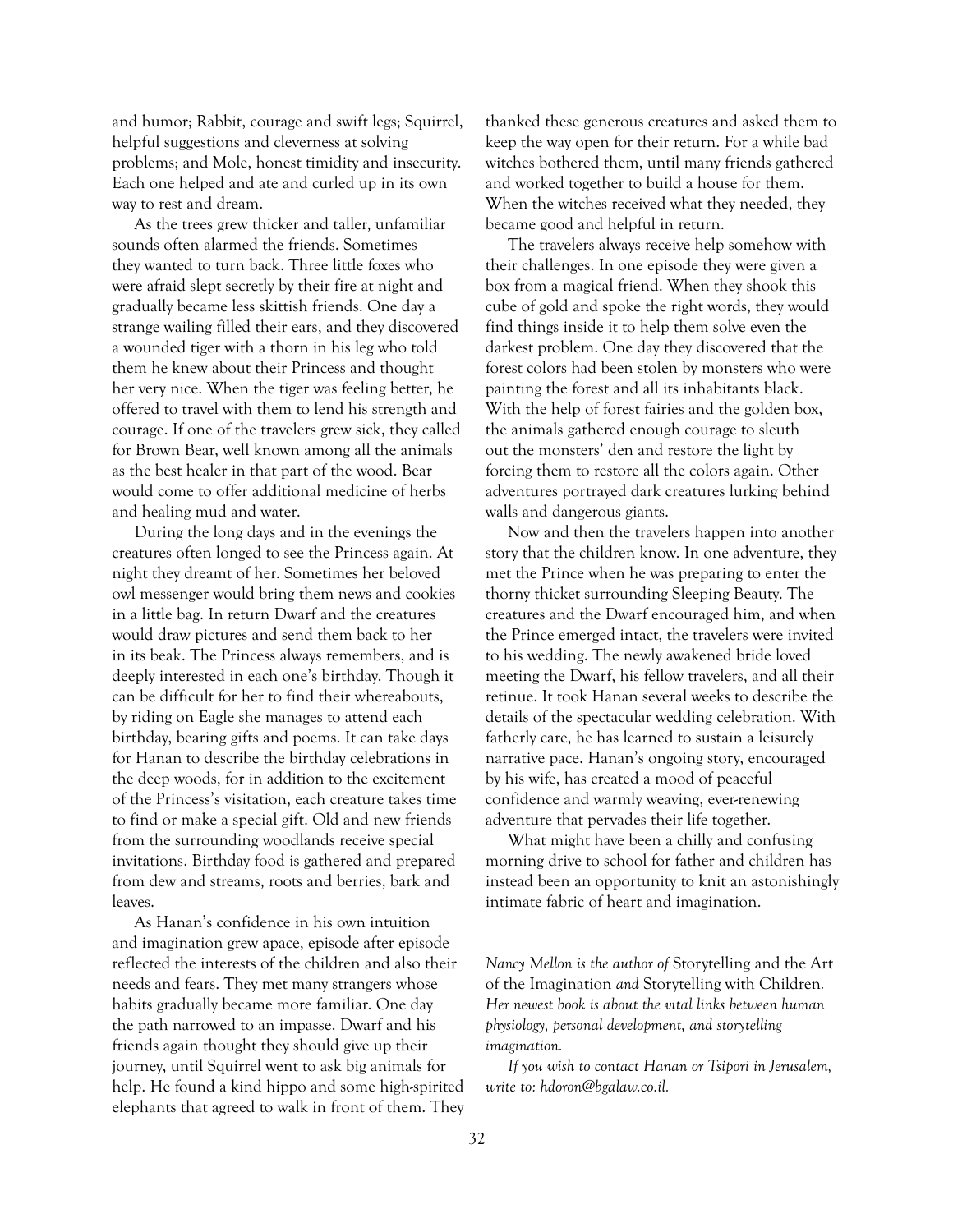and humor; Rabbit, courage and swift legs; Squirrel, helpful suggestions and cleverness at solving problems; and Mole, honest timidity and insecurity. Each one helped and ate and curled up in its own way to rest and dream.

As the trees grew thicker and taller, unfamiliar sounds often alarmed the friends. Sometimes they wanted to turn back. Three little foxes who were afraid slept secretly by their fire at night and gradually became less skittish friends. One day a strange wailing filled their ears, and they discovered a wounded tiger with a thorn in his leg who told them he knew about their Princess and thought her very nice. When the tiger was feeling better, he offered to travel with them to lend his strength and courage. If one of the travelers grew sick, they called for Brown Bear, well known among all the animals as the best healer in that part of the wood. Bear would come to offer additional medicine of herbs and healing mud and water.

During the long days and in the evenings the creatures often longed to see the Princess again. At night they dreamt of her. Sometimes her beloved owl messenger would bring them news and cookies in a little bag. In return Dwarf and the creatures would draw pictures and send them back to her in its beak. The Princess always remembers, and is deeply interested in each one's birthday. Though it can be difficult for her to find their whereabouts, by riding on Eagle she manages to attend each birthday, bearing gifts and poems. It can take days for Hanan to describe the birthday celebrations in the deep woods, for in addition to the excitement of the Princess's visitation, each creature takes time to find or make a special gift. Old and new friends from the surrounding woodlands receive special invitations. Birthday food is gathered and prepared from dew and streams, roots and berries, bark and leaves.

As Hanan's confidence in his own intuition and imagination grew apace, episode after episode reflected the interests of the children and also their needs and fears. They met many strangers whose habits gradually became more familiar. One day the path narrowed to an impasse. Dwarf and his friends again thought they should give up their journey, until Squirrel went to ask big animals for help. He found a kind hippo and some high-spirited elephants that agreed to walk in front of them. They thanked these generous creatures and asked them to keep the way open for their return. For a while bad witches bothered them, until many friends gathered and worked together to build a house for them. When the witches received what they needed, they became good and helpful in return.

The travelers always receive help somehow with their challenges. In one episode they were given a box from a magical friend. When they shook this cube of gold and spoke the right words, they would find things inside it to help them solve even the darkest problem. One day they discovered that the forest colors had been stolen by monsters who were painting the forest and all its inhabitants black. With the help of forest fairies and the golden box, the animals gathered enough courage to sleuth out the monsters' den and restore the light by forcing them to restore all the colors again. Other adventures portrayed dark creatures lurking behind walls and dangerous giants.

Now and then the travelers happen into another story that the children know. In one adventure, they met the Prince when he was preparing to enter the thorny thicket surrounding Sleeping Beauty. The creatures and the Dwarf encouraged him, and when the Prince emerged intact, the travelers were invited to his wedding. The newly awakened bride loved meeting the Dwarf, his fellow travelers, and all their retinue. It took Hanan several weeks to describe the details of the spectacular wedding celebration. With fatherly care, he has learned to sustain a leisurely narrative pace. Hanan's ongoing story, encouraged by his wife, has created a mood of peaceful confidence and warmly weaving, ever-renewing adventure that pervades their life together.

What might have been a chilly and confusing morning drive to school for father and children has instead been an opportunity to knit an astonishingly intimate fabric of heart and imagination.

*Nancy Mellon is the author of* Storytelling and the Art of the Imagination *and* Storytelling with Children*. Her newest book is about the vital links between human physiology, personal development, and storytelling imagination.*

*If you wish to contact Hanan or Tsipori in Jerusalem, write to: hdoron@bgalaw.co.il.*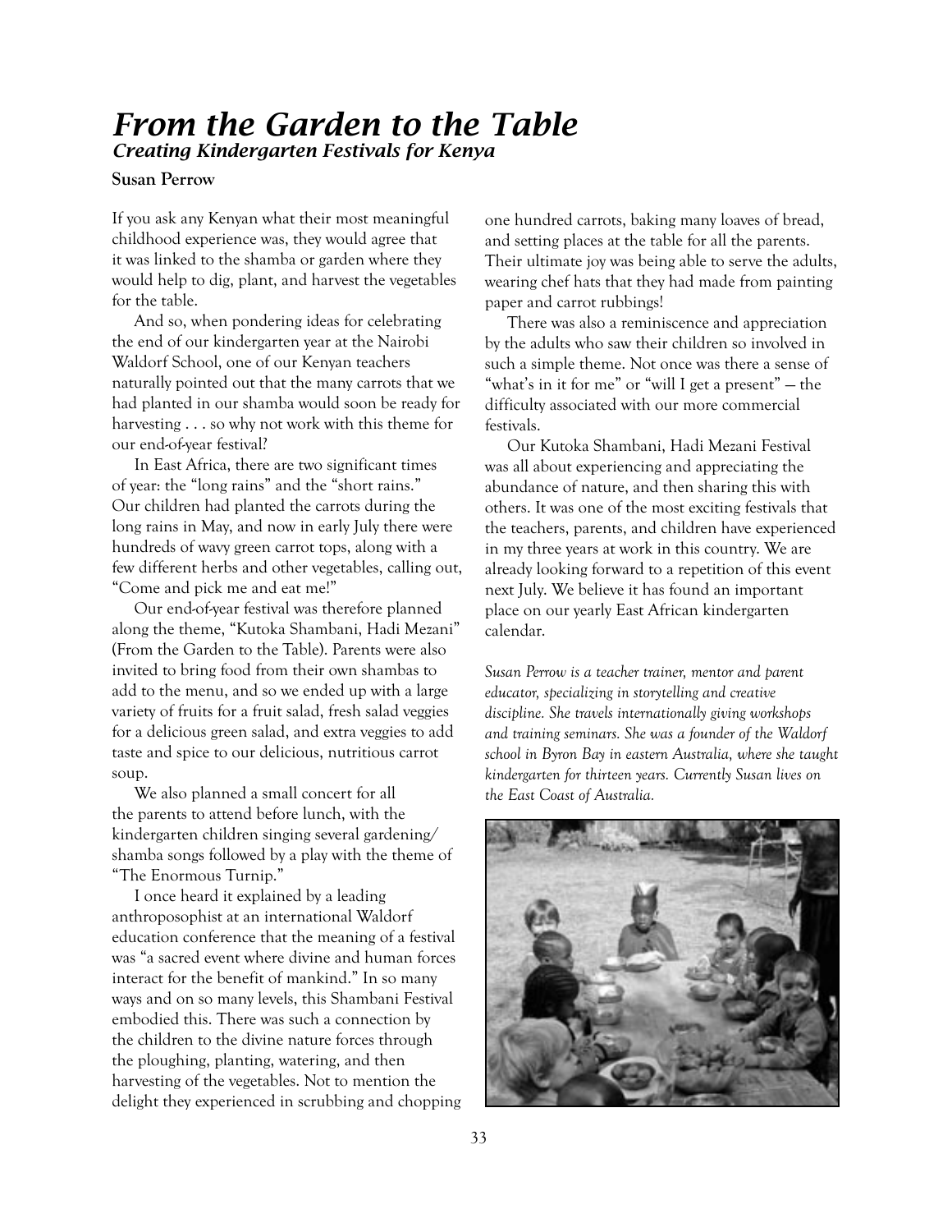# *From the Garden to the Table*

## *Creating Kindergarten Festivals for Kenya*

**Susan Perrow**

If you ask any Kenyan what their most meaningful childhood experience was, they would agree that it was linked to the shamba or garden where they would help to dig, plant, and harvest the vegetables for the table.

And so, when pondering ideas for celebrating the end of our kindergarten year at the Nairobi Waldorf School, one of our Kenyan teachers naturally pointed out that the many carrots that we had planted in our shamba would soon be ready for harvesting . . . so why not work with this theme for our end-of-year festival?

In East Africa, there are two significant times of year: the "long rains" and the "short rains." Our children had planted the carrots during the long rains in May, and now in early July there were hundreds of wavy green carrot tops, along with a few different herbs and other vegetables, calling out, "Come and pick me and eat me!"

Our end-of-year festival was therefore planned along the theme, "Kutoka Shambani, Hadi Mezani" (From the Garden to the Table). Parents were also invited to bring food from their own shambas to add to the menu, and so we ended up with a large variety of fruits for a fruit salad, fresh salad veggies for a delicious green salad, and extra veggies to add taste and spice to our delicious, nutritious carrot soup.

We also planned a small concert for all the parents to attend before lunch, with the kindergarten children singing several gardening/shamba songs followed by a play with the theme of "The Enormous Turnip."

I once heard it explained by a leading anthroposophist at an international Waldorf education conference that the meaning of a festival was "a sacred event where divine and human forces interact for the benefit of mankind." In so many ways and on so many levels, this Shambani Festival embodied this. There was such a connection by the children to the divine nature forces through the ploughing, planting, watering, and then harvesting of the vegetables. Not to mention the delight they experienced in scrubbing and chopping one hundred carrots, baking many loaves of bread, and setting places at the table for all the parents. Their ultimate joy was being able to serve the adults, wearing chef hats that they had made from painting paper and carrot rubbings!

There was also a reminiscence and appreciation by the adults who saw their children so involved in such a simple theme. Not once was there a sense of "what's in it for me" or "will I get a present" — the difficulty associated with our more commercial festivals.

Our Kutoka Shambani, Hadi Mezani Festival was all about experiencing and appreciating the abundance of nature, and then sharing this with others. It was one of the most exciting festivals that the teachers, parents, and children have experienced in my three years at work in this country. We are already looking forward to a repetition of this event next July. We believe it has found an important place on our yearly East African kindergarten calendar.

*Susan Perrow is a teacher trainer, mentor and parent educator, specializing in storytelling and creative discipline. She travels internationally giving workshops and training seminars. She was a founder of the Waldorf school in Byron Bay in eastern Australia, where she taught kindergarten for thirteen years. Currently Susan lives on the East Coast of Australia.*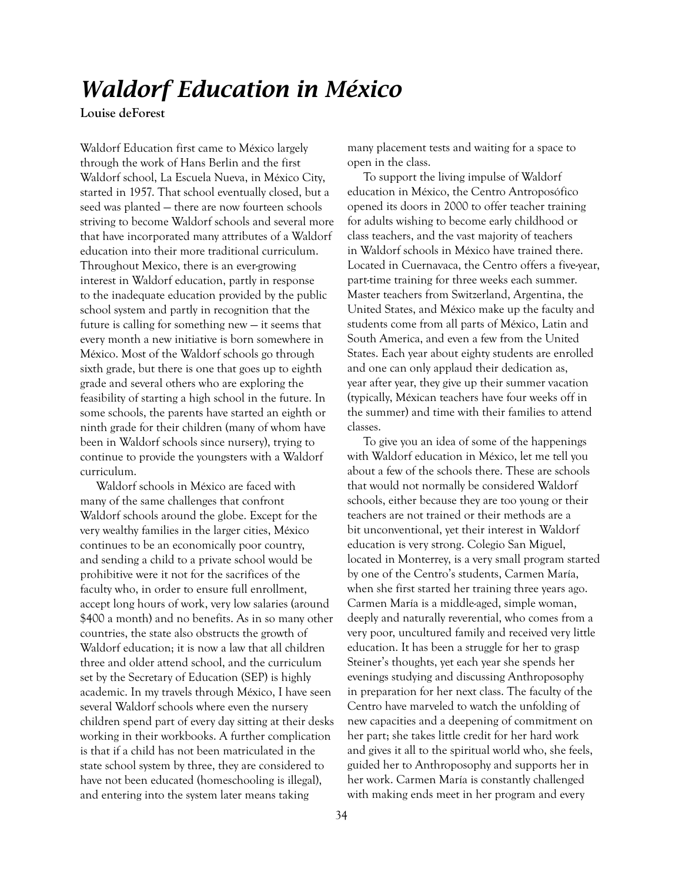# *Waldorf Education in México*

**Louise deForest**

Waldorf Education first came to México largely through the work of Hans Berlin and the first Waldorf school, La Escuela Nueva, in México City, started in 1957. That school eventually closed, but a seed was planted — there are now fourteen schools striving to become Waldorf schools and several more that have incorporated many attributes of a Waldorf education into their more traditional curriculum. Throughout Mexico, there is an ever-growing interest in Waldorf education, partly in response to the inadequate education provided by the public school system and partly in recognition that the future is calling for something new — it seems that every month a new initiative is born somewhere in México. Most of the Waldorf schools go through sixth grade, but there is one that goes up to eighth grade and several others who are exploring the feasibility of starting a high school in the future. In some schools, the parents have started an eighth or ninth grade for their children (many of whom have been in Waldorf schools since nursery), trying to continue to provide the youngsters with a Waldorf curriculum.

Waldorf schools in México are faced with many of the same challenges that confront Waldorf schools around the globe. Except for the very wealthy families in the larger cities, México continues to be an economically poor country, and sending a child to a private school would be prohibitive were it not for the sacrifices of the faculty who, in order to ensure full enrollment, accept long hours of work, very low salaries (around $400 a month) and no benefits. As in so many other countries, the state also obstructs the growth of Waldorf education; it is now a law that all children three and older attend school, and the curriculum set by the Secretary of Education (SEP) is highly academic. In my travels through México, I have seen several Waldorf schools where even the nursery children spend part of every day sitting at their desks working in their workbooks. A further complication is that if a child has not been matriculated in the state school system by three, they are considered to have not been educated (homeschooling is illegal), and entering into the system later means taking many placement tests and waiting for a space to open in the class.

To support the living impulse of Waldorf education in México, the Centro Antroposófico opened its doors in 2000 to offer teacher training for adults wishing to become early childhood or class teachers, and the vast majority of teachers in Waldorf schools in México have trained there. Located in Cuernavaca, the Centro offers a five-year, part-time training for three weeks each summer. Master teachers from Switzerland, Argentina, the United States, and México make up the faculty and students come from all parts of México, Latin and South America, and even a few from the United States. Each year about eighty students are enrolled and one can only applaud their dedication as, year after year, they give up their summer vacation (typically, Méxican teachers have four weeks off in the summer) and time with their families to attend classes.

To give you an idea of some of the happenings with Waldorf education in México, let me tell you about a few of the schools there. These are schools that would not normally be considered Waldorf schools, either because they are too young or their teachers are not trained or their methods are a bit unconventional, yet their interest in Waldorf education is very strong. Colegio San Miguel, located in Monterrey, is a very small program started by one of the Centro's students, Carmen María, when she first started her training three years ago. Carmen María is a middle-aged, simple woman, deeply and naturally reverential, who comes from a very poor, uncultured family and received very little education. It has been a struggle for her to grasp Steiner's thoughts, yet each year she spends her evenings studying and discussing Anthroposophy in preparation for her next class. The faculty of the Centro have marveled to watch the unfolding of new capacities and a deepening of commitment on her part; she takes little credit for her hard work and gives it all to the spiritual world who, she feels, guided her to Anthroposophy and supports her in her work. Carmen María is constantly challenged with making ends meet in her program and every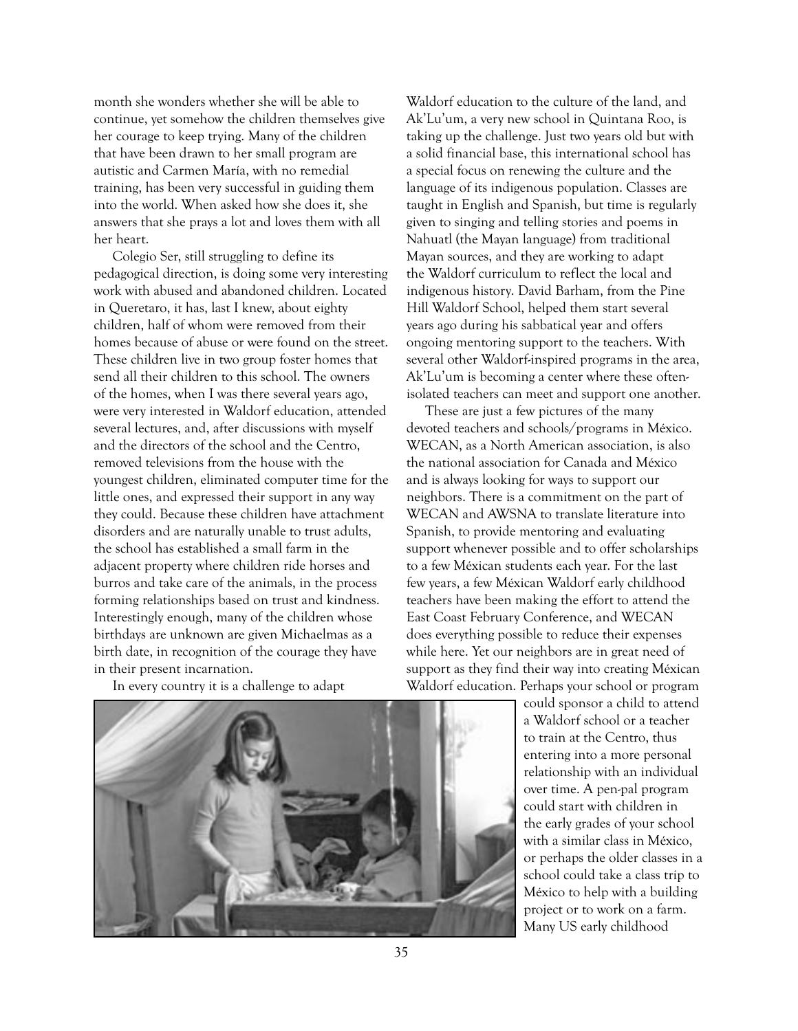month she wonders whether she will be able to continue, yet somehow the children themselves give her courage to keep trying. Many of the children that have been drawn to her small program are autistic and Carmen María, with no remedial training, has been very successful in guiding them into the world. When asked how she does it, she answers that she prays a lot and loves them with all her heart.

Colegio Ser, still struggling to define its pedagogical direction, is doing some very interesting work with abused and abandoned children. Located in Queretaro, it has, last I knew, about eighty children, half of whom were removed from their homes because of abuse or were found on the street. These children live in two group foster homes that send all their children to this school. The owners of the homes, when I was there several years ago, were very interested in Waldorf education, attended several lectures, and, after discussions with myself and the directors of the school and the Centro, removed televisions from the house with the youngest children, eliminated computer time for the little ones, and expressed their support in any way they could. Because these children have attachment disorders and are naturally unable to trust adults, the school has established a small farm in the adjacent property where children ride horses and burros and take care of the animals, in the process forming relationships based on trust and kindness. Interestingly enough, many of the children whose birthdays are unknown are given Michaelmas as a birth date, in recognition of the courage they have in their present incarnation.

In every country it is a challenge to adapt Waldorf education to the culture of the land, and Ak'Lu'um, a very new school in Quintana Roo, is taking up the challenge. Just two years old but with a solid financial base, this international school has a special focus on renewing the culture and the language of its indigenous population. Classes are taught in English and Spanish, but time is regularly given to singing and telling stories and poems in Nahuatl (the Mayan language) from traditional Mayan sources, and they are working to adapt the Waldorf curriculum to reflect the local and indigenous history. David Barham, from the Pine Hill Waldorf School, helped them start several years ago during his sabbatical year and offers ongoing mentoring support to the teachers. With several other Waldorf-inspired programs in the area, Ak'Lu'um is becoming a center where these often-isolated teachers can meet and support one another.

These are just a few pictures of the many devoted teachers and schools/programs in México. WECAN, as a North American association, is also the national association for Canada and México and is always looking for ways to support our neighbors. There is a commitment on the part of WECAN and AWSNA to translate literature into Spanish, to provide mentoring and evaluating support whenever possible and to offer scholarships to a few Méxican students each year. For the last few years, a few Méxican Waldorf early childhood teachers have been making the effort to attend the East Coast February Conference, and WECAN does everything possible to reduce their expenses while here. Yet our neighbors are in great need of support as they find their way into creating Méxican Waldorf education. Perhaps your school or program could sponsor a child to attend a Waldorf school or a teacher to train at the Centro, thus entering into a more personal relationship with an individual over time. A pen-pal program could start with children in the early grades of your school with a similar class in México, or perhaps the older classes in a school could take a class trip to México to help with a building project or to work on a farm. Many US early childhood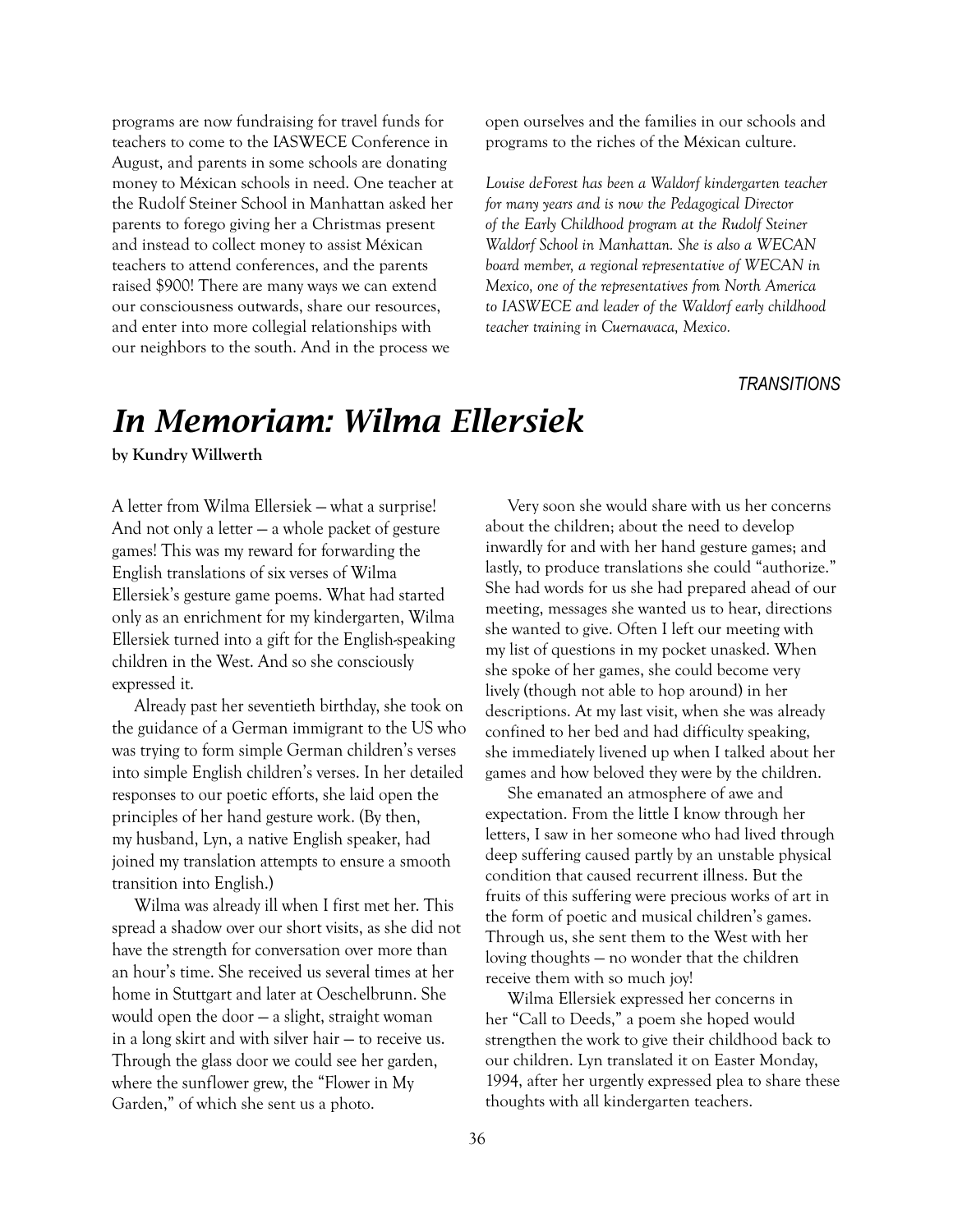programs are now fundraising for travel funds for teachers to come to the IASWECE Conference in August, and parents in some schools are donating money to Méxican schools in need. One teacher at the Rudolf Steiner School in Manhattan asked her parents to forego giving her a Christmas present and instead to collect money to assist Méxican teachers to attend conferences, and the parents raised $900! There are many ways we can extend our consciousness outwards, share our resources, and enter into more collegial relationships with our neighbors to the south. And in the process we open ourselves and the families in our schools and programs to the riches of the Méxican culture.

*Louise deForest has been a Waldorf kindergarten teacher for many years and is now the Pedagogical Director of the Early Childhood program at the Rudolf Steiner Waldorf School in Manhattan. She is also a WECAN board member, a regional representative of WECAN in Mexico, one of the representatives from North America to IASWECE and leader of the Waldorf early childhood teacher training in Cuernavaca, Mexico.*

*TRANSITIONS*

# *In Memoriam: Wilma Ellersiek*

**by Kundry Willwerth**

A letter from Wilma Ellersiek — what a surprise! And not only a letter — a whole packet of gesture games! This was my reward for forwarding the English translations of six verses of Wilma Ellersiek's gesture game poems. What had started only as an enrichment for my kindergarten, Wilma Ellersiek turned into a gift for the English-speaking children in the West. And so she consciously expressed it.

Already past her seventieth birthday, she took on the guidance of a German immigrant to the US who was trying to form simple German children's verses into simple English children's verses. In her detailed responses to our poetic efforts, she laid open the principles of her hand gesture work. (By then, my husband, Lyn, a native English speaker, had joined my translation attempts to ensure a smooth transition into English.)

Wilma was already ill when I first met her. This spread a shadow over our short visits, as she did not have the strength for conversation over more than an hour's time. She received us several times at her home in Stuttgart and later at Oeschelbrunn. She would open the door — a slight, straight woman in a long skirt and with silver hair — to receive us. Through the glass door we could see her garden, where the sunflower grew, the "Flower in My Garden," of which she sent us a photo.

Very soon she would share with us her concerns about the children; about the need to develop inwardly for and with her hand gesture games; and lastly, to produce translations she could "authorize." She had words for us she had prepared ahead of our meeting, messages she wanted us to hear, directions she wanted to give. Often I left our meeting with my list of questions in my pocket unasked. When she spoke of her games, she could become very lively (though not able to hop around) in her descriptions. At my last visit, when she was already confined to her bed and had difficulty speaking, she immediately livened up when I talked about her games and how beloved they were by the children.

She emanated an atmosphere of awe and expectation. From the little I know through her letters, I saw in her someone who had lived through deep suffering caused partly by an unstable physical condition that caused recurrent illness. But the fruits of this suffering were precious works of art in the form of poetic and musical children's games. Through us, she sent them to the West with her loving thoughts — no wonder that the children receive them with so much joy!

Wilma Ellersiek expressed her concerns in her "Call to Deeds," a poem she hoped would strengthen the work to give their childhood back to our children. Lyn translated it on Easter Monday, 1994, after her urgently expressed plea to share these thoughts with all kindergarten teachers.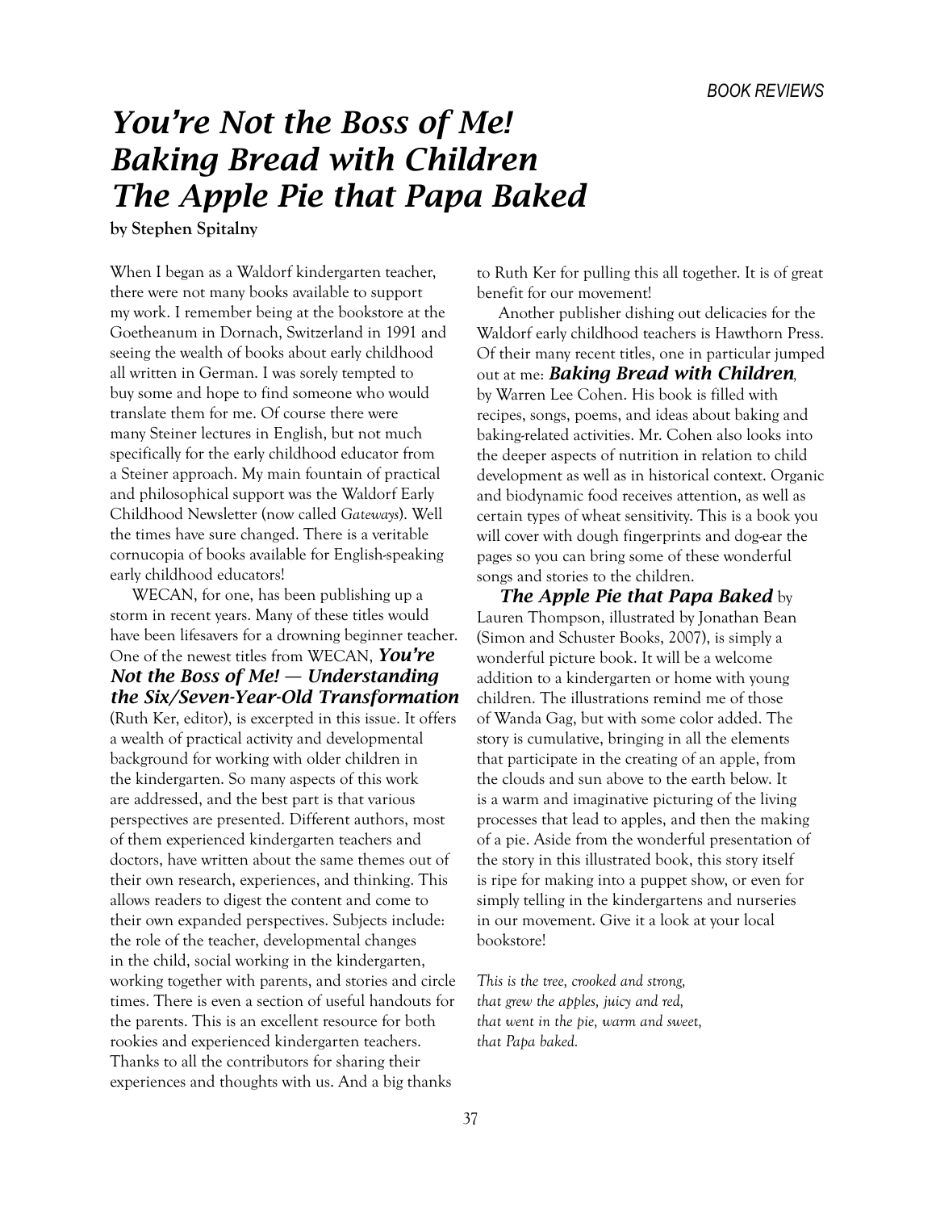# *You're Not the Boss of Me!*
# *Baking Bread with Children*
# *The Apple Pie that Papa Baked*

**by Stephen Spitalny**

When I began as a Waldorf kindergarten teacher, there were not many books available to support my work. I remember being at the bookstore at the Goetheanum in Dornach, Switzerland in 1991 and seeing the wealth of books about early childhood all written in German. I was sorely tempted to buy some and hope to find someone who would translate them for me. Of course there were many Steiner lectures in English, but not much specifically for the early childhood educator from a Steiner approach. My main fountain of practical and philosophical support was the Waldorf Early Childhood Newsletter (now called *Gateways*). Well the times have sure changed. There is a veritable cornucopia of books available for English-speaking early childhood educators!

WECAN, for one, has been publishing up a storm in recent years. Many of these titles would have been lifesavers for a drowning beginner teacher. One of the newest titles from WECAN, ***You're Not the Boss of Me! — Understanding the Six/Seven-Year-Old Transformation*** (Ruth Ker, editor), is excerpted in this issue. It offers a wealth of practical activity and developmental background for working with older children in the kindergarten. So many aspects of this work are addressed, and the best part is that various perspectives are presented. Different authors, most of them experienced kindergarten teachers and doctors, have written about the same themes out of their own research, experiences, and thinking. This allows readers to digest the content and come to their own expanded perspectives. Subjects include: the role of the teacher, developmental changes in the child, social working in the kindergarten, working together with parents, and stories and circle times. There is even a section of useful handouts for the parents. This is an excellent resource for both rookies and experienced kindergarten teachers. Thanks to all the contributors for sharing their experiences and thoughts with us. And a big thanks to Ruth Ker for pulling this all together. It is of great benefit for our movement!

Another publisher dishing out delicacies for the Waldorf early childhood teachers is Hawthorn Press. Of their many recent titles, one in particular jumped out at me: ***Baking Bread with Children***, by Warren Lee Cohen. His book is filled with recipes, songs, poems, and ideas about baking and baking-related activities. Mr. Cohen also looks into the deeper aspects of nutrition in relation to child development as well as in historical context. Organic and biodynamic food receives attention, as well as certain types of wheat sensitivity. This is a book you will cover with dough fingerprints and dog-ear the pages so you can bring some of these wonderful songs and stories to the children.

***The Apple Pie that Papa Baked*** by Lauren Thompson, illustrated by Jonathan Bean (Simon and Schuster Books, 2007), is simply a wonderful picture book. It will be a welcome addition to a kindergarten or home with young children. The illustrations remind me of those of Wanda Gag, but with some color added. The story is cumulative, bringing in all the elements that participate in the creating of an apple, from the clouds and sun above to the earth below. It is a warm and imaginative picturing of the living processes that lead to apples, and then the making of a pie. Aside from the wonderful presentation of the story in this illustrated book, this story itself is ripe for making into a puppet show, or even for simply telling in the kindergartens and nurseries in our movement. Give it a look at your local bookstore!

*This is the tree, crooked and strong,*
*that grew the apples, juicy and red,*
*that went in the pie, warm and sweet,*
*that Papa baked.*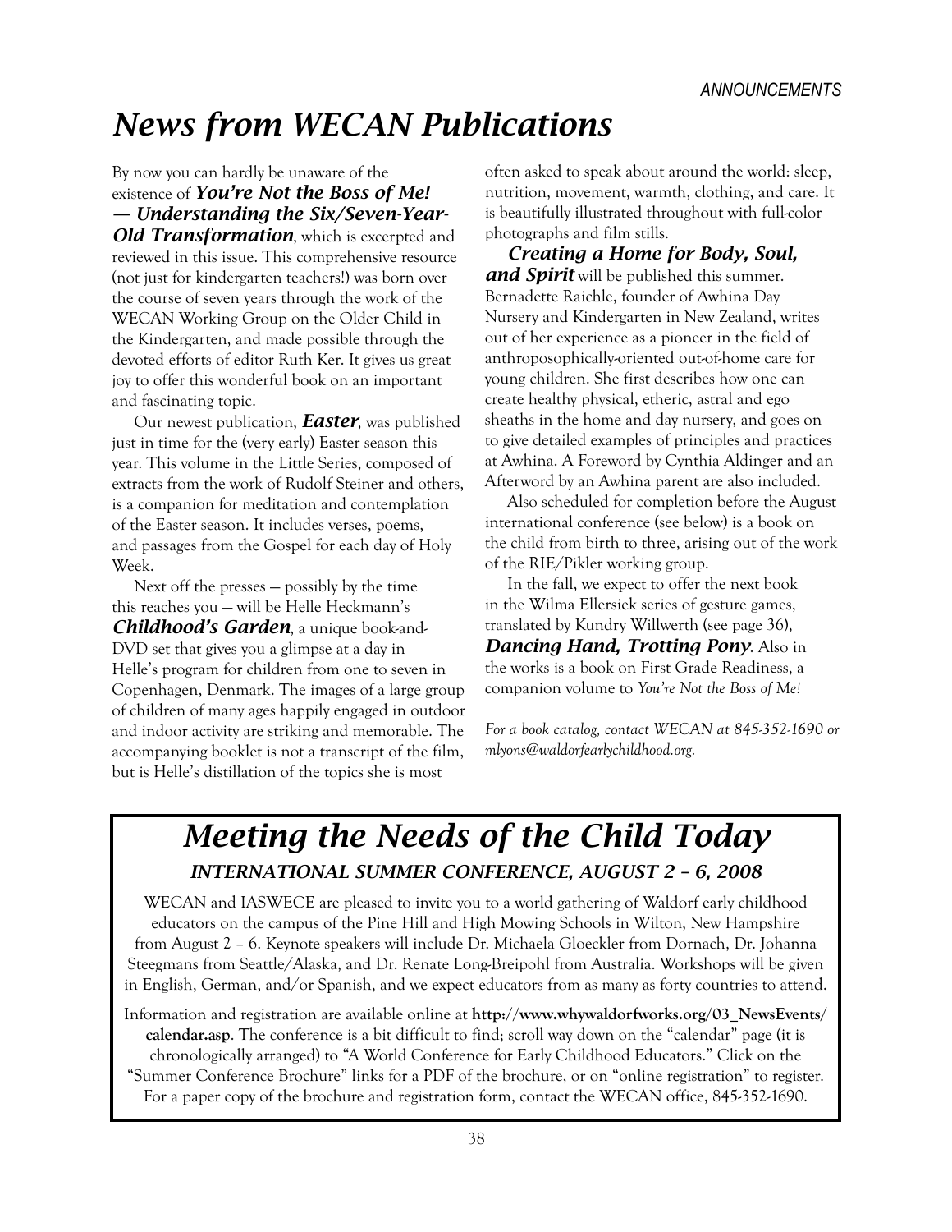# News from WECAN Publications

By now you can hardly be unaware of the existence of ***You're Not the Boss of Me! — Understanding the Six/Seven-Year-Old Transformation***, which is excerpted and reviewed in this issue. This comprehensive resource (not just for kindergarten teachers!) was born over the course of seven years through the work of the WECAN Working Group on the Older Child in the Kindergarten, and made possible through the devoted efforts of editor Ruth Ker. It gives us great joy to offer this wonderful book on an important and fascinating topic.

Our newest publication, ***Easter***, was published just in time for the (very early) Easter season this year. This volume in the Little Series, composed of extracts from the work of Rudolf Steiner and others, is a companion for meditation and contemplation of the Easter season. It includes verses, poems, and passages from the Gospel for each day of Holy Week.

Next off the presses — possibly by the time this reaches you — will be Helle Heckmann's ***Childhood's Garden***, a unique book-and-DVD set that gives you a glimpse at a day in Helle's program for children from one to seven in Copenhagen, Denmark. The images of a large group of children of many ages happily engaged in outdoor and indoor activity are striking and memorable. The accompanying booklet is not a transcript of the film, but is Helle's distillation of the topics she is most often asked to speak about around the world: sleep, nutrition, movement, warmth, clothing, and care. It is beautifully illustrated throughout with full-color photographs and film stills.

***Creating a Home for Body, Soul, and Spirit*** will be published this summer. Bernadette Raichle, founder of Awhina Day Nursery and Kindergarten in New Zealand, writes out of her experience as a pioneer in the field of anthroposophically-oriented out-of-home care for young children. She first describes how one can create healthy physical, etheric, astral and ego sheaths in the home and day nursery, and goes on to give detailed examples of principles and practices at Awhina. A Foreword by Cynthia Aldinger and an Afterword by an Awhina parent are also included.

Also scheduled for completion before the August international conference (see below) is a book on the child from birth to three, arising out of the work of the RIE/Pikler working group.

In the fall, we expect to offer the next book in the Wilma Ellersiek series of gesture games, translated by Kundry Willwerth (see page 36), ***Dancing Hand, Trotting Pony***. Also in the works is a book on First Grade Readiness, a companion volume to *You're Not the Boss of Me!*

*For a book catalog, contact WECAN at 845-352-1690 or mlyons@waldorfearlychildhood.org.*

# Meeting the Needs of the Child Today

### *INTERNATIONAL SUMMER CONFERENCE, AUGUST 2 – 6, 2008*

WECAN and IASWECE are pleased to invite you to a world gathering of Waldorf early childhood educators on the campus of the Pine Hill and High Mowing Schools in Wilton, New Hampshire from August 2 – 6. Keynote speakers will include Dr. Michaela Gloeckler from Dornach, Dr. Johanna Steegmans from Seattle/Alaska, and Dr. Renate Long-Breipohl from Australia. Workshops will be given in English, German, and/or Spanish, and we expect educators from as many as forty countries to attend.

Information and registration are available online at **http://www.whywaldorfworks.org/03_NewsEvents/calendar.asp**. The conference is a bit difficult to find; scroll way down on the "calendar" page (it is chronologically arranged) to "A World Conference for Early Childhood Educators." Click on the "Summer Conference Brochure" links for a PDF of the brochure, or on "online registration" to register. For a paper copy of the brochure and registration form, contact the WECAN office, 845-352-1690.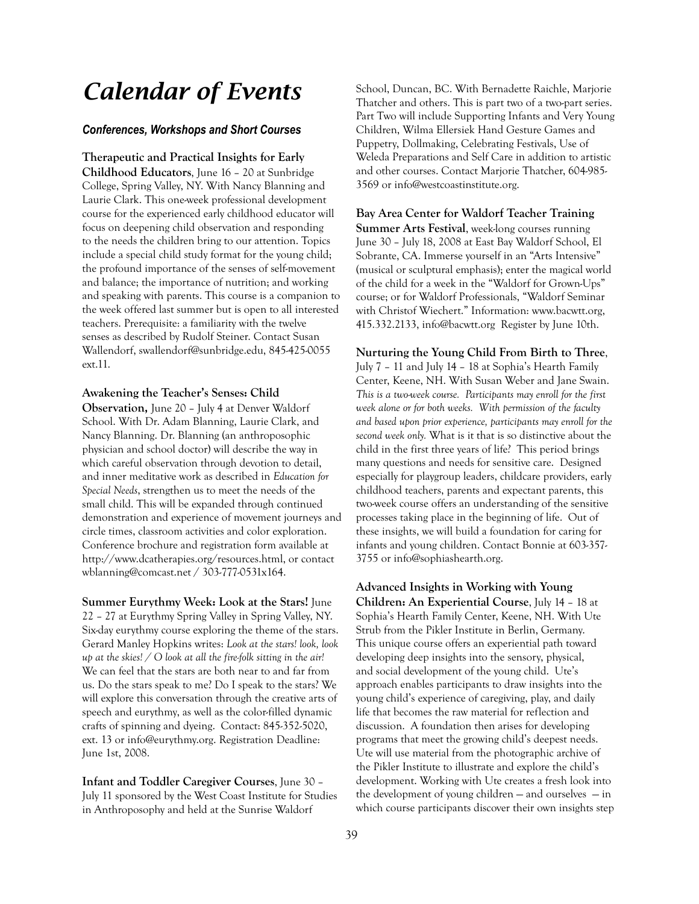# Calendar of Events

### *Conferences, Workshops and Short Courses*

**Therapeutic and Practical Insights for Early Childhood Educators**, June 16 – 20 at Sunbridge College, Spring Valley, NY. With Nancy Blanning and Laurie Clark. This one-week professional development course for the experienced early childhood educator will focus on deepening child observation and responding to the needs the children bring to our attention. Topics include a special child study format for the young child; the profound importance of the senses of self-movement and balance; the importance of nutrition; and working and speaking with parents. This course is a companion to the week offered last summer but is open to all interested teachers. Prerequisite: a familiarity with the twelve senses as described by Rudolf Steiner. Contact Susan Wallendorf, swallendorf@sunbridge.edu, 845-425-0055 ext.11.

**Awakening the Teacher's Senses: Child Observation,** June 20 – July 4 at Denver Waldorf School. With Dr. Adam Blanning, Laurie Clark, and Nancy Blanning. Dr. Blanning (an anthroposophic physician and school doctor) will describe the way in which careful observation through devotion to detail, and inner meditative work as described in *Education for Special Needs*, strengthen us to meet the needs of the small child. This will be expanded through continued demonstration and experience of movement journeys and circle times, classroom activities and color exploration. Conference brochure and registration form available at http://www.dcatherapies.org/resources.html, or contact wblanning@comcast.net / 303-777-0531x164.

**Summer Eurythmy Week: Look at the Stars!** June 22 – 27 at Eurythmy Spring Valley in Spring Valley, NY. Six-day eurythmy course exploring the theme of the stars. Gerard Manley Hopkins writes: *Look at the stars! look, look up at the skies! / O look at all the fire-folk sitting in the air!* We can feel that the stars are both near to and far from us. Do the stars speak to me? Do I speak to the stars? We will explore this conversation through the creative arts of speech and eurythmy, as well as the color-filled dynamic crafts of spinning and dyeing. Contact: 845-352-5020, ext. 13 or info@eurythmy.org. Registration Deadline: June 1st, 2008.

**Infant and Toddler Caregiver Courses**, June 30 – July 11 sponsored by the West Coast Institute for Studies in Anthroposophy and held at the Sunrise Waldorf School, Duncan, BC. With Bernadette Raichle, Marjorie Thatcher and others. This is part two of a two-part series. Part Two will include Supporting Infants and Very Young Children, Wilma Ellersiek Hand Gesture Games and Puppetry, Dollmaking, Celebrating Festivals, Use of Weleda Preparations and Self Care in addition to artistic and other courses. Contact Marjorie Thatcher, 604-985-3569 or info@westcoastinstitute.org.

**Bay Area Center for Waldorf Teacher Training Summer Arts Festival**, week-long courses running June 30 – July 18, 2008 at East Bay Waldorf School, El Sobrante, CA. Immerse yourself in an "Arts Intensive" (musical or sculptural emphasis); enter the magical world of the child for a week in the "Waldorf for Grown-Ups" course; or for Waldorf Professionals, "Waldorf Seminar with Christof Wiechert." Information: www.bacwtt.org, 415.332.2133, info@bacwtt.org Register by June 10th.

**Nurturing the Young Child From Birth to Three**, July 7 – 11 and July 14 – 18 at Sophia's Hearth Family Center, Keene, NH. With Susan Weber and Jane Swain. *This is a two-week course. Participants may enroll for the first week alone or for both weeks. With permission of the faculty and based upon prior experience, participants may enroll for the second week only.* What is it that is so distinctive about the child in the first three years of life? This period brings many questions and needs for sensitive care. Designed especially for playgroup leaders, childcare providers, early childhood teachers, parents and expectant parents, this two-week course offers an understanding of the sensitive processes taking place in the beginning of life. Out of these insights, we will build a foundation for caring for infants and young children. Contact Bonnie at 603-357-3755 or info@sophiashearth.org.

**Advanced Insights in Working with Young Children: An Experiential Course**, July 14 – 18 at Sophia's Hearth Family Center, Keene, NH. With Ute Strub from the Pikler Institute in Berlin, Germany. This unique course offers an experiential path toward developing deep insights into the sensory, physical, and social development of the young child. Ute's approach enables participants to draw insights into the young child's experience of caregiving, play, and daily life that becomes the raw material for reflection and discussion. A foundation then arises for developing programs that meet the growing child's deepest needs. Ute will use material from the photographic archive of the Pikler Institute to illustrate and explore the child's development. Working with Ute creates a fresh look into the development of young children — and ourselves — in which course participants discover their own insights step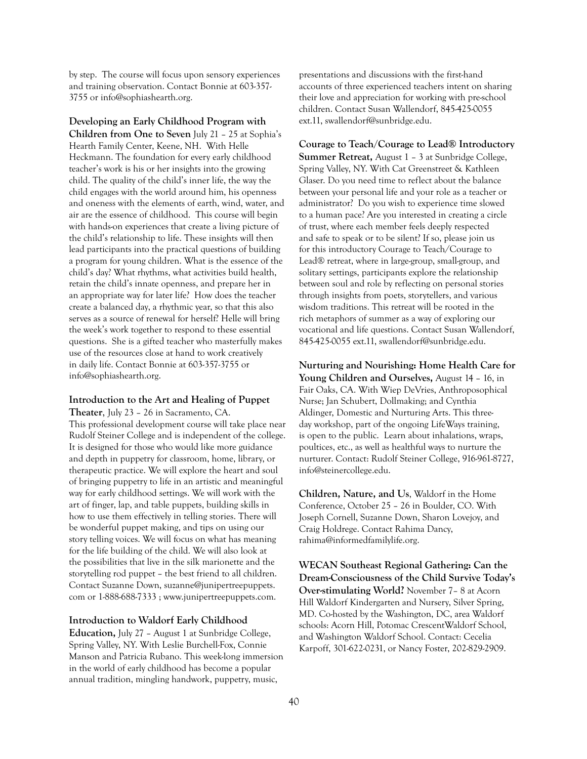by step. The course will focus upon sensory experiences and training observation. Contact Bonnie at 603-357-3755 or info@sophiashearth.org.

**Developing an Early Childhood Program with Children from One to Seven** July 21 – 25 at Sophia's Hearth Family Center, Keene, NH. With Helle Heckmann. The foundation for every early childhood teacher's work is his or her insights into the growing child. The quality of the child's inner life, the way the child engages with the world around him, his openness and oneness with the elements of earth, wind, water, and air are the essence of childhood. This course will begin with hands-on experiences that create a living picture of the child's relationship to life. These insights will then lead participants into the practical questions of building a program for young children. What is the essence of the child's day? What rhythms, what activities build health, retain the child's innate openness, and prepare her in an appropriate way for later life? How does the teacher create a balanced day, a rhythmic year, so that this also serves as a source of renewal for herself? Helle will bring the week's work together to respond to these essential questions. She is a gifted teacher who masterfully makes use of the resources close at hand to work creatively in daily life. Contact Bonnie at 603-357-3755 or info@sophiashearth.org.

**Introduction to the Art and Healing of Puppet Theater**, July 23 – 26 in Sacramento, CA.
This professional development course will take place near Rudolf Steiner College and is independent of the college. It is designed for those who would like more guidance and depth in puppetry for classroom, home, library, or therapeutic practice. We will explore the heart and soul of bringing puppetry to life in an artistic and meaningful way for early childhood settings. We will work with the art of finger, lap, and table puppets, building skills in how to use them effectively in telling stories. There will be wonderful puppet making, and tips on using our story telling voices. We will focus on what has meaning for the life building of the child. We will also look at the possibilities that live in the silk marionette and the storytelling rod puppet – the best friend to all children. Contact Suzanne Down, suzanne@junipertreepuppets.com or 1-888-688-7333 ; www.junipertreepuppets.com.

**Introduction to Waldorf Early Childhood Education,** July 27 – August 1 at Sunbridge College, Spring Valley, NY. With Leslie Burchell-Fox, Connie Manson and Patricia Rubano. This week-long immersion in the world of early childhood has become a popular annual tradition, mingling handwork, puppetry, music, presentations and discussions with the first-hand accounts of three experienced teachers intent on sharing their love and appreciation for working with pre-school children. Contact Susan Wallendorf, 845-425-0055 ext.11, swallendorf@sunbridge.edu.

**Courage to Teach/Courage to Lead® Introductory Summer Retreat,** August 1 – 3 at Sunbridge College, Spring Valley, NY. With Cat Greenstreet & Kathleen Glaser. Do you need time to reflect about the balance between your personal life and your role as a teacher or administrator? Do you wish to experience time slowed to a human pace? Are you interested in creating a circle of trust, where each member feels deeply respected and safe to speak or to be silent? If so, please join us for this introductory Courage to Teach/Courage to Lead® retreat, where in large-group, small-group, and solitary settings, participants explore the relationship between soul and role by reflecting on personal stories through insights from poets, storytellers, and various wisdom traditions. This retreat will be rooted in the rich metaphors of summer as a way of exploring our vocational and life questions. Contact Susan Wallendorf, 845-425-0055 ext.11, swallendorf@sunbridge.edu.

**Nurturing and Nourishing: Home Health Care for Young Children and Ourselves,** August 14 – 16, in Fair Oaks, CA. With Wiep DeVries, Anthroposophical Nurse; Jan Schubert, Dollmaking; and Cynthia Aldinger, Domestic and Nurturing Arts. This three-day workshop, part of the ongoing LifeWays training, is open to the public. Learn about inhalations, wraps, poultices, etc., as well as healthful ways to nurture the nurturer. Contact: Rudolf Steiner College, 916-961-8727, info@steinercollege.edu.

**Children, Nature, and Us**, Waldorf in the Home Conference, October 25 – 26 in Boulder, CO. With Joseph Cornell, Suzanne Down, Sharon Lovejoy, and Craig Holdrege. Contact Rahima Dancy, rahima@informedfamilylife.org.

**WECAN Southeast Regional Gathering: Can the Dream-Consciousness of the Child Survive Today's Over-stimulating World?** November 7– 8 at Acorn Hill Waldorf Kindergarten and Nursery, Silver Spring, MD. Co-hosted by the Washington, DC, area Waldorf schools: Acorn Hill, Potomac CrescentWaldorf School, and Washington Waldorf School. Contact: Cecelia Karpoff, 301-622-0231, or Nancy Foster, 202-829-2909.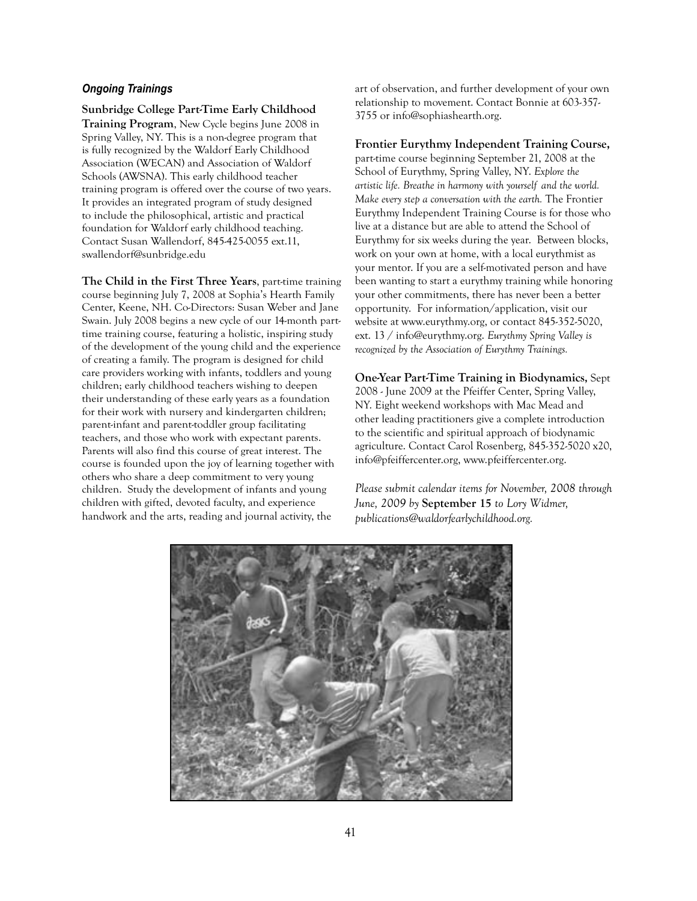### *Ongoing Trainings*

**Sunbridge College Part-Time Early Childhood Training Program**, New Cycle begins June 2008 in Spring Valley, NY. This is a non-degree program that is fully recognized by the Waldorf Early Childhood Association (WECAN) and Association of Waldorf Schools (AWSNA). This early childhood teacher training program is offered over the course of two years. It provides an integrated program of study designed to include the philosophical, artistic and practical foundation for Waldorf early childhood teaching. Contact Susan Wallendorf, 845-425-0055 ext.11, swallendorf@sunbridge.edu

**The Child in the First Three Years**, part-time training course beginning July 7, 2008 at Sophia's Hearth Family Center, Keene, NH. Co-Directors: Susan Weber and Jane Swain. July 2008 begins a new cycle of our 14-month part-time training course, featuring a holistic, inspiring study of the development of the young child and the experience of creating a family. The program is designed for child care providers working with infants, toddlers and young children; early childhood teachers wishing to deepen their understanding of these early years as a foundation for their work with nursery and kindergarten children; parent-infant and parent-toddler group facilitating teachers, and those who work with expectant parents. Parents will also find this course of great interest. The course is founded upon the joy of learning together with others who share a deep commitment to very young children. Study the development of infants and young children with gifted, devoted faculty, and experience handwork and the arts, reading and journal activity, the art of observation, and further development of your own relationship to movement. Contact Bonnie at 603-357-3755 or info@sophiashearth.org.

**Frontier Eurythmy Independent Training Course,** part-time course beginning September 21, 2008 at the School of Eurythmy, Spring Valley, NY. *Explore the artistic life. Breathe in harmony with yourself and the world. Make every step a conversation with the earth.* The Frontier Eurythmy Independent Training Course is for those who live at a distance but are able to attend the School of Eurythmy for six weeks during the year. Between blocks, work on your own at home, with a local eurythmist as your mentor. If you are a self-motivated person and have been wanting to start a eurythmy training while honoring your other commitments, there has never been a better opportunity. For information/application, visit our website at www.eurythmy.org, or contact 845-352-5020, ext. 13 / info@eurythmy.org. *Eurythmy Spring Valley is recognized by the Association of Eurythmy Trainings.*

**One-Year Part-Time Training in Biodynamics,** Sept 2008 - June 2009 at the Pfeiffer Center, Spring Valley, NY. Eight weekend workshops with Mac Mead and other leading practitioners give a complete introduction to the scientific and spiritual approach of biodynamic agriculture. Contact Carol Rosenberg, 845-352-5020 x20, info@pfeiffercenter.org, www.pfeiffercenter.org.

*Please submit calendar items for November, 2008 through June, 2009 by* **September 15** *to Lory Widmer, publications@waldorfearlychildhood.org.*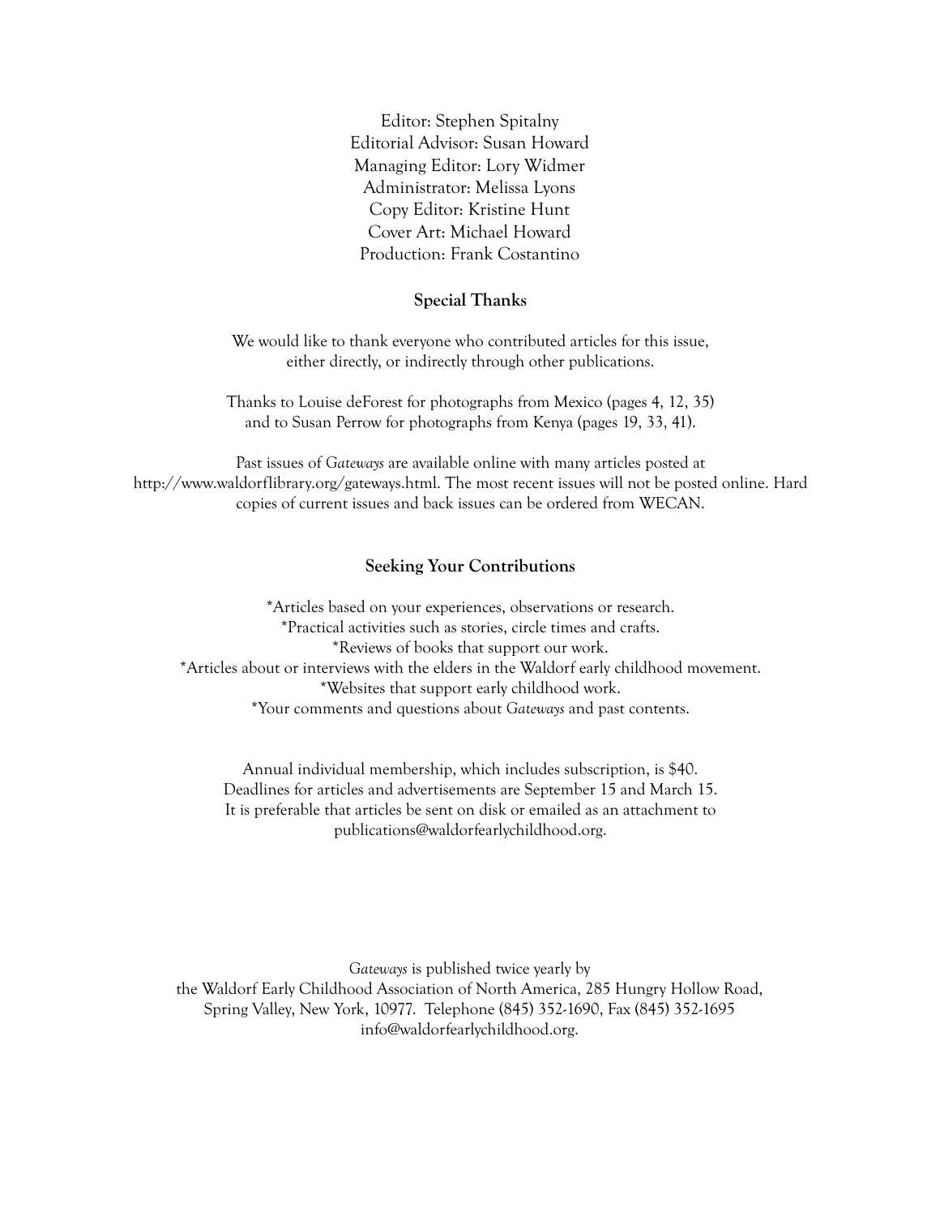Editor: Stephen Spitalny  
Editorial Advisor: Susan Howard  
Managing Editor: Lory Widmer  
Administrator: Melissa Lyons  
Copy Editor: Kristine Hunt  
Cover Art: Michael Howard  
Production: Frank Costantino

**Special Thanks**

We would like to thank everyone who contributed articles for this issue, either directly, or indirectly through other publications.

Thanks to Louise deForest for photographs from Mexico (pages 4, 12, 35) and to Susan Perrow for photographs from Kenya (pages 19, 33, 41).

Past issues of *Gateways* are available online with many articles posted at http://www.waldorflibrary.org/gateways.html. The most recent issues will not be posted online. Hard copies of current issues and back issues can be ordered from WECAN.

**Seeking Your Contributions**

*Articles based on your experiences, observations or research.  
*Practical activities such as stories, circle times and crafts.  
*Reviews of books that support our work.  
*Articles about or interviews with the elders in the Waldorf early childhood movement.  
*Websites that support early childhood work.  
*Your comments and questions about *Gateways* and past contents.

Annual individual membership, which includes subscription, is $40.  
Deadlines for articles and advertisements are September 15 and March 15.  
It is preferable that articles be sent on disk or emailed as an attachment to publications@waldorfearlychildhood.org.

*Gateways* is published twice yearly by the Waldorf Early Childhood Association of North America, 285 Hungry Hollow Road, Spring Valley, New York, 10977. Telephone (845) 352-1690, Fax (845) 352-1695 info@waldorfearlychildhood.org.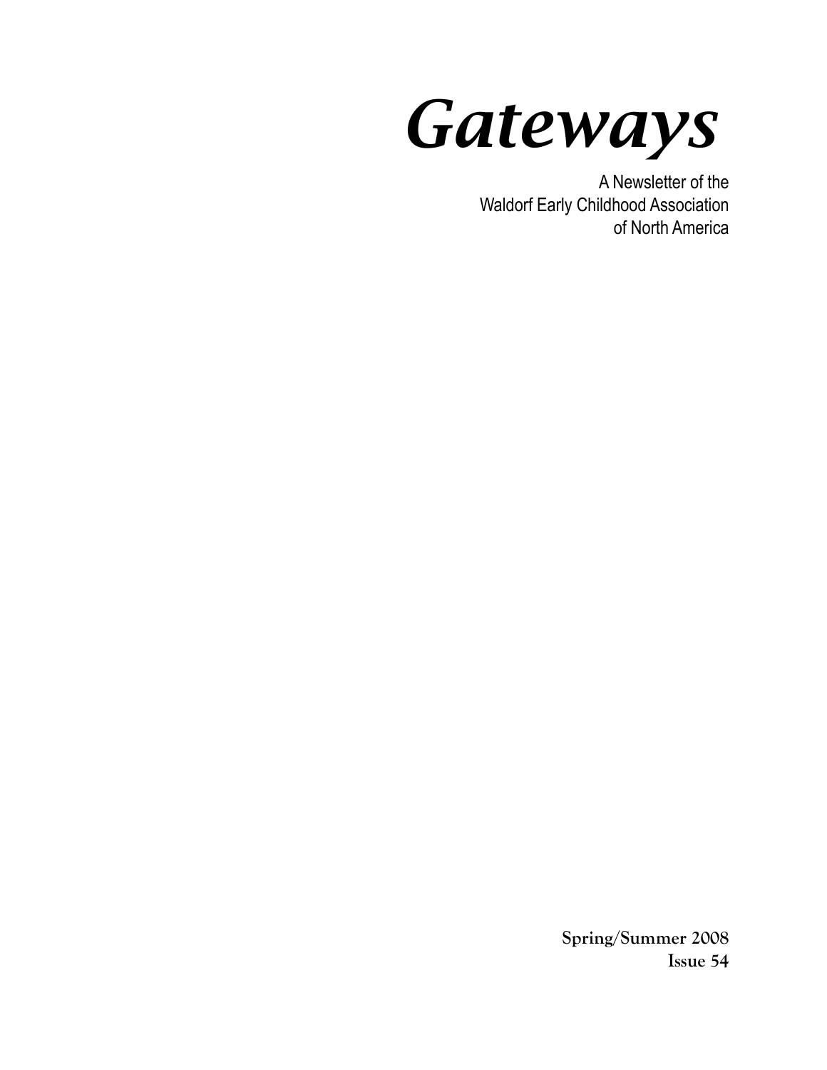# *Gateways*

A Newsletter of the
Waldorf Early Childhood Association
of North America

**Spring/Summer 2008**
**Issue 54**